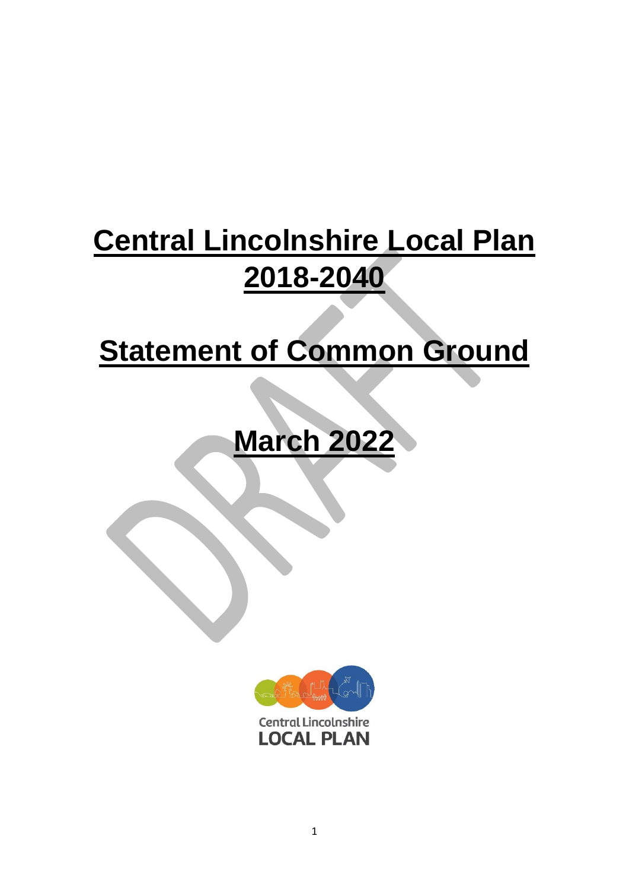# Central Lincolnshire Local Plan 2018-2040

# Statement of Common Ground

# March 2022

DRAFT

Central Lincolnshire
LOCAL PLAN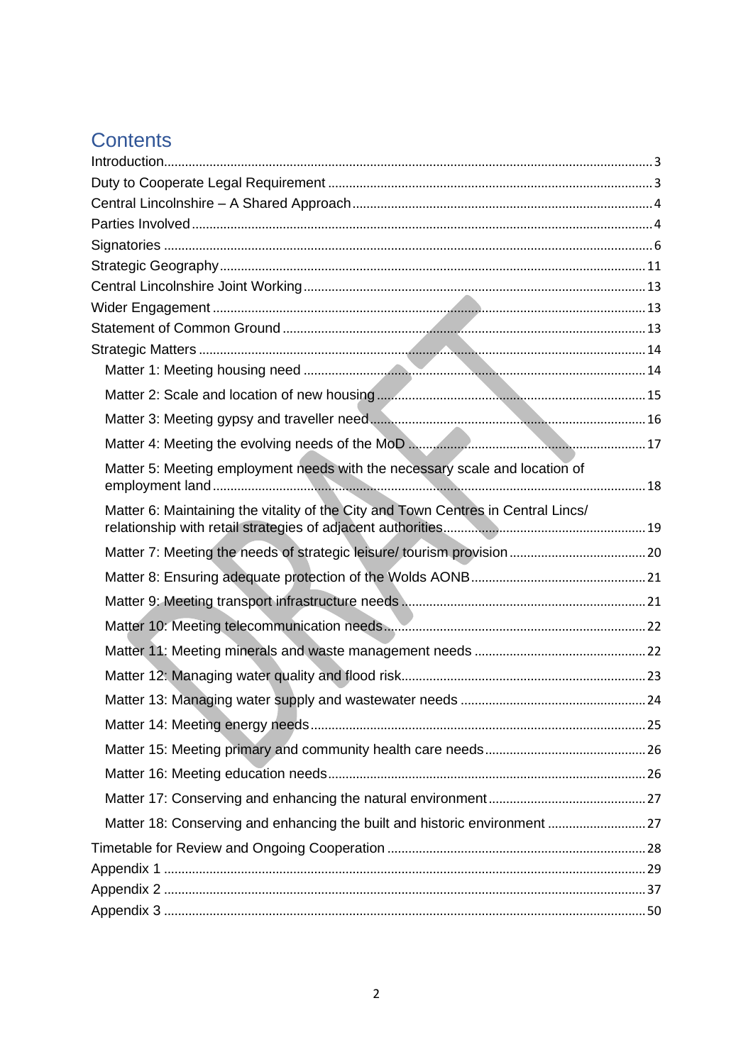# Contents

Introduction......3
Duty to Cooperate Legal Requirement......3
Central Lincolnshire – A Shared Approach......4
Parties Involved......4
Signatories......6
Strategic Geography......11
Central Lincolnshire Joint Working......13
Wider Engagement......13
Statement of Common Ground......13
Strategic Matters......14

- Matter 1: Meeting housing need......14
- Matter 2: Scale and location of new housing......15
- Matter 3: Meeting gypsy and traveller need......16
- Matter 4: Meeting the evolving needs of the MoD......17
- Matter 5: Meeting employment needs with the necessary scale and location of employment land......18
- Matter 6: Maintaining the vitality of the City and Town Centres in Central Lincs/ relationship with retail strategies of adjacent authorities......19
- Matter 7: Meeting the needs of strategic leisure/ tourism provision......20
- Matter 8: Ensuring adequate protection of the Wolds AONB......21
- Matter 9: Meeting transport infrastructure needs......21
- Matter 10: Meeting telecommunication needs......22
- Matter 11: Meeting minerals and waste management needs......22
- Matter 12: Managing water quality and flood risk......23
- Matter 13: Managing water supply and wastewater needs......24
- Matter 14: Meeting energy needs......25
- Matter 15: Meeting primary and community health care needs......26
- Matter 16: Meeting education needs......26
- Matter 17: Conserving and enhancing the natural environment......27
- Matter 18: Conserving and enhancing the built and historic environment......27

Timetable for Review and Ongoing Cooperation......28
Appendix 1......29
Appendix 2......37
Appendix 3......50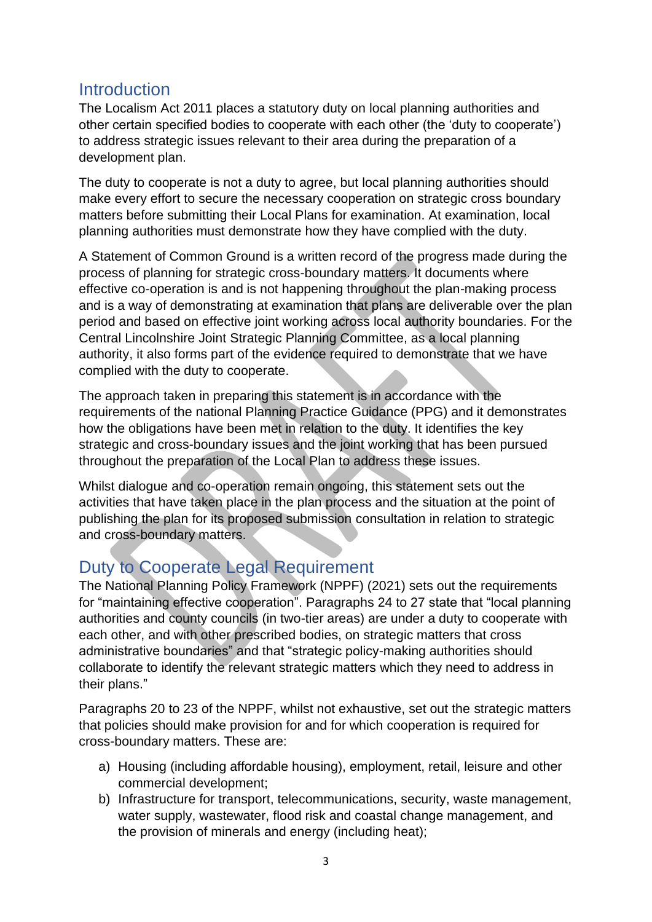## Introduction

The Localism Act 2011 places a statutory duty on local planning authorities and other certain specified bodies to cooperate with each other (the 'duty to cooperate') to address strategic issues relevant to their area during the preparation of a development plan.

The duty to cooperate is not a duty to agree, but local planning authorities should make every effort to secure the necessary cooperation on strategic cross boundary matters before submitting their Local Plans for examination. At examination, local planning authorities must demonstrate how they have complied with the duty.

A Statement of Common Ground is a written record of the progress made during the process of planning for strategic cross-boundary matters. It documents where effective co-operation is and is not happening throughout the plan-making process and is a way of demonstrating at examination that plans are deliverable over the plan period and based on effective joint working across local authority boundaries. For the Central Lincolnshire Joint Strategic Planning Committee, as a local planning authority, it also forms part of the evidence required to demonstrate that we have complied with the duty to cooperate.

The approach taken in preparing this statement is in accordance with the requirements of the national Planning Practice Guidance (PPG) and it demonstrates how the obligations have been met in relation to the duty. It identifies the key strategic and cross-boundary issues and the joint working that has been pursued throughout the preparation of the Local Plan to address these issues.

Whilst dialogue and co-operation remain ongoing, this statement sets out the activities that have taken place in the plan process and the situation at the point of publishing the plan for its proposed submission consultation in relation to strategic and cross-boundary matters.

## Duty to Cooperate Legal Requirement

The National Planning Policy Framework (NPPF) (2021) sets out the requirements for "maintaining effective cooperation". Paragraphs 24 to 27 state that "local planning authorities and county councils (in two-tier areas) are under a duty to cooperate with each other, and with other prescribed bodies, on strategic matters that cross administrative boundaries" and that "strategic policy-making authorities should collaborate to identify the relevant strategic matters which they need to address in their plans."

Paragraphs 20 to 23 of the NPPF, whilst not exhaustive, set out the strategic matters that policies should make provision for and for which cooperation is required for cross-boundary matters. These are:

a) Housing (including affordable housing), employment, retail, leisure and other commercial development;
b) Infrastructure for transport, telecommunications, security, waste management, water supply, wastewater, flood risk and coastal change management, and the provision of minerals and energy (including heat);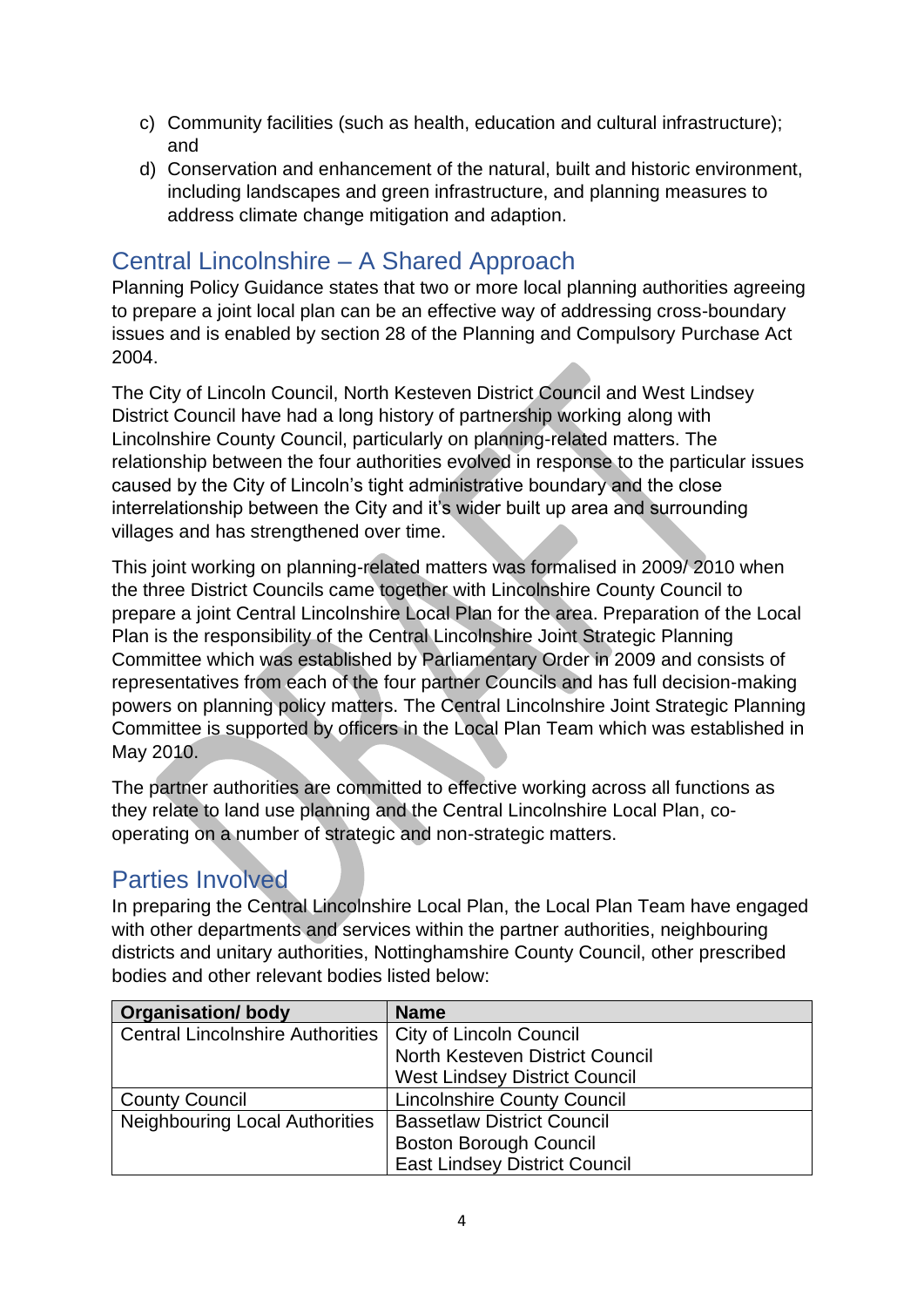c) Community facilities (such as health, education and cultural infrastructure); and
d) Conservation and enhancement of the natural, built and historic environment, including landscapes and green infrastructure, and planning measures to address climate change mitigation and adaption.

## Central Lincolnshire – A Shared Approach

Planning Policy Guidance states that two or more local planning authorities agreeing to prepare a joint local plan can be an effective way of addressing cross-boundary issues and is enabled by section 28 of the Planning and Compulsory Purchase Act 2004.

The City of Lincoln Council, North Kesteven District Council and West Lindsey District Council have had a long history of partnership working along with Lincolnshire County Council, particularly on planning-related matters. The relationship between the four authorities evolved in response to the particular issues caused by the City of Lincoln's tight administrative boundary and the close interrelationship between the City and it's wider built up area and surrounding villages and has strengthened over time.

This joint working on planning-related matters was formalised in 2009/ 2010 when the three District Councils came together with Lincolnshire County Council to prepare a joint Central Lincolnshire Local Plan for the area. Preparation of the Local Plan is the responsibility of the Central Lincolnshire Joint Strategic Planning Committee which was established by Parliamentary Order in 2009 and consists of representatives from each of the four partner Councils and has full decision-making powers on planning policy matters. The Central Lincolnshire Joint Strategic Planning Committee is supported by officers in the Local Plan Team which was established in May 2010.

The partner authorities are committed to effective working across all functions as they relate to land use planning and the Central Lincolnshire Local Plan, co-operating on a number of strategic and non-strategic matters.

## Parties Involved

In preparing the Central Lincolnshire Local Plan, the Local Plan Team have engaged with other departments and services within the partner authorities, neighbouring districts and unitary authorities, Nottinghamshire County Council, other prescribed bodies and other relevant bodies listed below:

| Organisation/ body | Name |
|---|---|
| Central Lincolnshire Authorities | City of Lincoln Council<br>North Kesteven District Council<br>West Lindsey District Council |
| County Council | Lincolnshire County Council |
| Neighbouring Local Authorities | Bassetlaw District Council<br>Boston Borough Council<br>East Lindsey District Council |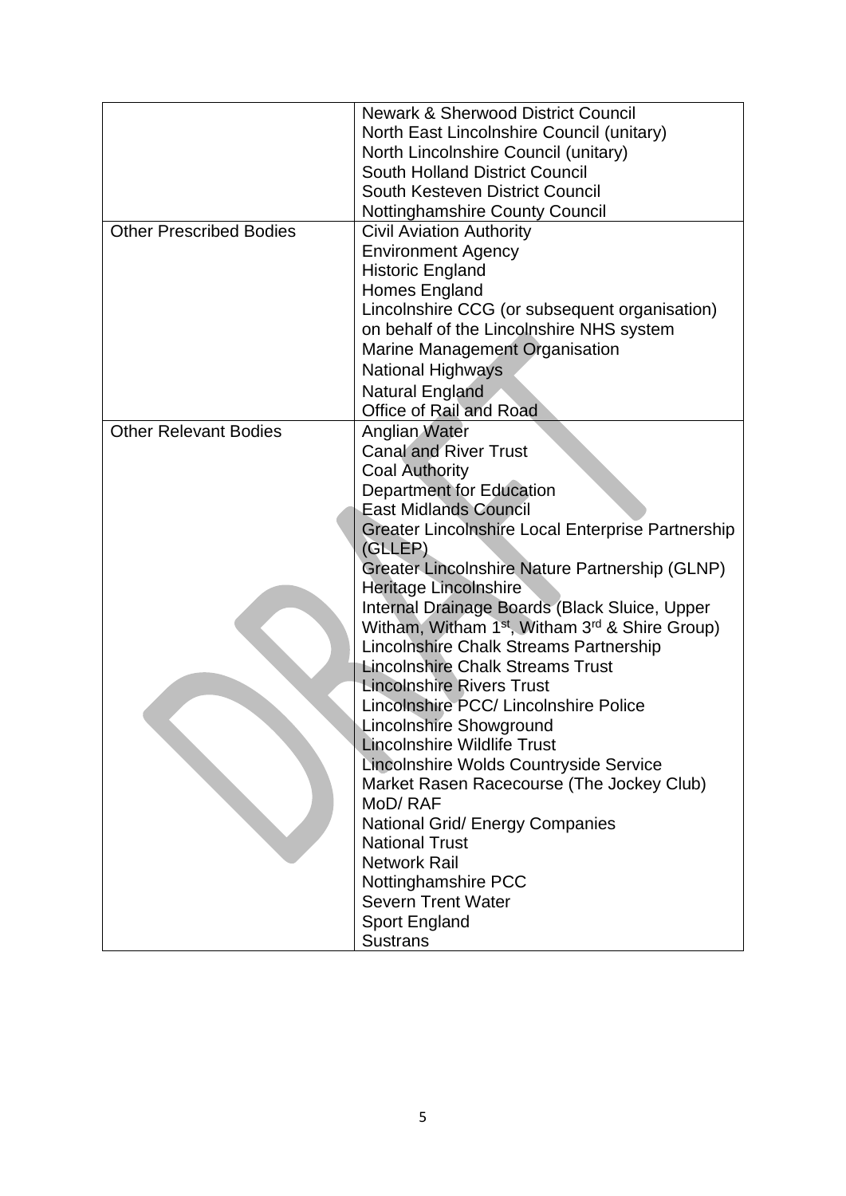| | |
|---|---|
| | Newark & Sherwood District Council<br>North East Lincolnshire Council (unitary)<br>North Lincolnshire Council (unitary)<br>South Holland District Council<br>South Kesteven District Council<br>Nottinghamshire County Council |
| Other Prescribed Bodies | Civil Aviation Authority<br>Environment Agency<br>Historic England<br>Homes England<br>Lincolnshire CCG (or subsequent organisation) on behalf of the Lincolnshire NHS system<br>Marine Management Organisation<br>National Highways<br>Natural England<br>Office of Rail and Road |
| Other Relevant Bodies | Anglian Water<br>Canal and River Trust<br>Coal Authority<br>Department for Education<br>East Midlands Council<br>Greater Lincolnshire Local Enterprise Partnership (GLLEP)<br>Greater Lincolnshire Nature Partnership (GLNP)<br>Heritage Lincolnshire<br>Internal Drainage Boards (Black Sluice, Upper Witham, Witham 1st, Witham 3rd & Shire Group)<br>Lincolnshire Chalk Streams Partnership<br>Lincolnshire Chalk Streams Trust<br>Lincolnshire Rivers Trust<br>Lincolnshire PCC/ Lincolnshire Police<br>Lincolnshire Showground<br>Lincolnshire Wildlife Trust<br>Lincolnshire Wolds Countryside Service<br>Market Rasen Racecourse (The Jockey Club)<br>MoD/ RAF<br>National Grid/ Energy Companies<br>National Trust<br>Network Rail<br>Nottinghamshire PCC<br>Severn Trent Water<br>Sport England<br>Sustrans |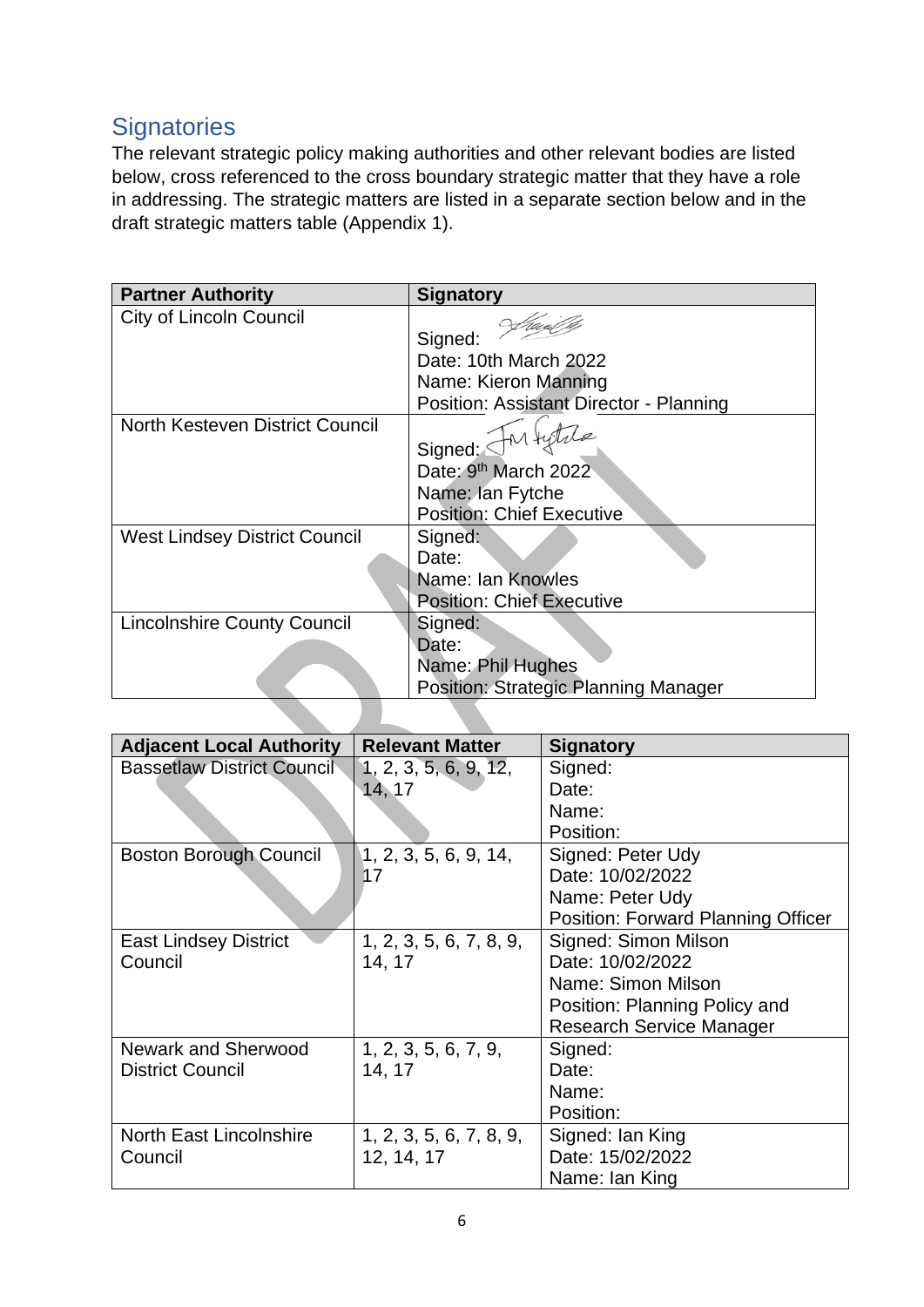## Signatories

The relevant strategic policy making authorities and other relevant bodies are listed below, cross referenced to the cross boundary strategic matter that they have a role in addressing. The strategic matters are listed in a separate section below and in the draft strategic matters table (Appendix 1).

| Partner Authority | Signatory |
|---|---|
| City of Lincoln Council | Signed: <br>Date: 10th March 2022<br>Name: Kieron Manning<br>Position: Assistant Director - Planning |
| North Kesteven District Council | Signed: <br>Date: 9th March 2022<br>Name: Ian Fytche<br>Position: Chief Executive |
| West Lindsey District Council | Signed:<br>Date:<br>Name: Ian Knowles<br>Position: Chief Executive |
| Lincolnshire County Council | Signed:<br>Date:<br>Name: Phil Hughes<br>Position: Strategic Planning Manager |

| Adjacent Local Authority | Relevant Matter | Signatory |
|---|---|---|
| Bassetlaw District Council | 1, 2, 3, 5, 6, 9, 12, 14, 17 | Signed:<br>Date:<br>Name:<br>Position: |
| Boston Borough Council | 1, 2, 3, 5, 6, 9, 14, 17 | Signed: Peter Udy<br>Date: 10/02/2022<br>Name: Peter Udy<br>Position: Forward Planning Officer |
| East Lindsey District Council | 1, 2, 3, 5, 6, 7, 8, 9, 14, 17 | Signed: Simon Milson<br>Date: 10/02/2022<br>Name: Simon Milson<br>Position: Planning Policy and Research Service Manager |
| Newark and Sherwood District Council | 1, 2, 3, 5, 6, 7, 9, 14, 17 | Signed:<br>Date:<br>Name:<br>Position: |
| North East Lincolnshire Council | 1, 2, 3, 5, 6, 7, 8, 9, 12, 14, 17 | Signed: Ian King<br>Date: 15/02/2022<br>Name: Ian King |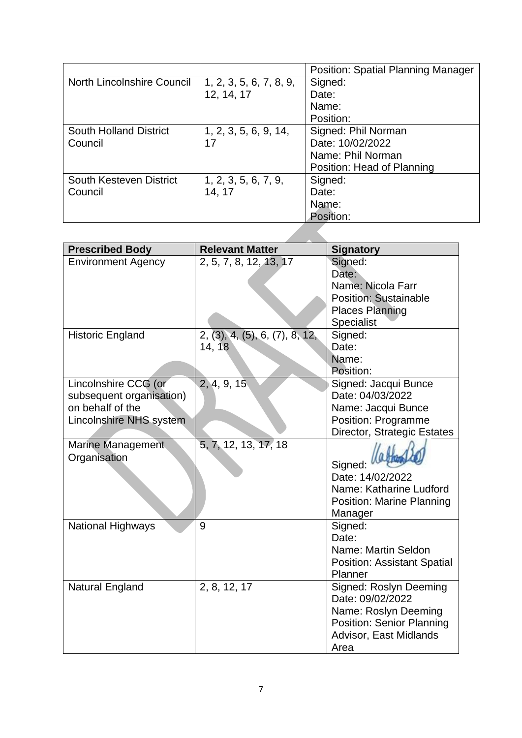| | | Position: Spatial Planning Manager |
|---|---|---|
| North Lincolnshire Council | 1, 2, 3, 5, 6, 7, 8, 9, 12, 14, 17 | Signed:<br>Date:<br>Name:<br>Position: |
| South Holland District Council | 1, 2, 3, 5, 6, 9, 14, 17 | Signed: Phil Norman<br>Date: 10/02/2022<br>Name: Phil Norman<br>Position: Head of Planning |
| South Kesteven District Council | 1, 2, 3, 5, 6, 7, 9, 14, 17 | Signed:<br>Date:<br>Name:<br>Position: |

| Prescribed Body | Relevant Matter | Signatory |
|---|---|---|
| Environment Agency | 2, 5, 7, 8, 12, 13, 17 | Signed:<br>Date:<br>Name: Nicola Farr<br>Position: Sustainable Places Planning Specialist |
| Historic England | 2, (3), 4, (5), 6, (7), 8, 12, 14, 18 | Signed:<br>Date:<br>Name:<br>Position: |
| Lincolnshire CCG (or subsequent organisation) on behalf of the Lincolnshire NHS system | 2, 4, 9, 15 | Signed: Jacqui Bunce<br>Date: 04/03/2022<br>Name: Jacqui Bunce<br>Position: Programme Director, Strategic Estates |
| Marine Management Organisation | 5, 7, 12, 13, 17, 18 | Signed:<br>Date: 14/02/2022<br>Name: Katharine Ludford<br>Position: Marine Planning Manager |
| National Highways | 9 | Signed:<br>Date:<br>Name: Martin Seldon<br>Position: Assistant Spatial Planner |
| Natural England | 2, 8, 12, 17 | Signed: Roslyn Deeming<br>Date: 09/02/2022<br>Name: Roslyn Deeming<br>Position: Senior Planning Advisor, East Midlands Area |

DRAFT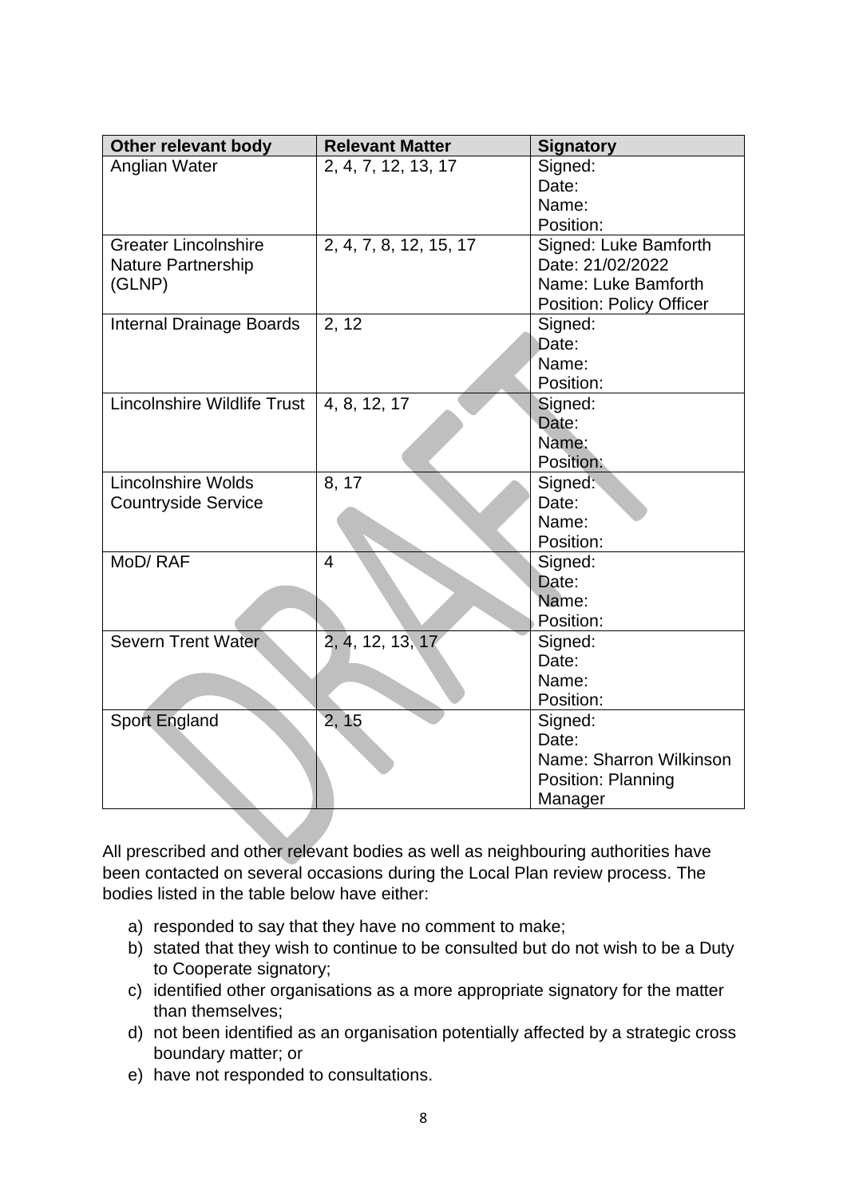| Other relevant body | Relevant Matter | Signatory |
| --- | --- | --- |
| Anglian Water | 2, 4, 7, 12, 13, 17 | Signed:<br>Date:<br>Name:<br>Position: |
| Greater Lincolnshire Nature Partnership (GLNP) | 2, 4, 7, 8, 12, 15, 17 | Signed: Luke Bamforth<br>Date: 21/02/2022<br>Name: Luke Bamforth<br>Position: Policy Officer |
| Internal Drainage Boards | 2, 12 | Signed:<br>Date:<br>Name:<br>Position: |
| Lincolnshire Wildlife Trust | 4, 8, 12, 17 | Signed:<br>Date:<br>Name:<br>Position: |
| Lincolnshire Wolds Countryside Service | 8, 17 | Signed:<br>Date:<br>Name:<br>Position: |
| MoD/ RAF | 4 | Signed:<br>Date:<br>Name:<br>Position: |
| Severn Trent Water | 2, 4, 12, 13, 17 | Signed:<br>Date:<br>Name:<br>Position: |
| Sport England | 2, 15 | Signed:<br>Date:<br>Name: Sharron Wilkinson<br>Position: Planning Manager |

All prescribed and other relevant bodies as well as neighbouring authorities have been contacted on several occasions during the Local Plan review process. The bodies listed in the table below have either:

a) responded to say that they have no comment to make;
b) stated that they wish to continue to be consulted but do not wish to be a Duty to Cooperate signatory;
c) identified other organisations as a more appropriate signatory for the matter than themselves;
d) not been identified as an organisation potentially affected by a strategic cross boundary matter; or
e) have not responded to consultations.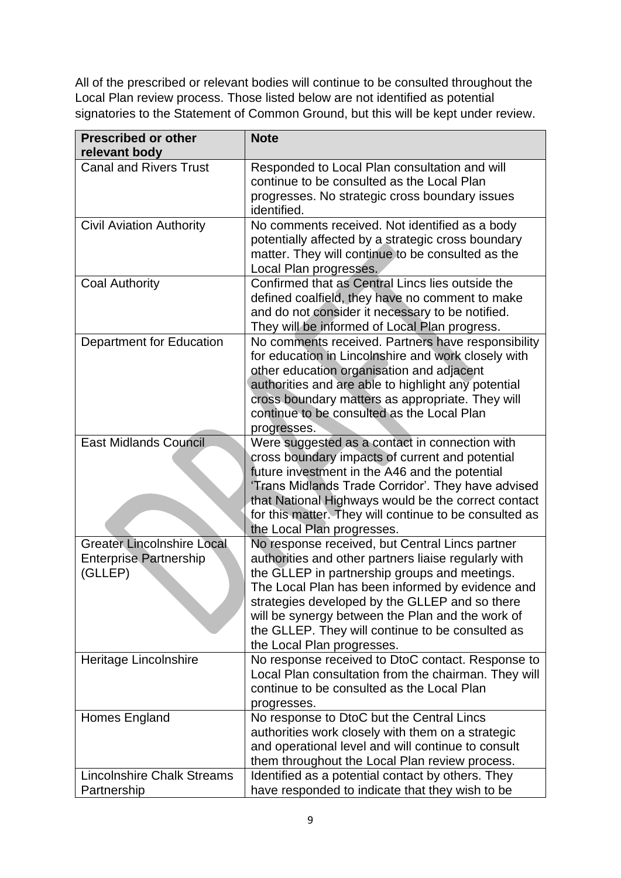All of the prescribed or relevant bodies will continue to be consulted throughout the Local Plan review process. Those listed below are not identified as potential signatories to the Statement of Common Ground, but this will be kept under review.

| Prescribed or other relevant body | Note |
|---|---|
| Canal and Rivers Trust | Responded to Local Plan consultation and will continue to be consulted as the Local Plan progresses. No strategic cross boundary issues identified. |
| Civil Aviation Authority | No comments received. Not identified as a body potentially affected by a strategic cross boundary matter. They will continue to be consulted as the Local Plan progresses. |
| Coal Authority | Confirmed that as Central Lincs lies outside the defined coalfield, they have no comment to make and do not consider it necessary to be notified. They will be informed of Local Plan progress. |
| Department for Education | No comments received. Partners have responsibility for education in Lincolnshire and work closely with other education organisation and adjacent authorities and are able to highlight any potential cross boundary matters as appropriate. They will continue to be consulted as the Local Plan progresses. |
| East Midlands Council | Were suggested as a contact in connection with cross boundary impacts of current and potential future investment in the A46 and the potential 'Trans Midlands Trade Corridor'. They have advised that National Highways would be the correct contact for this matter. They will continue to be consulted as the Local Plan progresses. |
| Greater Lincolnshire Local Enterprise Partnership (GLLEP) | No response received, but Central Lincs partner authorities and other partners liaise regularly with the GLLEP in partnership groups and meetings. The Local Plan has been informed by evidence and strategies developed by the GLLEP and so there will be synergy between the Plan and the work of the GLLEP. They will continue to be consulted as the Local Plan progresses. |
| Heritage Lincolnshire | No response received to DtoC contact. Response to Local Plan consultation from the chairman. They will continue to be consulted as the Local Plan progresses. |
| Homes England | No response to DtoC but the Central Lincs authorities work closely with them on a strategic and operational level and will continue to consult them throughout the Local Plan review process. |
| Lincolnshire Chalk Streams Partnership | Identified as a potential contact by others. They have responded to indicate that they wish to be |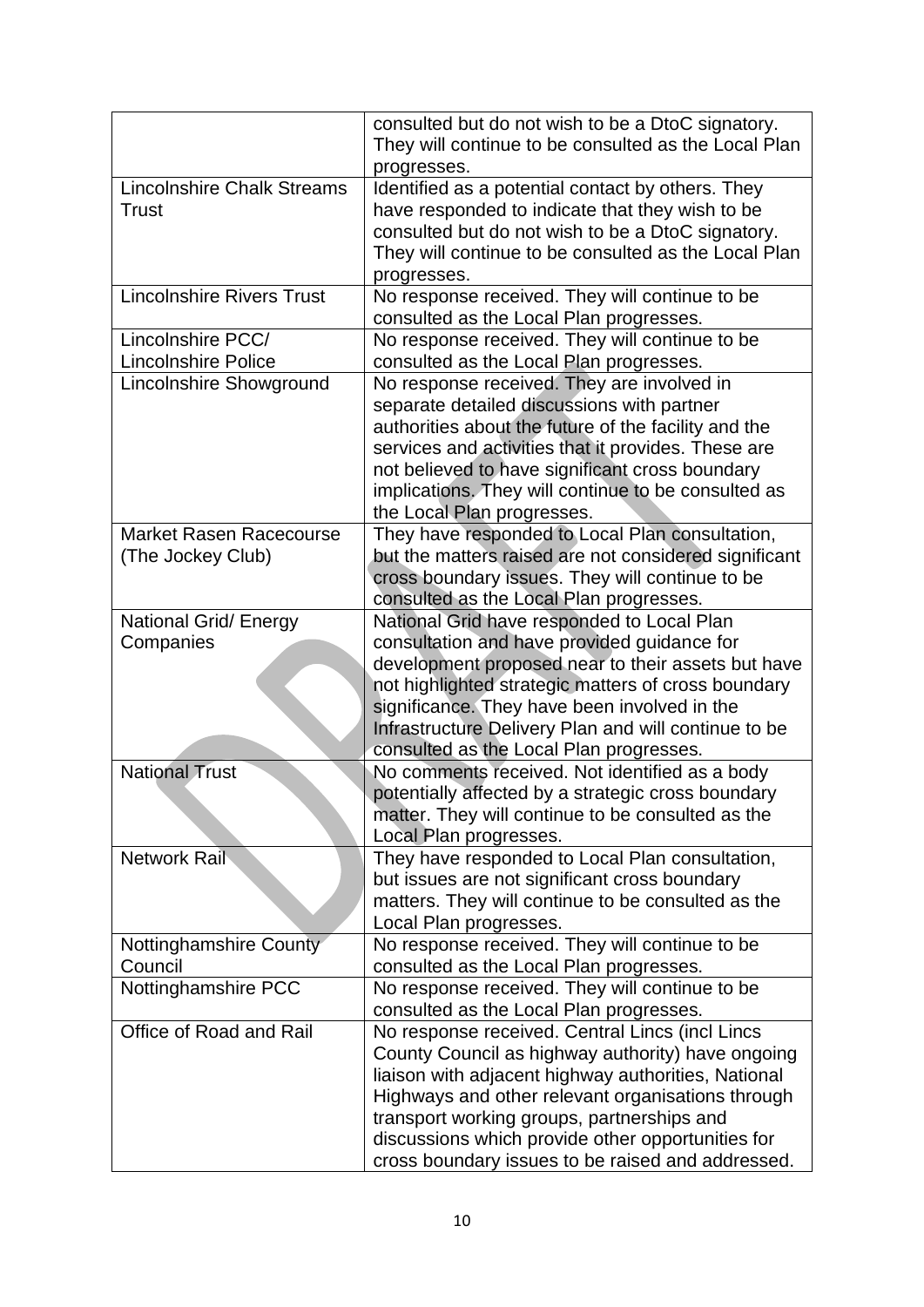| | |
|---|---|
| | consulted but do not wish to be a DtoC signatory. They will continue to be consulted as the Local Plan progresses. |
| Lincolnshire Chalk Streams Trust | Identified as a potential contact by others. They have responded to indicate that they wish to be consulted but do not wish to be a DtoC signatory. They will continue to be consulted as the Local Plan progresses. |
| Lincolnshire Rivers Trust | No response received. They will continue to be consulted as the Local Plan progresses. |
| Lincolnshire PCC/ Lincolnshire Police | No response received. They will continue to be consulted as the Local Plan progresses. |
| Lincolnshire Showground | No response received. They are involved in separate detailed discussions with partner authorities about the future of the facility and the services and activities that it provides. These are not believed to have significant cross boundary implications. They will continue to be consulted as the Local Plan progresses. |
| Market Rasen Racecourse (The Jockey Club) | They have responded to Local Plan consultation, but the matters raised are not considered significant cross boundary issues. They will continue to be consulted as the Local Plan progresses. |
| National Grid/ Energy Companies | National Grid have responded to Local Plan consultation and have provided guidance for development proposed near to their assets but have not highlighted strategic matters of cross boundary significance. They have been involved in the Infrastructure Delivery Plan and will continue to be consulted as the Local Plan progresses. |
| National Trust | No comments received. Not identified as a body potentially affected by a strategic cross boundary matter. They will continue to be consulted as the Local Plan progresses. |
| Network Rail | They have responded to Local Plan consultation, but issues are not significant cross boundary matters. They will continue to be consulted as the Local Plan progresses. |
| Nottinghamshire County Council | No response received. They will continue to be consulted as the Local Plan progresses. |
| Nottinghamshire PCC | No response received. They will continue to be consulted as the Local Plan progresses. |
| Office of Road and Rail | No response received. Central Lincs (incl Lincs County Council as highway authority) have ongoing liaison with adjacent highway authorities, National Highways and other relevant organisations through transport working groups, partnerships and discussions which provide other opportunities for cross boundary issues to be raised and addressed. |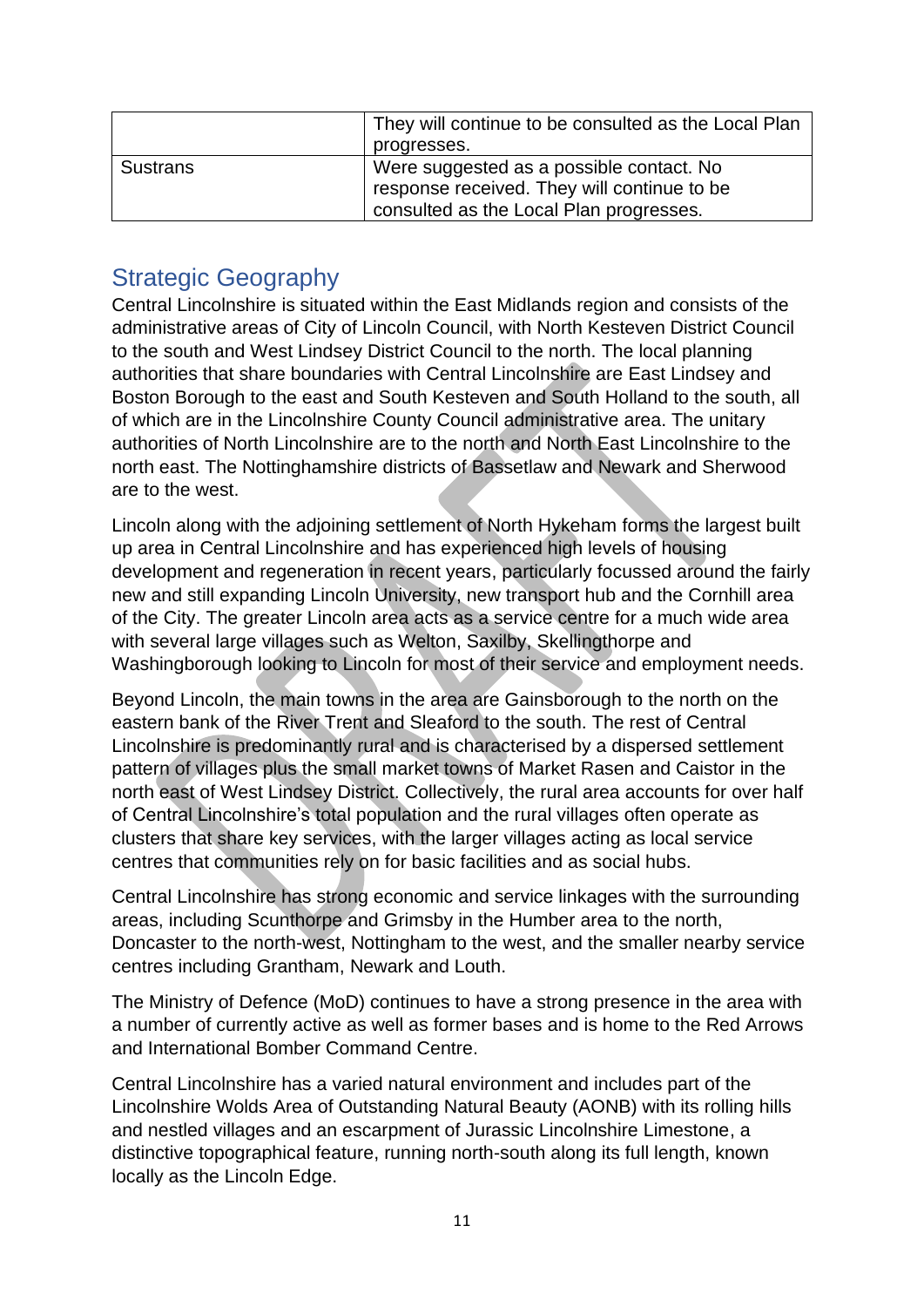|  | They will continue to be consulted as the Local Plan progresses. |
| --- | --- |
| Sustrans | Were suggested as a possible contact. No response received. They will continue to be consulted as the Local Plan progresses. |

## Strategic Geography

Central Lincolnshire is situated within the East Midlands region and consists of the administrative areas of City of Lincoln Council, with North Kesteven District Council to the south and West Lindsey District Council to the north. The local planning authorities that share boundaries with Central Lincolnshire are East Lindsey and Boston Borough to the east and South Kesteven and South Holland to the south, all of which are in the Lincolnshire County Council administrative area. The unitary authorities of North Lincolnshire are to the north and North East Lincolnshire to the north east. The Nottinghamshire districts of Bassetlaw and Newark and Sherwood are to the west.

Lincoln along with the adjoining settlement of North Hykeham forms the largest built up area in Central Lincolnshire and has experienced high levels of housing development and regeneration in recent years, particularly focussed around the fairly new and still expanding Lincoln University, new transport hub and the Cornhill area of the City. The greater Lincoln area acts as a service centre for a much wide area with several large villages such as Welton, Saxilby, Skellingthorpe and Washingborough looking to Lincoln for most of their service and employment needs.

Beyond Lincoln, the main towns in the area are Gainsborough to the north on the eastern bank of the River Trent and Sleaford to the south. The rest of Central Lincolnshire is predominantly rural and is characterised by a dispersed settlement pattern of villages plus the small market towns of Market Rasen and Caistor in the north east of West Lindsey District. Collectively, the rural area accounts for over half of Central Lincolnshire's total population and the rural villages often operate as clusters that share key services, with the larger villages acting as local service centres that communities rely on for basic facilities and as social hubs.

Central Lincolnshire has strong economic and service linkages with the surrounding areas, including Scunthorpe and Grimsby in the Humber area to the north, Doncaster to the north-west, Nottingham to the west, and the smaller nearby service centres including Grantham, Newark and Louth.

The Ministry of Defence (MoD) continues to have a strong presence in the area with a number of currently active as well as former bases and is home to the Red Arrows and International Bomber Command Centre.

Central Lincolnshire has a varied natural environment and includes part of the Lincolnshire Wolds Area of Outstanding Natural Beauty (AONB) with its rolling hills and nestled villages and an escarpment of Jurassic Lincolnshire Limestone, a distinctive topographical feature, running north-south along its full length, known locally as the Lincoln Edge.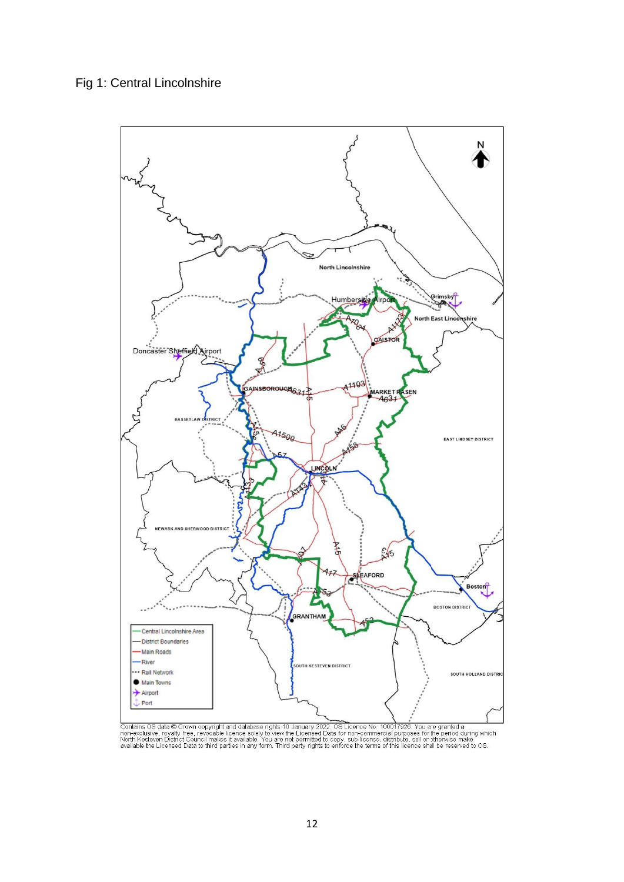Fig 1: Central Lincolnshire

Contains OS data © Crown copyright and database rights 10 January 2022. OS Licence No. 100017926. You are granted a non-exclusive, royalty free, revocable licence solely to view the Licensed Data for non-commercial purposes for the period during which North Kesteven District Council makes it available. You are not permitted to copy, sub-license, distribute, sell or otherwise make available the Licensed Data to third parties in any form. Third party rights to enforce the terms of this licence shall be reserved to OS.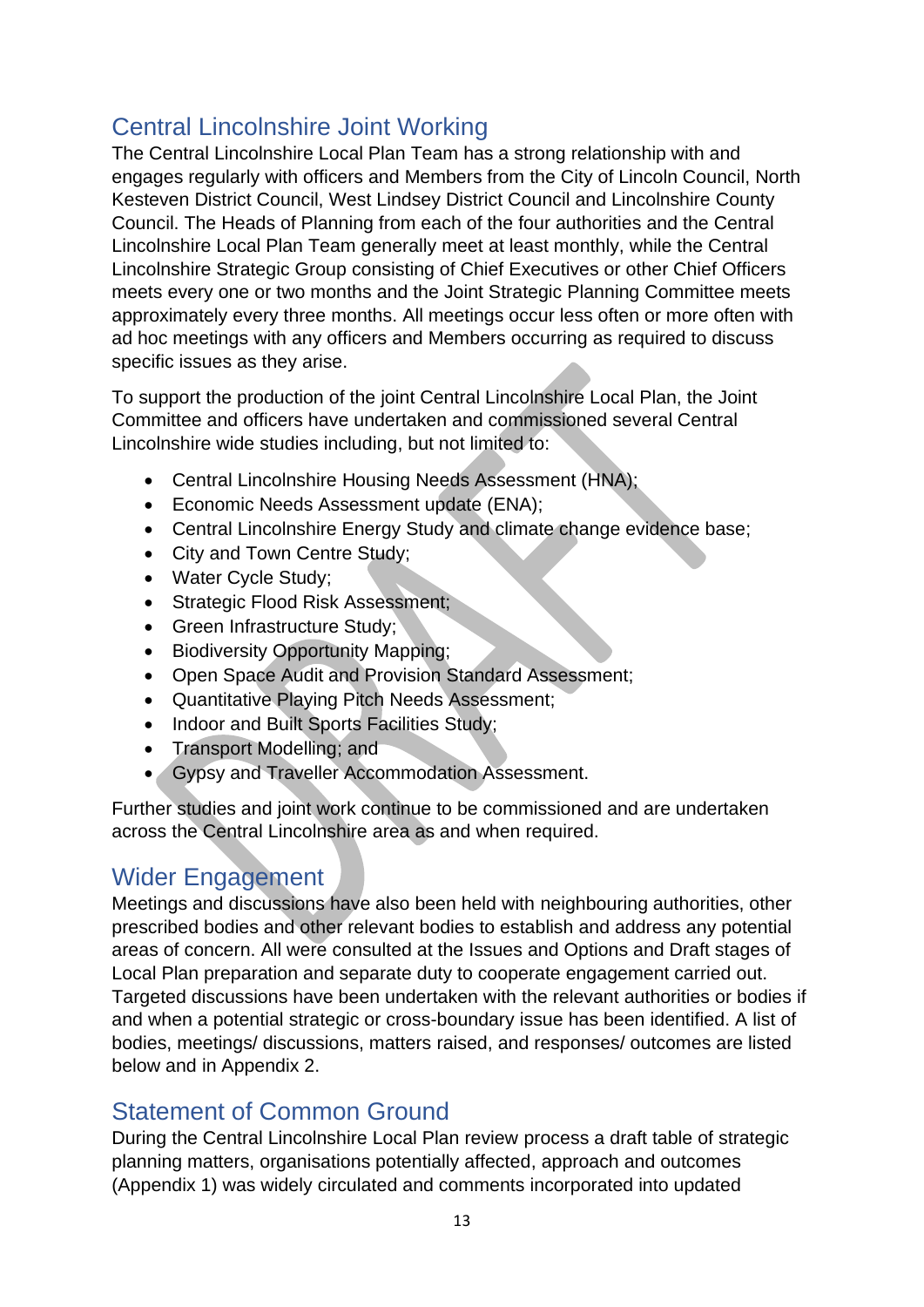## Central Lincolnshire Joint Working

The Central Lincolnshire Local Plan Team has a strong relationship with and engages regularly with officers and Members from the City of Lincoln Council, North Kesteven District Council, West Lindsey District Council and Lincolnshire County Council. The Heads of Planning from each of the four authorities and the Central Lincolnshire Local Plan Team generally meet at least monthly, while the Central Lincolnshire Strategic Group consisting of Chief Executives or other Chief Officers meets every one or two months and the Joint Strategic Planning Committee meets approximately every three months. All meetings occur less often or more often with ad hoc meetings with any officers and Members occurring as required to discuss specific issues as they arise.

To support the production of the joint Central Lincolnshire Local Plan, the Joint Committee and officers have undertaken and commissioned several Central Lincolnshire wide studies including, but not limited to:

- Central Lincolnshire Housing Needs Assessment (HNA);
- Economic Needs Assessment update (ENA);
- Central Lincolnshire Energy Study and climate change evidence base;
- City and Town Centre Study;
- Water Cycle Study;
- Strategic Flood Risk Assessment;
- Green Infrastructure Study;
- Biodiversity Opportunity Mapping;
- Open Space Audit and Provision Standard Assessment;
- Quantitative Playing Pitch Needs Assessment;
- Indoor and Built Sports Facilities Study;
- Transport Modelling; and
- Gypsy and Traveller Accommodation Assessment.

Further studies and joint work continue to be commissioned and are undertaken across the Central Lincolnshire area as and when required.

## Wider Engagement

Meetings and discussions have also been held with neighbouring authorities, other prescribed bodies and other relevant bodies to establish and address any potential areas of concern. All were consulted at the Issues and Options and Draft stages of Local Plan preparation and separate duty to cooperate engagement carried out. Targeted discussions have been undertaken with the relevant authorities or bodies if and when a potential strategic or cross-boundary issue has been identified. A list of bodies, meetings/ discussions, matters raised, and responses/ outcomes are listed below and in Appendix 2.

## Statement of Common Ground

During the Central Lincolnshire Local Plan review process a draft table of strategic planning matters, organisations potentially affected, approach and outcomes (Appendix 1) was widely circulated and comments incorporated into updated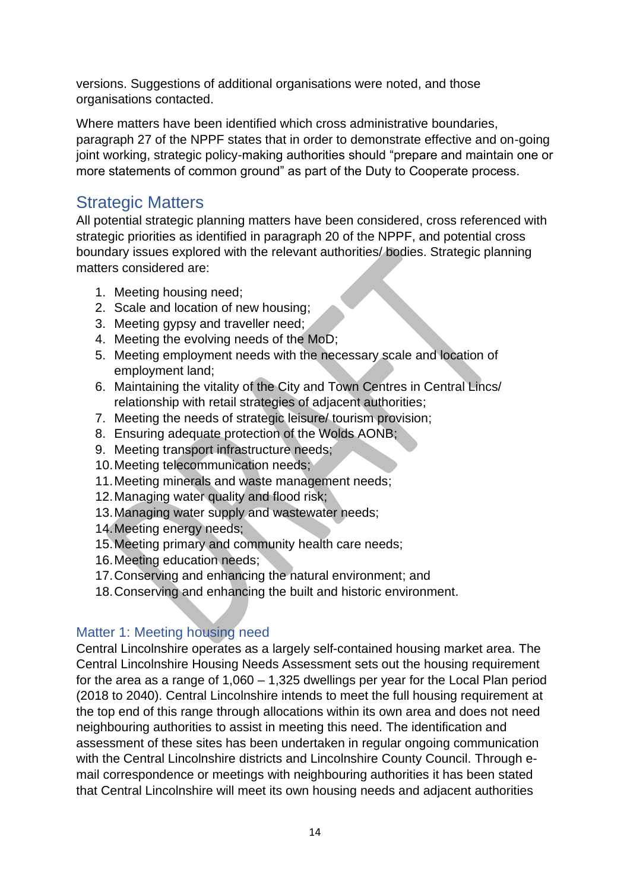versions. Suggestions of additional organisations were noted, and those organisations contacted.

Where matters have been identified which cross administrative boundaries, paragraph 27 of the NPPF states that in order to demonstrate effective and on-going joint working, strategic policy-making authorities should "prepare and maintain one or more statements of common ground" as part of the Duty to Cooperate process.

## Strategic Matters

All potential strategic planning matters have been considered, cross referenced with strategic priorities as identified in paragraph 20 of the NPPF, and potential cross boundary issues explored with the relevant authorities/ bodies. Strategic planning matters considered are:

1. Meeting housing need;
2. Scale and location of new housing;
3. Meeting gypsy and traveller need;
4. Meeting the evolving needs of the MoD;
5. Meeting employment needs with the necessary scale and location of employment land;
6. Maintaining the vitality of the City and Town Centres in Central Lincs/ relationship with retail strategies of adjacent authorities;
7. Meeting the needs of strategic leisure/ tourism provision;
8. Ensuring adequate protection of the Wolds AONB;
9. Meeting transport infrastructure needs;
10. Meeting telecommunication needs;
11. Meeting minerals and waste management needs;
12. Managing water quality and flood risk;
13. Managing water supply and wastewater needs;
14. Meeting energy needs;
15. Meeting primary and community health care needs;
16. Meeting education needs;
17. Conserving and enhancing the natural environment; and
18. Conserving and enhancing the built and historic environment.

### Matter 1: Meeting housing need

Central Lincolnshire operates as a largely self-contained housing market area. The Central Lincolnshire Housing Needs Assessment sets out the housing requirement for the area as a range of 1,060 – 1,325 dwellings per year for the Local Plan period (2018 to 2040). Central Lincolnshire intends to meet the full housing requirement at the top end of this range through allocations within its own area and does not need neighbouring authorities to assist in meeting this need. The identification and assessment of these sites has been undertaken in regular ongoing communication with the Central Lincolnshire districts and Lincolnshire County Council. Through e-mail correspondence or meetings with neighbouring authorities it has been stated that Central Lincolnshire will meet its own housing needs and adjacent authorities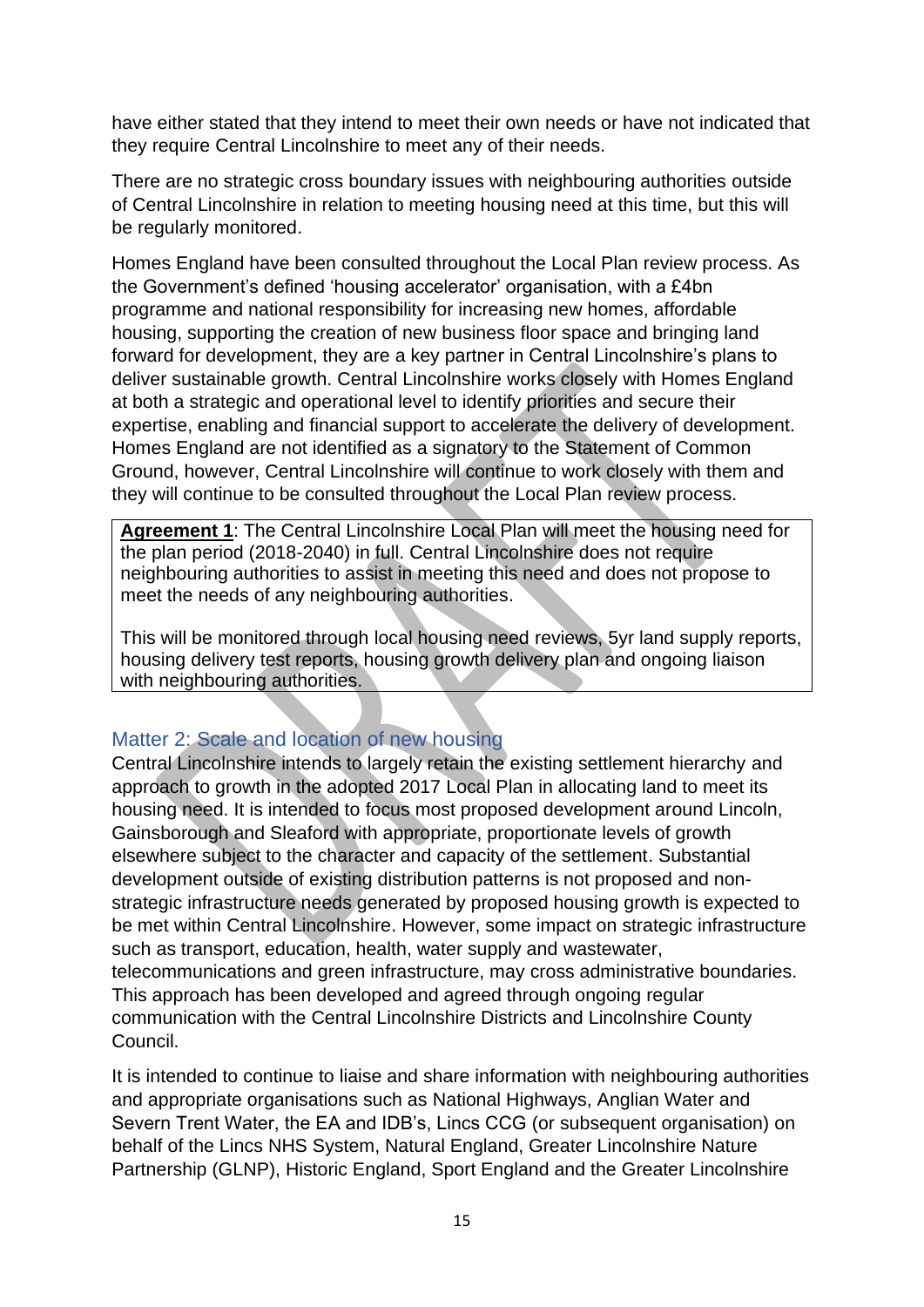have either stated that they intend to meet their own needs or have not indicated that they require Central Lincolnshire to meet any of their needs.

There are no strategic cross boundary issues with neighbouring authorities outside of Central Lincolnshire in relation to meeting housing need at this time, but this will be regularly monitored.

Homes England have been consulted throughout the Local Plan review process. As the Government's defined 'housing accelerator' organisation, with a £4bn programme and national responsibility for increasing new homes, affordable housing, supporting the creation of new business floor space and bringing land forward for development, they are a key partner in Central Lincolnshire's plans to deliver sustainable growth. Central Lincolnshire works closely with Homes England at both a strategic and operational level to identify priorities and secure their expertise, enabling and financial support to accelerate the delivery of development. Homes England are not identified as a signatory to the Statement of Common Ground, however, Central Lincolnshire will continue to work closely with them and they will continue to be consulted throughout the Local Plan review process.

> **Agreement 1**: The Central Lincolnshire Local Plan will meet the housing need for the plan period (2018-2040) in full. Central Lincolnshire does not require neighbouring authorities to assist in meeting this need and does not propose to meet the needs of any neighbouring authorities.
>
> This will be monitored through local housing need reviews, 5yr land supply reports, housing delivery test reports, housing growth delivery plan and ongoing liaison with neighbouring authorities.

## Matter 2: Scale and location of new housing

Central Lincolnshire intends to largely retain the existing settlement hierarchy and approach to growth in the adopted 2017 Local Plan in allocating land to meet its housing need. It is intended to focus most proposed development around Lincoln, Gainsborough and Sleaford with appropriate, proportionate levels of growth elsewhere subject to the character and capacity of the settlement. Substantial development outside of existing distribution patterns is not proposed and non-strategic infrastructure needs generated by proposed housing growth is expected to be met within Central Lincolnshire. However, some impact on strategic infrastructure such as transport, education, health, water supply and wastewater, telecommunications and green infrastructure, may cross administrative boundaries. This approach has been developed and agreed through ongoing regular communication with the Central Lincolnshire Districts and Lincolnshire County Council.

It is intended to continue to liaise and share information with neighbouring authorities and appropriate organisations such as National Highways, Anglian Water and Severn Trent Water, the EA and IDB's, Lincs CCG (or subsequent organisation) on behalf of the Lincs NHS System, Natural England, Greater Lincolnshire Nature Partnership (GLNP), Historic England, Sport England and the Greater Lincolnshire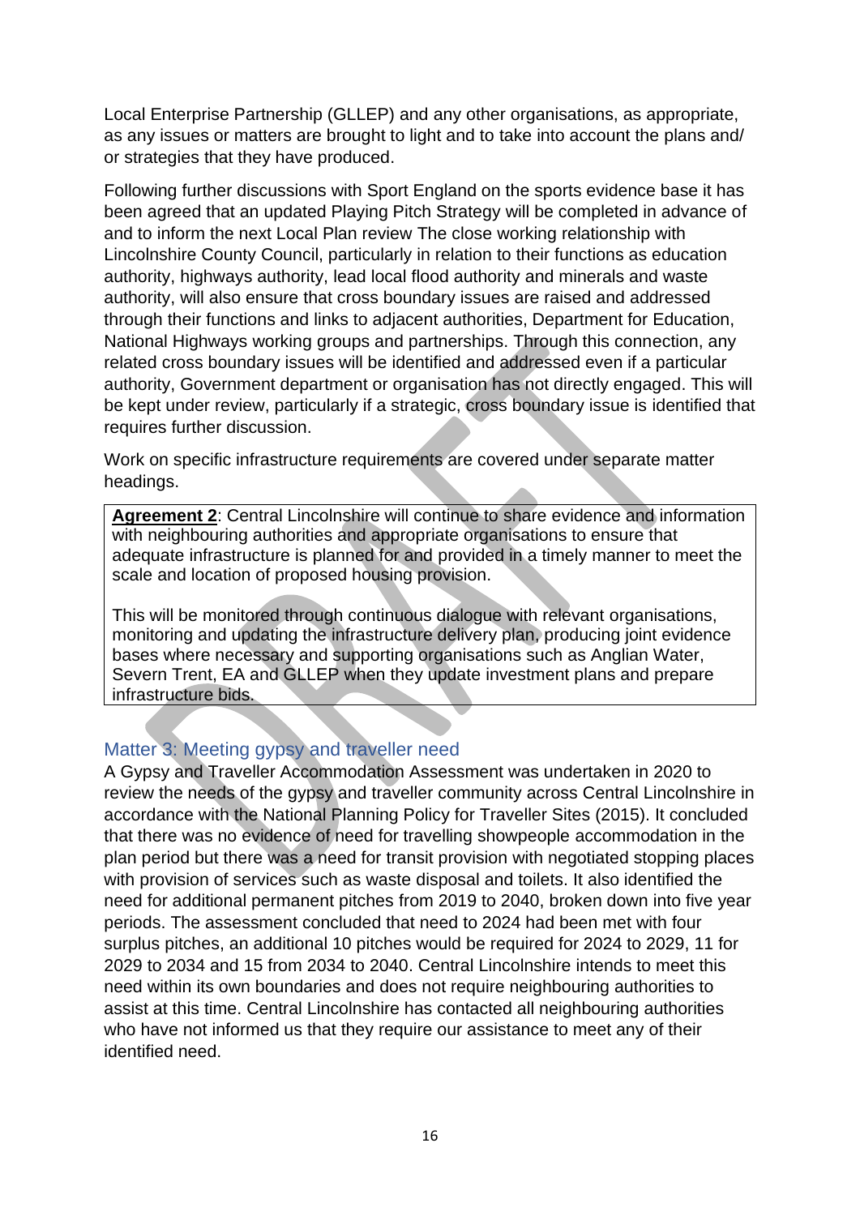Local Enterprise Partnership (GLLEP) and any other organisations, as appropriate, as any issues or matters are brought to light and to take into account the plans and/ or strategies that they have produced.

Following further discussions with Sport England on the sports evidence base it has been agreed that an updated Playing Pitch Strategy will be completed in advance of and to inform the next Local Plan review The close working relationship with Lincolnshire County Council, particularly in relation to their functions as education authority, highways authority, lead local flood authority and minerals and waste authority, will also ensure that cross boundary issues are raised and addressed through their functions and links to adjacent authorities, Department for Education, National Highways working groups and partnerships. Through this connection, any related cross boundary issues will be identified and addressed even if a particular authority, Government department or organisation has not directly engaged. This will be kept under review, particularly if a strategic, cross boundary issue is identified that requires further discussion.

Work on specific infrastructure requirements are covered under separate matter headings.

> **Agreement 2**: Central Lincolnshire will continue to share evidence and information with neighbouring authorities and appropriate organisations to ensure that adequate infrastructure is planned for and provided in a timely manner to meet the scale and location of proposed housing provision.
>
> This will be monitored through continuous dialogue with relevant organisations, monitoring and updating the infrastructure delivery plan, producing joint evidence bases where necessary and supporting organisations such as Anglian Water, Severn Trent, EA and GLLEP when they update investment plans and prepare infrastructure bids.

### Matter 3: Meeting gypsy and traveller need

A Gypsy and Traveller Accommodation Assessment was undertaken in 2020 to review the needs of the gypsy and traveller community across Central Lincolnshire in accordance with the National Planning Policy for Traveller Sites (2015). It concluded that there was no evidence of need for travelling showpeople accommodation in the plan period but there was a need for transit provision with negotiated stopping places with provision of services such as waste disposal and toilets. It also identified the need for additional permanent pitches from 2019 to 2040, broken down into five year periods. The assessment concluded that need to 2024 had been met with four surplus pitches, an additional 10 pitches would be required for 2024 to 2029, 11 for 2029 to 2034 and 15 from 2034 to 2040. Central Lincolnshire intends to meet this need within its own boundaries and does not require neighbouring authorities to assist at this time. Central Lincolnshire has contacted all neighbouring authorities who have not informed us that they require our assistance to meet any of their identified need.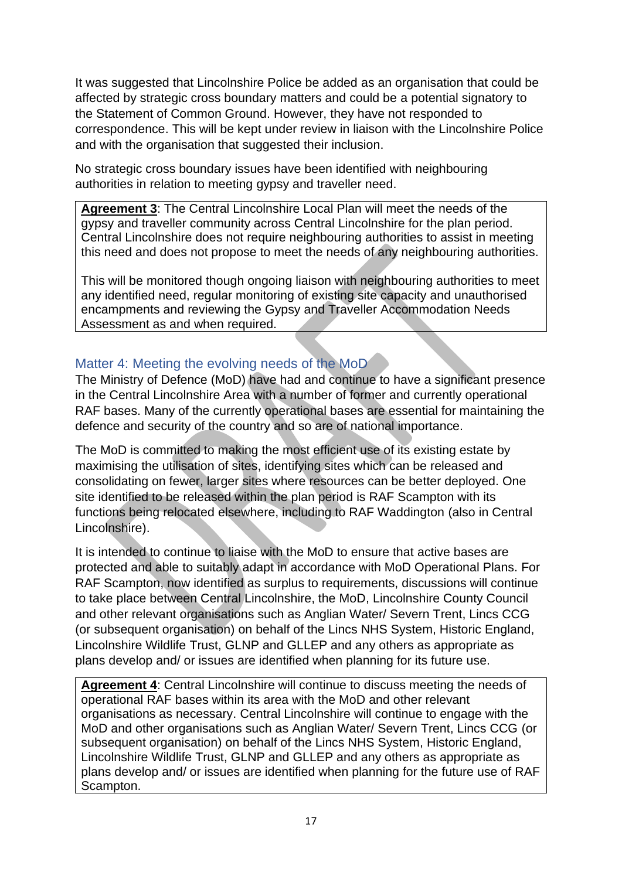It was suggested that Lincolnshire Police be added as an organisation that could be affected by strategic cross boundary matters and could be a potential signatory to the Statement of Common Ground. However, they have not responded to correspondence. This will be kept under review in liaison with the Lincolnshire Police and with the organisation that suggested their inclusion.

No strategic cross boundary issues have been identified with neighbouring authorities in relation to meeting gypsy and traveller need.

> **Agreement 3**: The Central Lincolnshire Local Plan will meet the needs of the gypsy and traveller community across Central Lincolnshire for the plan period. Central Lincolnshire does not require neighbouring authorities to assist in meeting this need and does not propose to meet the needs of any neighbouring authorities.
>
> This will be monitored though ongoing liaison with neighbouring authorities to meet any identified need, regular monitoring of existing site capacity and unauthorised encampments and reviewing the Gypsy and Traveller Accommodation Needs Assessment as and when required.

## Matter 4: Meeting the evolving needs of the MoD

The Ministry of Defence (MoD) have had and continue to have a significant presence in the Central Lincolnshire Area with a number of former and currently operational RAF bases. Many of the currently operational bases are essential for maintaining the defence and security of the country and so are of national importance.

The MoD is committed to making the most efficient use of its existing estate by maximising the utilisation of sites, identifying sites which can be released and consolidating on fewer, larger sites where resources can be better deployed. One site identified to be released within the plan period is RAF Scampton with its functions being relocated elsewhere, including to RAF Waddington (also in Central Lincolnshire).

It is intended to continue to liaise with the MoD to ensure that active bases are protected and able to suitably adapt in accordance with MoD Operational Plans. For RAF Scampton, now identified as surplus to requirements, discussions will continue to take place between Central Lincolnshire, the MoD, Lincolnshire County Council and other relevant organisations such as Anglian Water/ Severn Trent, Lincs CCG (or subsequent organisation) on behalf of the Lincs NHS System, Historic England, Lincolnshire Wildlife Trust, GLNP and GLLEP and any others as appropriate as plans develop and/ or issues are identified when planning for its future use.

> **Agreement 4**: Central Lincolnshire will continue to discuss meeting the needs of operational RAF bases within its area with the MoD and other relevant organisations as necessary. Central Lincolnshire will continue to engage with the MoD and other organisations such as Anglian Water/ Severn Trent, Lincs CCG (or subsequent organisation) on behalf of the Lincs NHS System, Historic England, Lincolnshire Wildlife Trust, GLNP and GLLEP and any others as appropriate as plans develop and/ or issues are identified when planning for the future use of RAF Scampton.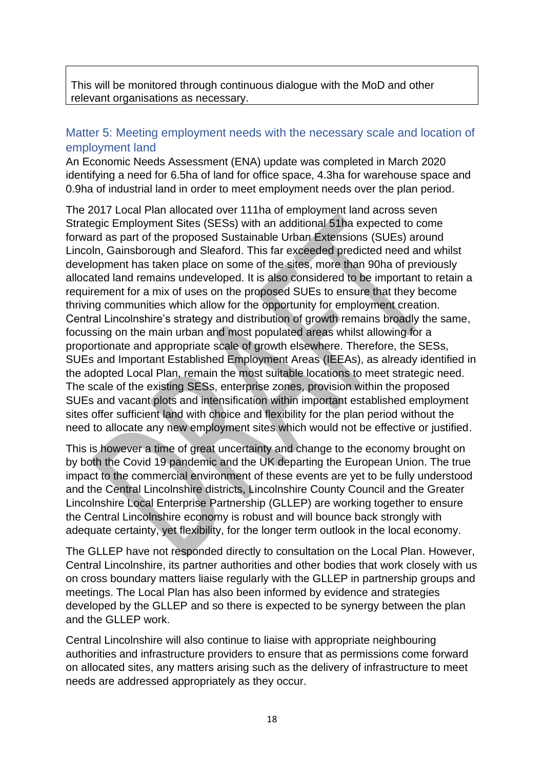This will be monitored through continuous dialogue with the MoD and other relevant organisations as necessary.

### Matter 5: Meeting employment needs with the necessary scale and location of employment land

An Economic Needs Assessment (ENA) update was completed in March 2020 identifying a need for 6.5ha of land for office space, 4.3ha for warehouse space and 0.9ha of industrial land in order to meet employment needs over the plan period.

The 2017 Local Plan allocated over 111ha of employment land across seven Strategic Employment Sites (SESs) with an additional 51ha expected to come forward as part of the proposed Sustainable Urban Extensions (SUEs) around Lincoln, Gainsborough and Sleaford. This far exceeded predicted need and whilst development has taken place on some of the sites, more than 90ha of previously allocated land remains undeveloped. It is also considered to be important to retain a requirement for a mix of uses on the proposed SUEs to ensure that they become thriving communities which allow for the opportunity for employment creation. Central Lincolnshire's strategy and distribution of growth remains broadly the same, focussing on the main urban and most populated areas whilst allowing for a proportionate and appropriate scale of growth elsewhere. Therefore, the SESs, SUEs and Important Established Employment Areas (IEEAs), as already identified in the adopted Local Plan, remain the most suitable locations to meet strategic need. The scale of the existing SESs, enterprise zones, provision within the proposed SUEs and vacant plots and intensification within important established employment sites offer sufficient land with choice and flexibility for the plan period without the need to allocate any new employment sites which would not be effective or justified.

This is however a time of great uncertainty and change to the economy brought on by both the Covid 19 pandemic and the UK departing the European Union. The true impact to the commercial environment of these events are yet to be fully understood and the Central Lincolnshire districts, Lincolnshire County Council and the Greater Lincolnshire Local Enterprise Partnership (GLLEP) are working together to ensure the Central Lincolnshire economy is robust and will bounce back strongly with adequate certainty, yet flexibility, for the longer term outlook in the local economy.

The GLLEP have not responded directly to consultation on the Local Plan. However, Central Lincolnshire, its partner authorities and other bodies that work closely with us on cross boundary matters liaise regularly with the GLLEP in partnership groups and meetings. The Local Plan has also been informed by evidence and strategies developed by the GLLEP and so there is expected to be synergy between the plan and the GLLEP work.

Central Lincolnshire will also continue to liaise with appropriate neighbouring authorities and infrastructure providers to ensure that as permissions come forward on allocated sites, any matters arising such as the delivery of infrastructure to meet needs are addressed appropriately as they occur.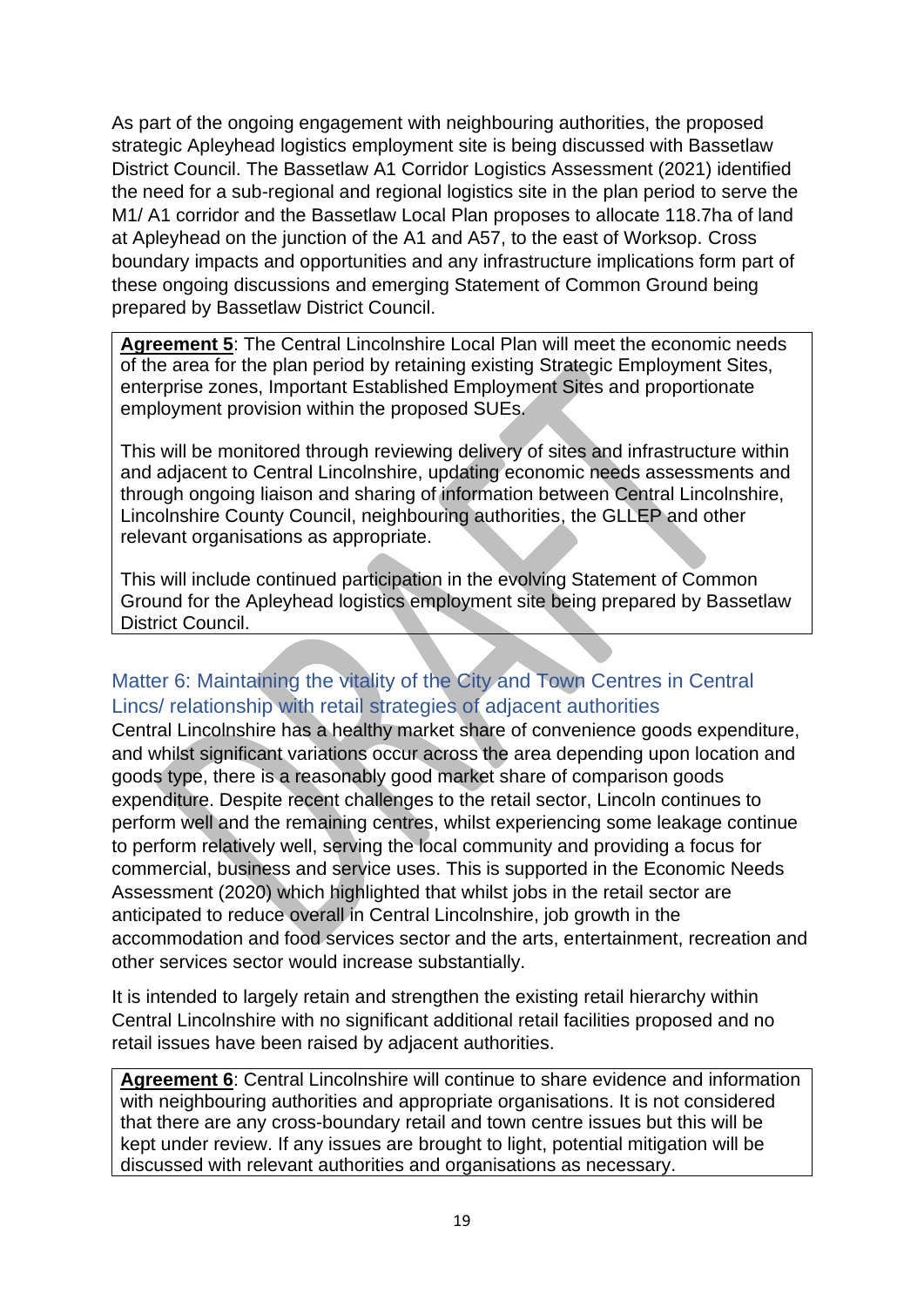As part of the ongoing engagement with neighbouring authorities, the proposed strategic Apleyhead logistics employment site is being discussed with Bassetlaw District Council. The Bassetlaw A1 Corridor Logistics Assessment (2021) identified the need for a sub-regional and regional logistics site in the plan period to serve the M1/ A1 corridor and the Bassetlaw Local Plan proposes to allocate 118.7ha of land at Apleyhead on the junction of the A1 and A57, to the east of Worksop. Cross boundary impacts and opportunities and any infrastructure implications form part of these ongoing discussions and emerging Statement of Common Ground being prepared by Bassetlaw District Council.

> **Agreement 5**: The Central Lincolnshire Local Plan will meet the economic needs of the area for the plan period by retaining existing Strategic Employment Sites, enterprise zones, Important Established Employment Sites and proportionate employment provision within the proposed SUEs.
>
> This will be monitored through reviewing delivery of sites and infrastructure within and adjacent to Central Lincolnshire, updating economic needs assessments and through ongoing liaison and sharing of information between Central Lincolnshire, Lincolnshire County Council, neighbouring authorities, the GLLEP and other relevant organisations as appropriate.
>
> This will include continued participation in the evolving Statement of Common Ground for the Apleyhead logistics employment site being prepared by Bassetlaw District Council.

## Matter 6: Maintaining the vitality of the City and Town Centres in Central Lincs/ relationship with retail strategies of adjacent authorities

Central Lincolnshire has a healthy market share of convenience goods expenditure, and whilst significant variations occur across the area depending upon location and goods type, there is a reasonably good market share of comparison goods expenditure. Despite recent challenges to the retail sector, Lincoln continues to perform well and the remaining centres, whilst experiencing some leakage continue to perform relatively well, serving the local community and providing a focus for commercial, business and service uses. This is supported in the Economic Needs Assessment (2020) which highlighted that whilst jobs in the retail sector are anticipated to reduce overall in Central Lincolnshire, job growth in the accommodation and food services sector and the arts, entertainment, recreation and other services sector would increase substantially.

It is intended to largely retain and strengthen the existing retail hierarchy within Central Lincolnshire with no significant additional retail facilities proposed and no retail issues have been raised by adjacent authorities.

> **Agreement 6**: Central Lincolnshire will continue to share evidence and information with neighbouring authorities and appropriate organisations. It is not considered that there are any cross-boundary retail and town centre issues but this will be kept under review. If any issues are brought to light, potential mitigation will be discussed with relevant authorities and organisations as necessary.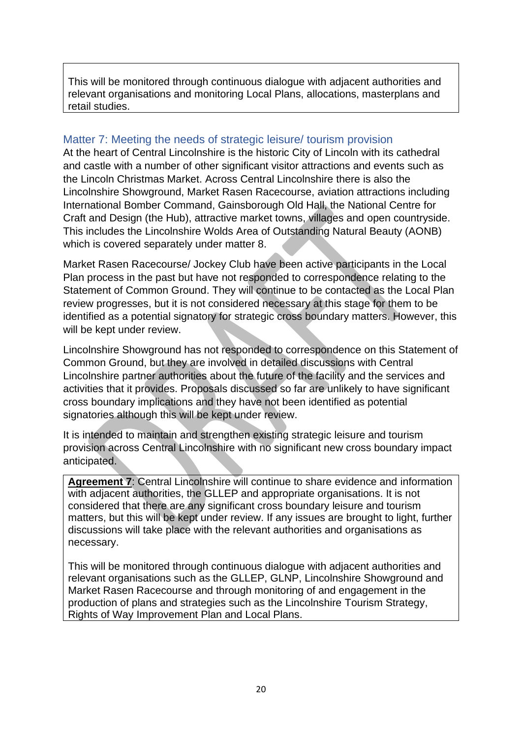This will be monitored through continuous dialogue with adjacent authorities and relevant organisations and monitoring Local Plans, allocations, masterplans and retail studies.

## Matter 7: Meeting the needs of strategic leisure/ tourism provision

At the heart of Central Lincolnshire is the historic City of Lincoln with its cathedral and castle with a number of other significant visitor attractions and events such as the Lincoln Christmas Market. Across Central Lincolnshire there is also the Lincolnshire Showground, Market Rasen Racecourse, aviation attractions including International Bomber Command, Gainsborough Old Hall, the National Centre for Craft and Design (the Hub), attractive market towns, villages and open countryside. This includes the Lincolnshire Wolds Area of Outstanding Natural Beauty (AONB) which is covered separately under matter 8.

Market Rasen Racecourse/ Jockey Club have been active participants in the Local Plan process in the past but have not responded to correspondence relating to the Statement of Common Ground. They will continue to be contacted as the Local Plan review progresses, but it is not considered necessary at this stage for them to be identified as a potential signatory for strategic cross boundary matters. However, this will be kept under review.

Lincolnshire Showground has not responded to correspondence on this Statement of Common Ground, but they are involved in detailed discussions with Central Lincolnshire partner authorities about the future of the facility and the services and activities that it provides. Proposals discussed so far are unlikely to have significant cross boundary implications and they have not been identified as potential signatories although this will be kept under review.

It is intended to maintain and strengthen existing strategic leisure and tourism provision across Central Lincolnshire with no significant new cross boundary impact anticipated.

**Agreement 7**: Central Lincolnshire will continue to share evidence and information with adjacent authorities, the GLLEP and appropriate organisations. It is not considered that there are any significant cross boundary leisure and tourism matters, but this will be kept under review. If any issues are brought to light, further discussions will take place with the relevant authorities and organisations as necessary.

This will be monitored through continuous dialogue with adjacent authorities and relevant organisations such as the GLLEP, GLNP, Lincolnshire Showground and Market Rasen Racecourse and through monitoring of and engagement in the production of plans and strategies such as the Lincolnshire Tourism Strategy, Rights of Way Improvement Plan and Local Plans.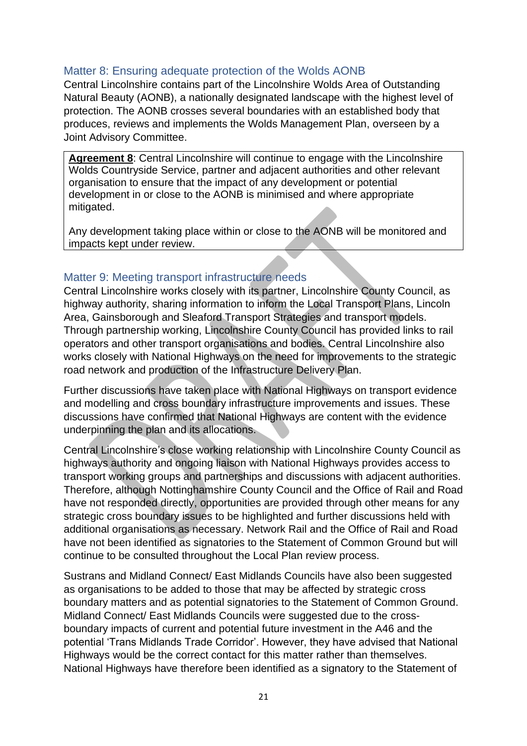### Matter 8: Ensuring adequate protection of the Wolds AONB

Central Lincolnshire contains part of the Lincolnshire Wolds Area of Outstanding Natural Beauty (AONB), a nationally designated landscape with the highest level of protection. The AONB crosses several boundaries with an established body that produces, reviews and implements the Wolds Management Plan, overseen by a Joint Advisory Committee.

> **Agreement 8**: Central Lincolnshire will continue to engage with the Lincolnshire Wolds Countryside Service, partner and adjacent authorities and other relevant organisation to ensure that the impact of any development or potential development in or close to the AONB is minimised and where appropriate mitigated.
>
> Any development taking place within or close to the AONB will be monitored and impacts kept under review.

### Matter 9: Meeting transport infrastructure needs

Central Lincolnshire works closely with its partner, Lincolnshire County Council, as highway authority, sharing information to inform the Local Transport Plans, Lincoln Area, Gainsborough and Sleaford Transport Strategies and transport models. Through partnership working, Lincolnshire County Council has provided links to rail operators and other transport organisations and bodies. Central Lincolnshire also works closely with National Highways on the need for improvements to the strategic road network and production of the Infrastructure Delivery Plan.

Further discussions have taken place with National Highways on transport evidence and modelling and cross boundary infrastructure improvements and issues. These discussions have confirmed that National Highways are content with the evidence underpinning the plan and its allocations.

Central Lincolnshire's close working relationship with Lincolnshire County Council as highways authority and ongoing liaison with National Highways provides access to transport working groups and partnerships and discussions with adjacent authorities. Therefore, although Nottinghamshire County Council and the Office of Rail and Road have not responded directly, opportunities are provided through other means for any strategic cross boundary issues to be highlighted and further discussions held with additional organisations as necessary. Network Rail and the Office of Rail and Road have not been identified as signatories to the Statement of Common Ground but will continue to be consulted throughout the Local Plan review process.

Sustrans and Midland Connect/ East Midlands Councils have also been suggested as organisations to be added to those that may be affected by strategic cross boundary matters and as potential signatories to the Statement of Common Ground. Midland Connect/ East Midlands Councils were suggested due to the cross-boundary impacts of current and potential future investment in the A46 and the potential 'Trans Midlands Trade Corridor'. However, they have advised that National Highways would be the correct contact for this matter rather than themselves. National Highways have therefore been identified as a signatory to the Statement of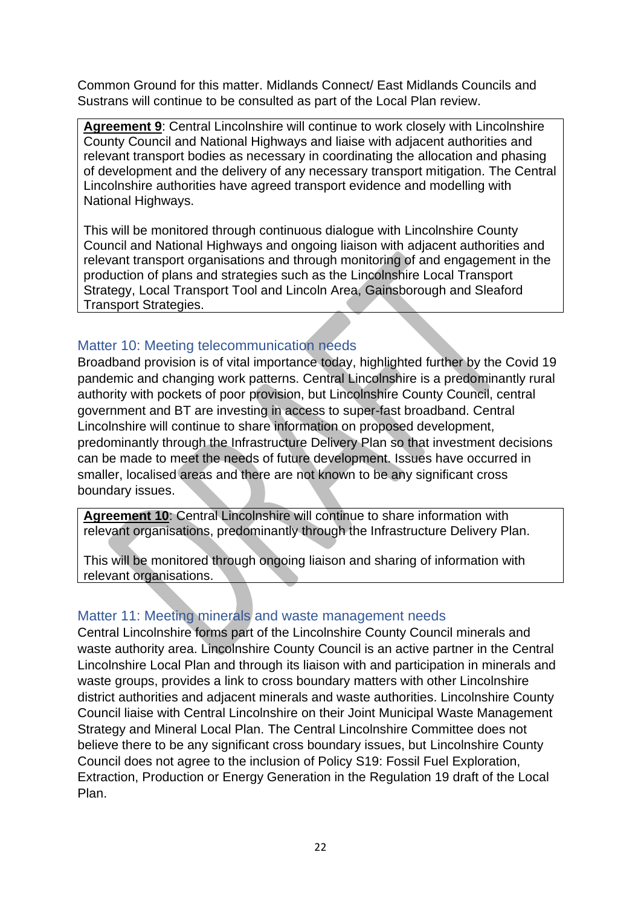Common Ground for this matter. Midlands Connect/ East Midlands Councils and Sustrans will continue to be consulted as part of the Local Plan review.

> **Agreement 9**: Central Lincolnshire will continue to work closely with Lincolnshire County Council and National Highways and liaise with adjacent authorities and relevant transport bodies as necessary in coordinating the allocation and phasing of development and the delivery of any necessary transport mitigation. The Central Lincolnshire authorities have agreed transport evidence and modelling with National Highways.
>
> This will be monitored through continuous dialogue with Lincolnshire County Council and National Highways and ongoing liaison with adjacent authorities and relevant transport organisations and through monitoring of and engagement in the production of plans and strategies such as the Lincolnshire Local Transport Strategy, Local Transport Tool and Lincoln Area, Gainsborough and Sleaford Transport Strategies.

## Matter 10: Meeting telecommunication needs

Broadband provision is of vital importance today, highlighted further by the Covid 19 pandemic and changing work patterns. Central Lincolnshire is a predominantly rural authority with pockets of poor provision, but Lincolnshire County Council, central government and BT are investing in access to super-fast broadband. Central Lincolnshire will continue to share information on proposed development, predominantly through the Infrastructure Delivery Plan so that investment decisions can be made to meet the needs of future development. Issues have occurred in smaller, localised areas and there are not known to be any significant cross boundary issues.

> **Agreement 10**: Central Lincolnshire will continue to share information with relevant organisations, predominantly through the Infrastructure Delivery Plan.
>
> This will be monitored through ongoing liaison and sharing of information with relevant organisations.

## Matter 11: Meeting minerals and waste management needs

Central Lincolnshire forms part of the Lincolnshire County Council minerals and waste authority area. Lincolnshire County Council is an active partner in the Central Lincolnshire Local Plan and through its liaison with and participation in minerals and waste groups, provides a link to cross boundary matters with other Lincolnshire district authorities and adjacent minerals and waste authorities. Lincolnshire County Council liaise with Central Lincolnshire on their Joint Municipal Waste Management Strategy and Mineral Local Plan. The Central Lincolnshire Committee does not believe there to be any significant cross boundary issues, but Lincolnshire County Council does not agree to the inclusion of Policy S19: Fossil Fuel Exploration, Extraction, Production or Energy Generation in the Regulation 19 draft of the Local Plan.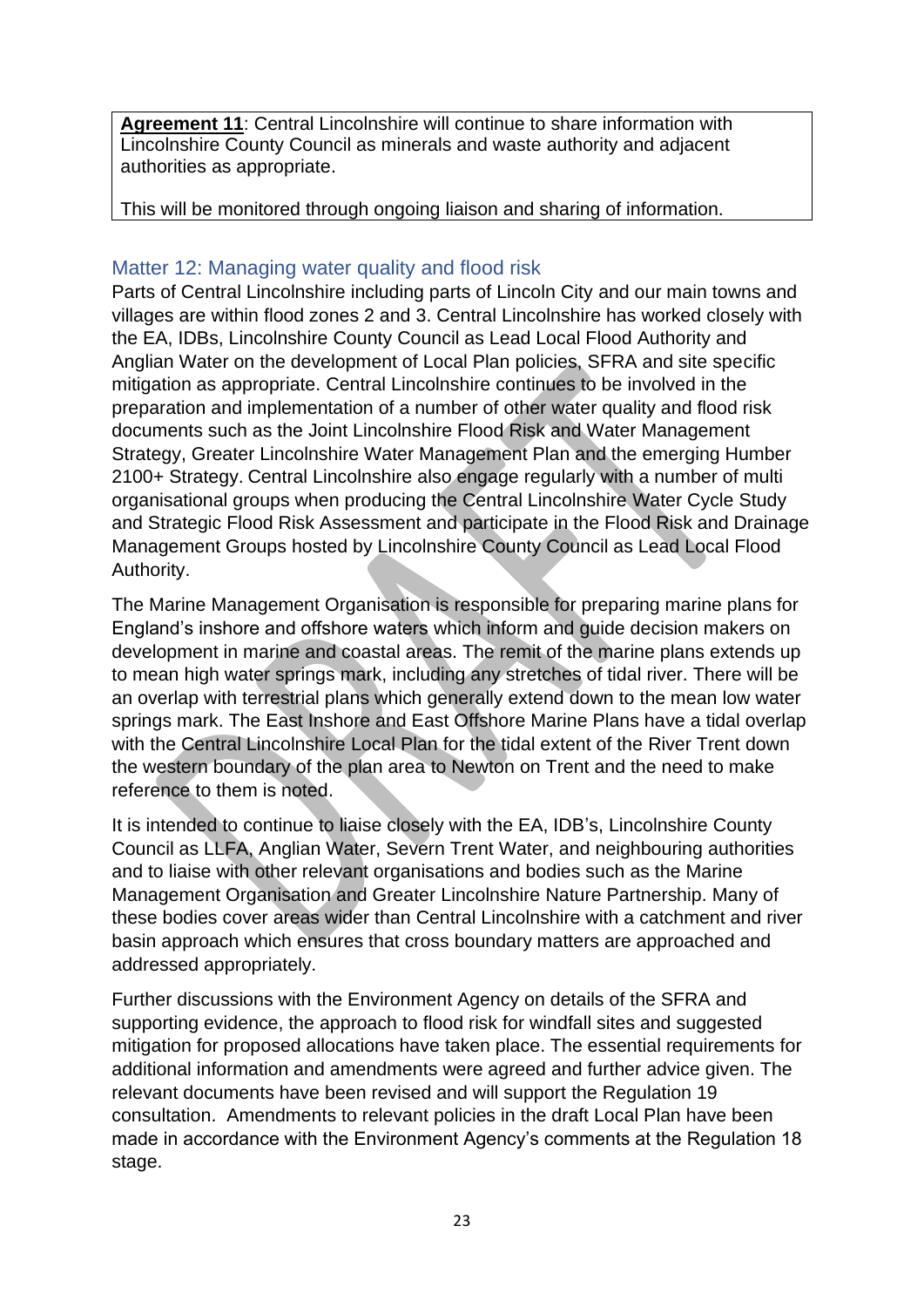**Agreement 11**: Central Lincolnshire will continue to share information with Lincolnshire County Council as minerals and waste authority and adjacent authorities as appropriate.

This will be monitored through ongoing liaison and sharing of information.

## Matter 12: Managing water quality and flood risk

Parts of Central Lincolnshire including parts of Lincoln City and our main towns and villages are within flood zones 2 and 3. Central Lincolnshire has worked closely with the EA, IDBs, Lincolnshire County Council as Lead Local Flood Authority and Anglian Water on the development of Local Plan policies, SFRA and site specific mitigation as appropriate. Central Lincolnshire continues to be involved in the preparation and implementation of a number of other water quality and flood risk documents such as the Joint Lincolnshire Flood Risk and Water Management Strategy, Greater Lincolnshire Water Management Plan and the emerging Humber 2100+ Strategy. Central Lincolnshire also engage regularly with a number of multi organisational groups when producing the Central Lincolnshire Water Cycle Study and Strategic Flood Risk Assessment and participate in the Flood Risk and Drainage Management Groups hosted by Lincolnshire County Council as Lead Local Flood Authority.

The Marine Management Organisation is responsible for preparing marine plans for England's inshore and offshore waters which inform and guide decision makers on development in marine and coastal areas. The remit of the marine plans extends up to mean high water springs mark, including any stretches of tidal river. There will be an overlap with terrestrial plans which generally extend down to the mean low water springs mark. The East Inshore and East Offshore Marine Plans have a tidal overlap with the Central Lincolnshire Local Plan for the tidal extent of the River Trent down the western boundary of the plan area to Newton on Trent and the need to make reference to them is noted.

It is intended to continue to liaise closely with the EA, IDB's, Lincolnshire County Council as LLFA, Anglian Water, Severn Trent Water, and neighbouring authorities and to liaise with other relevant organisations and bodies such as the Marine Management Organisation and Greater Lincolnshire Nature Partnership. Many of these bodies cover areas wider than Central Lincolnshire with a catchment and river basin approach which ensures that cross boundary matters are approached and addressed appropriately.

Further discussions with the Environment Agency on details of the SFRA and supporting evidence, the approach to flood risk for windfall sites and suggested mitigation for proposed allocations have taken place. The essential requirements for additional information and amendments were agreed and further advice given. The relevant documents have been revised and will support the Regulation 19 consultation. Amendments to relevant policies in the draft Local Plan have been made in accordance with the Environment Agency's comments at the Regulation 18 stage.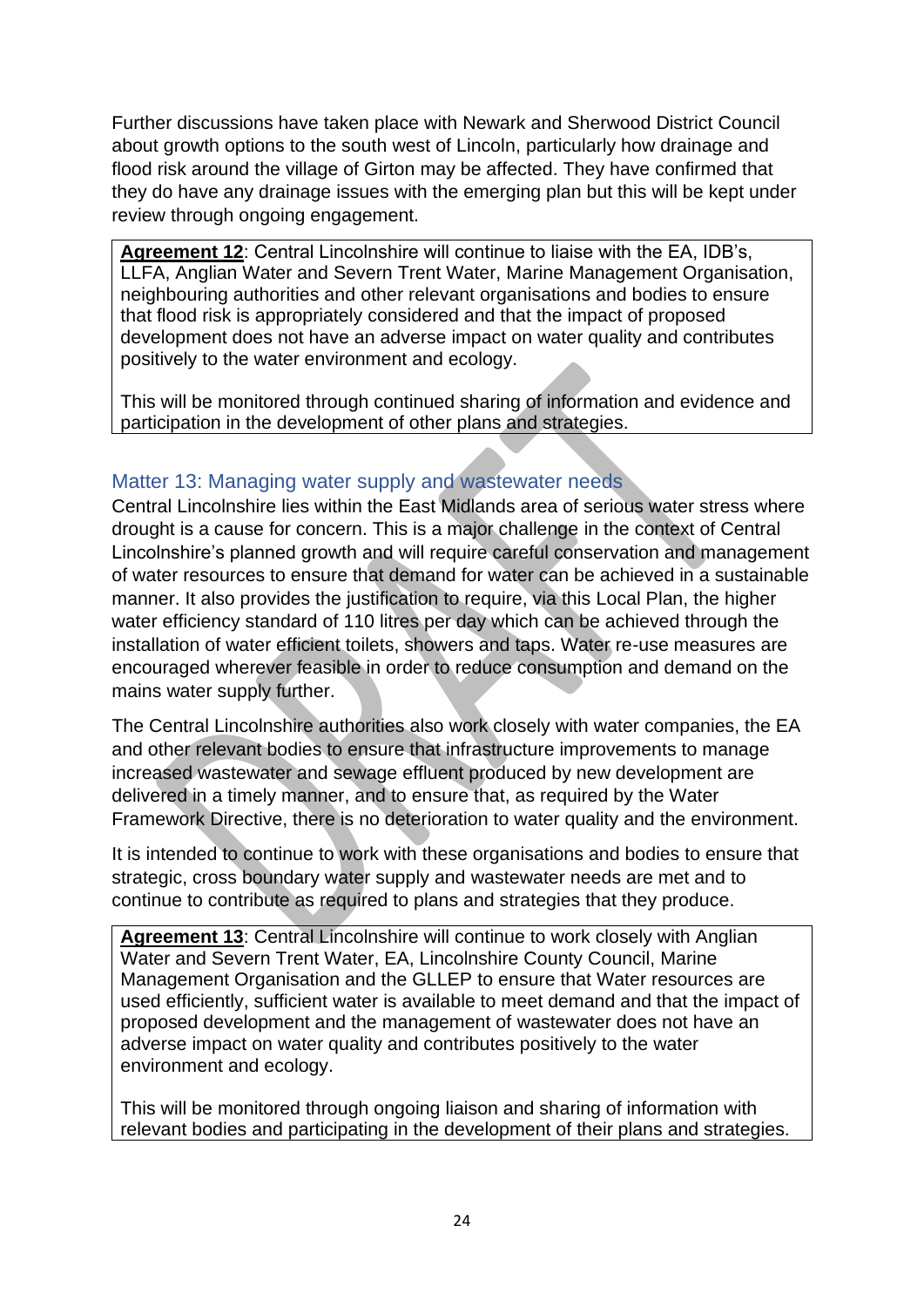Further discussions have taken place with Newark and Sherwood District Council about growth options to the south west of Lincoln, particularly how drainage and flood risk around the village of Girton may be affected. They have confirmed that they do have any drainage issues with the emerging plan but this will be kept under review through ongoing engagement.

> **Agreement 12**: Central Lincolnshire will continue to liaise with the EA, IDB's, LLFA, Anglian Water and Severn Trent Water, Marine Management Organisation, neighbouring authorities and other relevant organisations and bodies to ensure that flood risk is appropriately considered and that the impact of proposed development does not have an adverse impact on water quality and contributes positively to the water environment and ecology.
>
> This will be monitored through continued sharing of information and evidence and participation in the development of other plans and strategies.

### Matter 13: Managing water supply and wastewater needs

Central Lincolnshire lies within the East Midlands area of serious water stress where drought is a cause for concern. This is a major challenge in the context of Central Lincolnshire's planned growth and will require careful conservation and management of water resources to ensure that demand for water can be achieved in a sustainable manner. It also provides the justification to require, via this Local Plan, the higher water efficiency standard of 110 litres per day which can be achieved through the installation of water efficient toilets, showers and taps. Water re-use measures are encouraged wherever feasible in order to reduce consumption and demand on the mains water supply further.

The Central Lincolnshire authorities also work closely with water companies, the EA and other relevant bodies to ensure that infrastructure improvements to manage increased wastewater and sewage effluent produced by new development are delivered in a timely manner, and to ensure that, as required by the Water Framework Directive, there is no deterioration to water quality and the environment.

It is intended to continue to work with these organisations and bodies to ensure that strategic, cross boundary water supply and wastewater needs are met and to continue to contribute as required to plans and strategies that they produce.

> **Agreement 13**: Central Lincolnshire will continue to work closely with Anglian Water and Severn Trent Water, EA, Lincolnshire County Council, Marine Management Organisation and the GLLEP to ensure that Water resources are used efficiently, sufficient water is available to meet demand and that the impact of proposed development and the management of wastewater does not have an adverse impact on water quality and contributes positively to the water environment and ecology.
>
> This will be monitored through ongoing liaison and sharing of information with relevant bodies and participating in the development of their plans and strategies.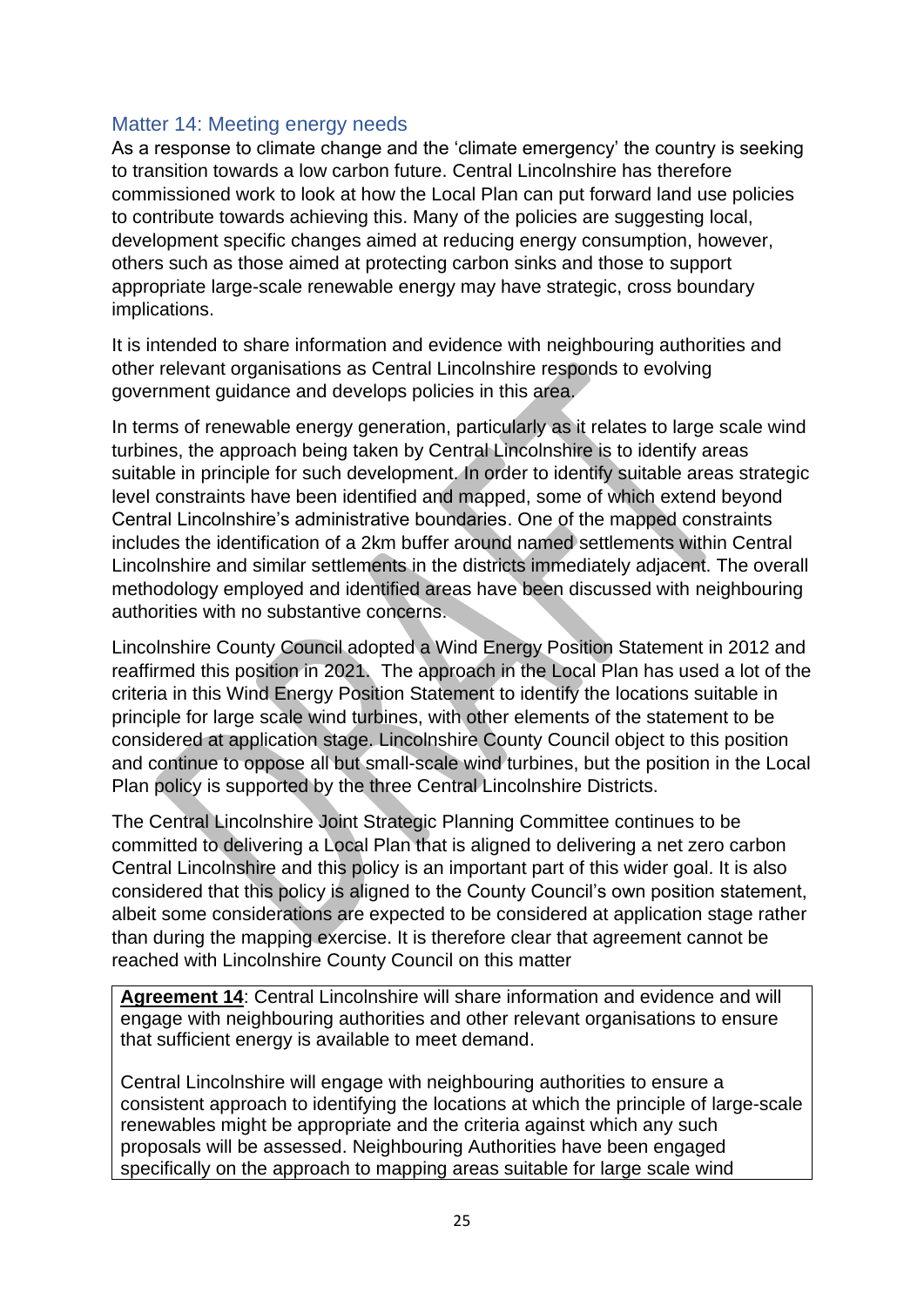## Matter 14: Meeting energy needs

As a response to climate change and the 'climate emergency' the country is seeking to transition towards a low carbon future. Central Lincolnshire has therefore commissioned work to look at how the Local Plan can put forward land use policies to contribute towards achieving this. Many of the policies are suggesting local, development specific changes aimed at reducing energy consumption, however, others such as those aimed at protecting carbon sinks and those to support appropriate large-scale renewable energy may have strategic, cross boundary implications.

It is intended to share information and evidence with neighbouring authorities and other relevant organisations as Central Lincolnshire responds to evolving government guidance and develops policies in this area.

In terms of renewable energy generation, particularly as it relates to large scale wind turbines, the approach being taken by Central Lincolnshire is to identify areas suitable in principle for such development. In order to identify suitable areas strategic level constraints have been identified and mapped, some of which extend beyond Central Lincolnshire's administrative boundaries. One of the mapped constraints includes the identification of a 2km buffer around named settlements within Central Lincolnshire and similar settlements in the districts immediately adjacent. The overall methodology employed and identified areas have been discussed with neighbouring authorities with no substantive concerns.

Lincolnshire County Council adopted a Wind Energy Position Statement in 2012 and reaffirmed this position in 2021. The approach in the Local Plan has used a lot of the criteria in this Wind Energy Position Statement to identify the locations suitable in principle for large scale wind turbines, with other elements of the statement to be considered at application stage. Lincolnshire County Council object to this position and continue to oppose all but small-scale wind turbines, but the position in the Local Plan policy is supported by the three Central Lincolnshire Districts.

The Central Lincolnshire Joint Strategic Planning Committee continues to be committed to delivering a Local Plan that is aligned to delivering a net zero carbon Central Lincolnshire and this policy is an important part of this wider goal. It is also considered that this policy is aligned to the County Council's own position statement, albeit some considerations are expected to be considered at application stage rather than during the mapping exercise. It is therefore clear that agreement cannot be reached with Lincolnshire County Council on this matter

**Agreement 14**: Central Lincolnshire will share information and evidence and will engage with neighbouring authorities and other relevant organisations to ensure that sufficient energy is available to meet demand.

Central Lincolnshire will engage with neighbouring authorities to ensure a consistent approach to identifying the locations at which the principle of large-scale renewables might be appropriate and the criteria against which any such proposals will be assessed. Neighbouring Authorities have been engaged specifically on the approach to mapping areas suitable for large scale wind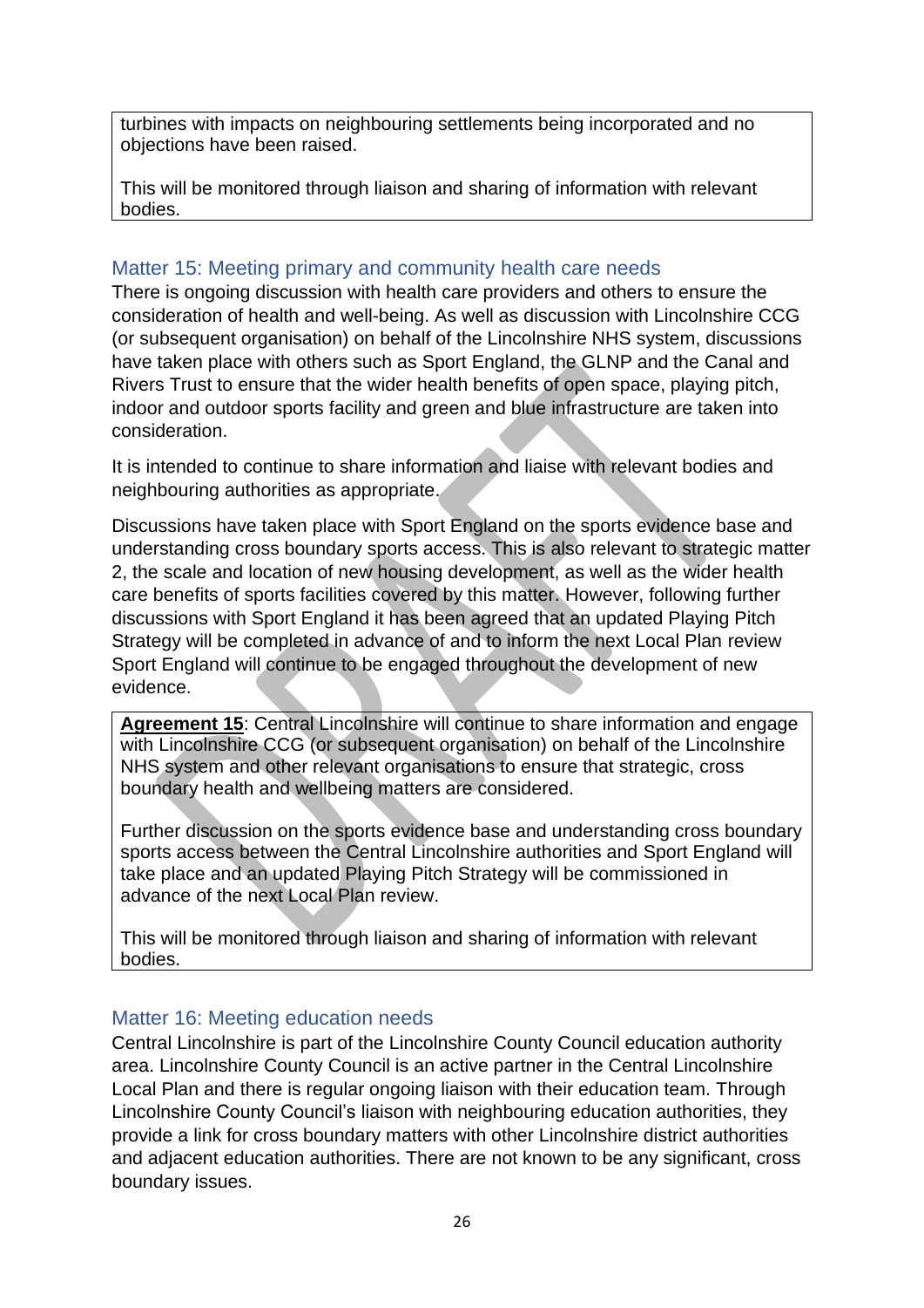turbines with impacts on neighbouring settlements being incorporated and no objections have been raised.

This will be monitored through liaison and sharing of information with relevant bodies.

## Matter 15: Meeting primary and community health care needs

There is ongoing discussion with health care providers and others to ensure the consideration of health and well-being. As well as discussion with Lincolnshire CCG (or subsequent organisation) on behalf of the Lincolnshire NHS system, discussions have taken place with others such as Sport England, the GLNP and the Canal and Rivers Trust to ensure that the wider health benefits of open space, playing pitch, indoor and outdoor sports facility and green and blue infrastructure are taken into consideration.

It is intended to continue to share information and liaise with relevant bodies and neighbouring authorities as appropriate.

Discussions have taken place with Sport England on the sports evidence base and understanding cross boundary sports access. This is also relevant to strategic matter 2, the scale and location of new housing development, as well as the wider health care benefits of sports facilities covered by this matter. However, following further discussions with Sport England it has been agreed that an updated Playing Pitch Strategy will be completed in advance of and to inform the next Local Plan review Sport England will continue to be engaged throughout the development of new evidence.

**Agreement 15**: Central Lincolnshire will continue to share information and engage with Lincolnshire CCG (or subsequent organisation) on behalf of the Lincolnshire NHS system and other relevant organisations to ensure that strategic, cross boundary health and wellbeing matters are considered.

Further discussion on the sports evidence base and understanding cross boundary sports access between the Central Lincolnshire authorities and Sport England will take place and an updated Playing Pitch Strategy will be commissioned in advance of the next Local Plan review.

This will be monitored through liaison and sharing of information with relevant bodies.

## Matter 16: Meeting education needs

Central Lincolnshire is part of the Lincolnshire County Council education authority area. Lincolnshire County Council is an active partner in the Central Lincolnshire Local Plan and there is regular ongoing liaison with their education team. Through Lincolnshire County Council's liaison with neighbouring education authorities, they provide a link for cross boundary matters with other Lincolnshire district authorities and adjacent education authorities. There are not known to be any significant, cross boundary issues.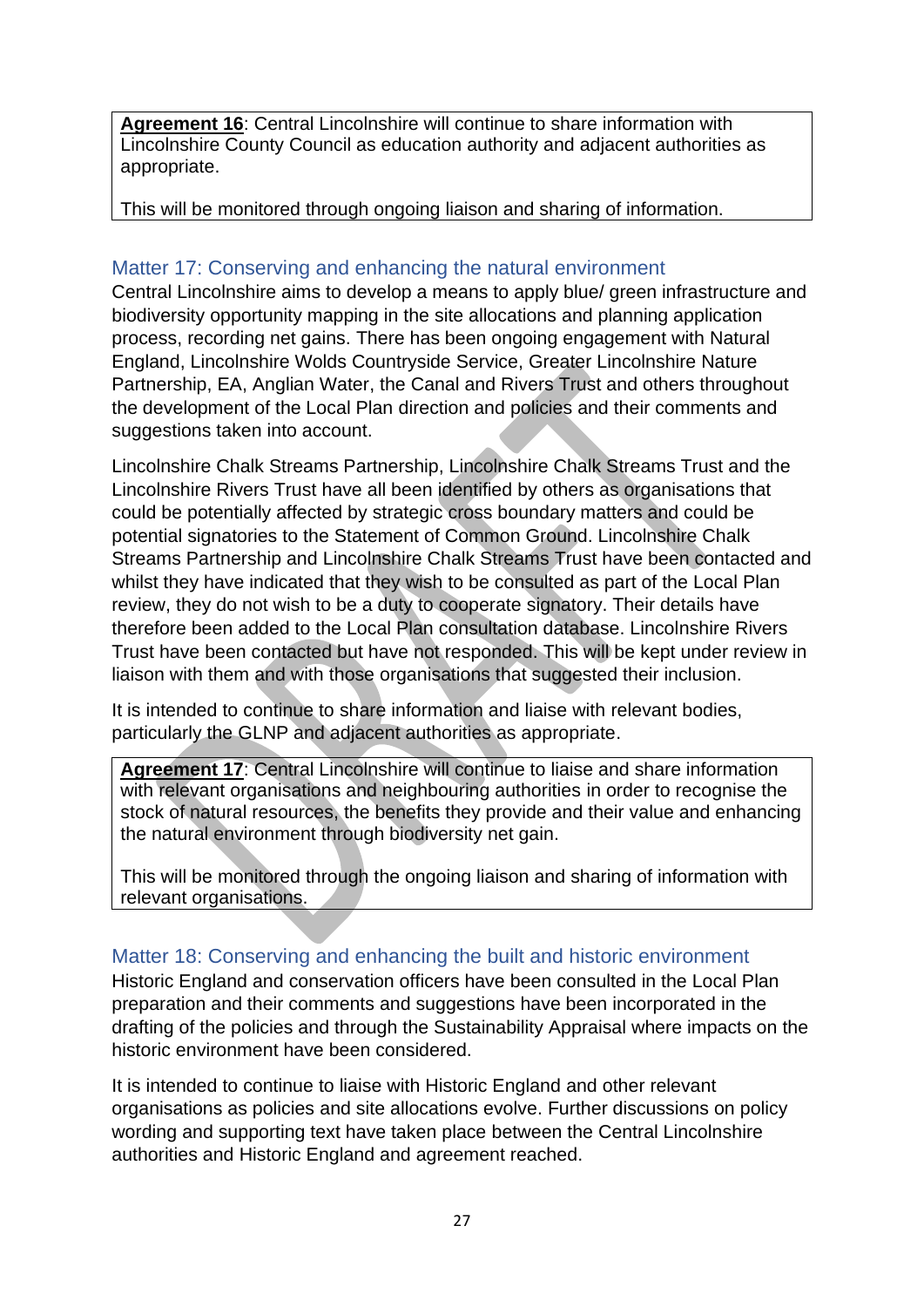> **Agreement 16**: Central Lincolnshire will continue to share information with Lincolnshire County Council as education authority and adjacent authorities as appropriate.
>
> This will be monitored through ongoing liaison and sharing of information.

## Matter 17: Conserving and enhancing the natural environment

Central Lincolnshire aims to develop a means to apply blue/ green infrastructure and biodiversity opportunity mapping in the site allocations and planning application process, recording net gains. There has been ongoing engagement with Natural England, Lincolnshire Wolds Countryside Service, Greater Lincolnshire Nature Partnership, EA, Anglian Water, the Canal and Rivers Trust and others throughout the development of the Local Plan direction and policies and their comments and suggestions taken into account.

Lincolnshire Chalk Streams Partnership, Lincolnshire Chalk Streams Trust and the Lincolnshire Rivers Trust have all been identified by others as organisations that could be potentially affected by strategic cross boundary matters and could be potential signatories to the Statement of Common Ground. Lincolnshire Chalk Streams Partnership and Lincolnshire Chalk Streams Trust have been contacted and whilst they have indicated that they wish to be consulted as part of the Local Plan review, they do not wish to be a duty to cooperate signatory. Their details have therefore been added to the Local Plan consultation database. Lincolnshire Rivers Trust have been contacted but have not responded. This will be kept under review in liaison with them and with those organisations that suggested their inclusion.

It is intended to continue to share information and liaise with relevant bodies, particularly the GLNP and adjacent authorities as appropriate.

> **Agreement 17**: Central Lincolnshire will continue to liaise and share information with relevant organisations and neighbouring authorities in order to recognise the stock of natural resources, the benefits they provide and their value and enhancing the natural environment through biodiversity net gain.
>
> This will be monitored through the ongoing liaison and sharing of information with relevant organisations.

## Matter 18: Conserving and enhancing the built and historic environment

Historic England and conservation officers have been consulted in the Local Plan preparation and their comments and suggestions have been incorporated in the drafting of the policies and through the Sustainability Appraisal where impacts on the historic environment have been considered.

It is intended to continue to liaise with Historic England and other relevant organisations as policies and site allocations evolve. Further discussions on policy wording and supporting text have taken place between the Central Lincolnshire authorities and Historic England and agreement reached.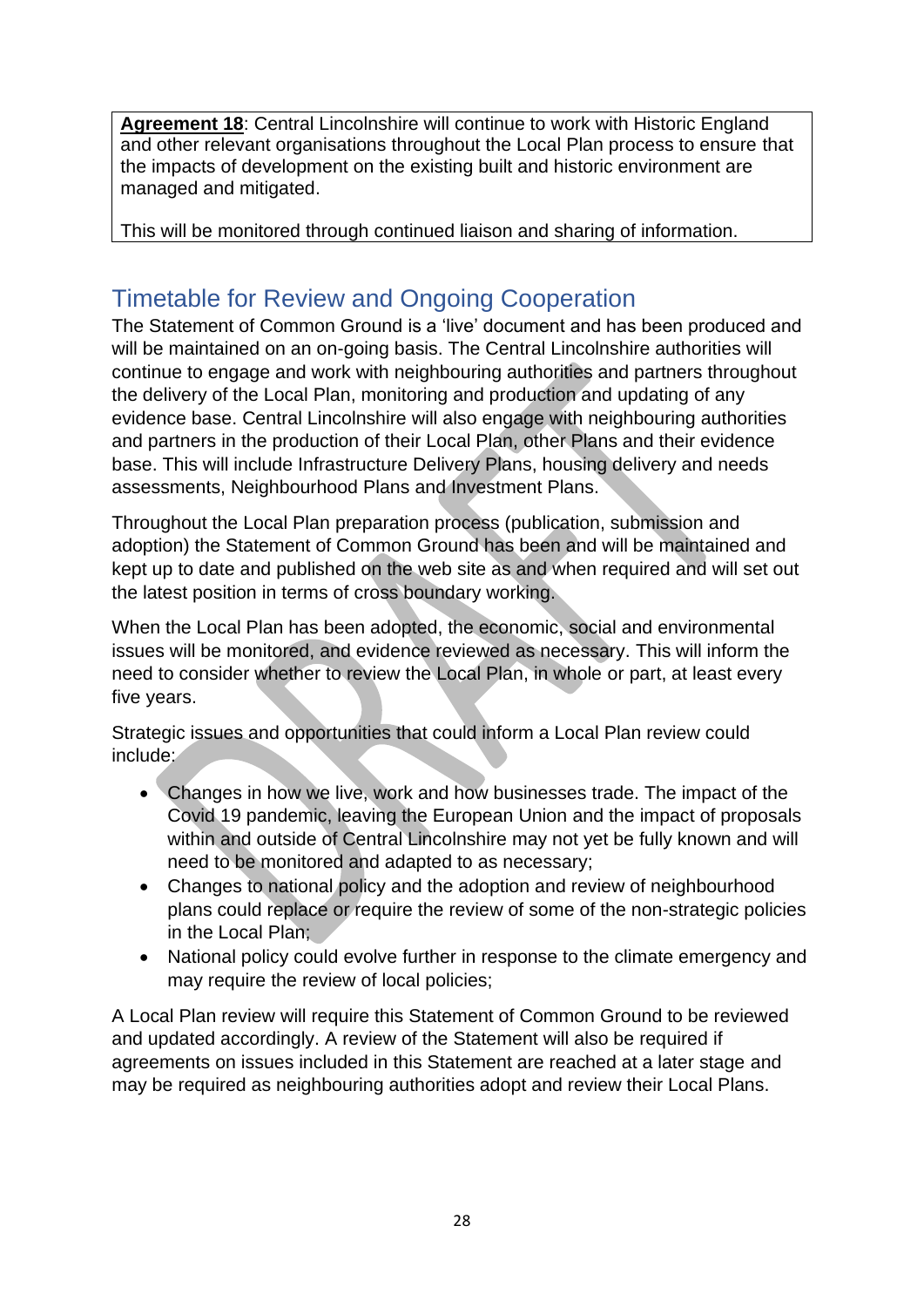**<u>Agreement 18</u>**: Central Lincolnshire will continue to work with Historic England and other relevant organisations throughout the Local Plan process to ensure that the impacts of development on the existing built and historic environment are managed and mitigated.

This will be monitored through continued liaison and sharing of information.

## Timetable for Review and Ongoing Cooperation

The Statement of Common Ground is a 'live' document and has been produced and will be maintained on an on-going basis. The Central Lincolnshire authorities will continue to engage and work with neighbouring authorities and partners throughout the delivery of the Local Plan, monitoring and production and updating of any evidence base. Central Lincolnshire will also engage with neighbouring authorities and partners in the production of their Local Plan, other Plans and their evidence base. This will include Infrastructure Delivery Plans, housing delivery and needs assessments, Neighbourhood Plans and Investment Plans.

Throughout the Local Plan preparation process (publication, submission and adoption) the Statement of Common Ground has been and will be maintained and kept up to date and published on the web site as and when required and will set out the latest position in terms of cross boundary working.

When the Local Plan has been adopted, the economic, social and environmental issues will be monitored, and evidence reviewed as necessary. This will inform the need to consider whether to review the Local Plan, in whole or part, at least every five years.

Strategic issues and opportunities that could inform a Local Plan review could include:

- Changes in how we live, work and how businesses trade. The impact of the Covid 19 pandemic, leaving the European Union and the impact of proposals within and outside of Central Lincolnshire may not yet be fully known and will need to be monitored and adapted to as necessary;
- Changes to national policy and the adoption and review of neighbourhood plans could replace or require the review of some of the non-strategic policies in the Local Plan;
- National policy could evolve further in response to the climate emergency and may require the review of local policies;

A Local Plan review will require this Statement of Common Ground to be reviewed and updated accordingly. A review of the Statement will also be required if agreements on issues included in this Statement are reached at a later stage and may be required as neighbouring authorities adopt and review their Local Plans.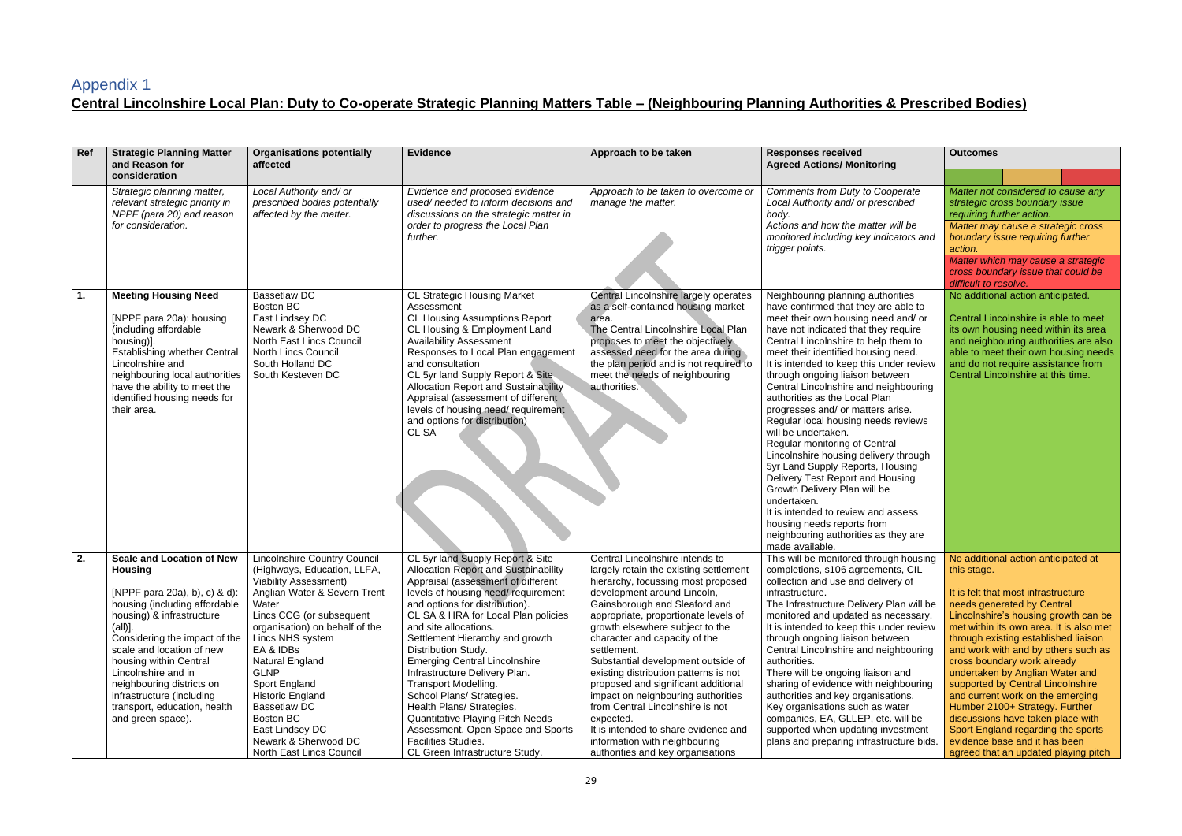# Appendix 1

**Central Lincolnshire Local Plan: Duty to Co-operate Strategic Planning Matters Table – (Neighbouring Planning Authorities & Prescribed Bodies)**

| Ref | Strategic Planning Matter and Reason for consideration | Organisations potentially affected | Evidence | Approach to be taken | Responses received Agreed Actions/ Monitoring | Outcomes |
|---|---|---|---|---|---|---|
| | *Strategic planning matter, relevant strategic priority in NPPF (para 20) and reason for consideration.* | *Local Authority and/ or prescribed bodies potentially affected by the matter.* | *Evidence and proposed evidence used/ needed to inform decisions and discussions on the strategic matter in order to progress the Local Plan further.* | *Approach to be taken to overcome or manage the matter.* | *Comments from Duty to Cooperate Local Authority and/ or prescribed body.* <br> *Actions and how the matter will be monitored including key indicators and trigger points.* | *Matter not considered to cause any strategic cross boundary issue requiring further action.* <br> *Matter may cause a strategic cross boundary issue requiring further action.* <br> *Matter which may cause a strategic cross boundary issue that could be difficult to resolve.* |
| **1.** | **Meeting Housing Need** <br><br> [NPPF para 20a): housing (including affordable housing)]. <br> Establishing whether Central Lincolnshire and neighbouring local authorities have the ability to meet the identified housing needs for their area. | Bassetlaw DC <br> Boston BC <br> East Lindsey DC <br> Newark & Sherwood DC <br> North East Lincs Council <br> North Lincs Council <br> South Holland DC <br> South Kesteven DC | CL Strategic Housing Market Assessment <br> CL Housing Assumptions Report <br> CL Housing & Employment Land Availability Assessment <br> Responses to Local Plan engagement and consultation <br> CL 5yr land Supply Report & Site Allocation Report and Sustainability Appraisal (assessment of different levels of housing need/ requirement and options for distribution) <br> CL SA | Central Lincolnshire largely operates as a self-contained housing market area. <br> The Central Lincolnshire Local Plan proposes to meet the objectively assessed need for the area during the plan period and is not required to meet the needs of neighbouring authorities. | Neighbouring planning authorities have confirmed that they are able to meet their own housing need and/ or have not indicated that they require Central Lincolnshire to help them to meet their identified housing need. <br> It is intended to keep this under review through ongoing liaison between Central Lincolnshire and neighbouring authorities as the Local Plan progresses and/ or matters arise. <br> Regular local housing needs reviews will be undertaken. <br> Regular monitoring of Central Lincolnshire housing delivery through 5yr Land Supply Reports, Housing Delivery Test Report and Housing Growth Delivery Plan will be undertaken. <br> It is intended to review and assess housing needs reports from neighbouring authorities as they are made available. | No additional action anticipated. <br><br> Central Lincolnshire is able to meet its own housing need within its area and neighbouring authorities are also able to meet their own housing needs and do not require assistance from Central Lincolnshire at this time. |
| **2.** | **Scale and Location of New Housing** <br><br> [NPPF para 20a), b), c) & d): housing (including affordable housing) & infrastructure (all)]. <br> Considering the impact of the scale and location of new housing within Central Lincolnshire and in neighbouring districts on infrastructure (including transport, education, health and green space). | Lincolnshire Country Council (Highways, Education, LLFA, Viability Assessment) <br> Anglian Water & Severn Trent Water <br> Lincs CCG (or subsequent organisation) on behalf of the Lincs NHS system <br> EA & IDBs <br> Natural England <br> GLNP <br> Sport England <br> Historic England <br> Bassetlaw DC <br> Boston BC <br> East Lindsey DC <br> Newark & Sherwood DC <br> North East Lincs Council | CL 5yr land Supply Report & Site Allocation Report and Sustainability Appraisal (assessment of different levels of housing need/ requirement and options for distribution). <br> CL SA & HRA for Local Plan policies and site allocations. <br> Settlement Hierarchy and growth Distribution Study. <br> Emerging Central Lincolnshire Infrastructure Delivery Plan. <br> Transport Modelling. <br> School Plans/ Strategies. <br> Health Plans/ Strategies. <br> Quantitative Playing Pitch Needs Assessment, Open Space and Sports Facilities Studies. <br> CL Green Infrastructure Study. | Central Lincolnshire intends to largely retain the existing settlement hierarchy, focussing most proposed development around Lincoln, Gainsborough and Sleaford and appropriate, proportionate levels of growth elsewhere subject to the character and capacity of the settlement. <br> Substantial development outside of existing distribution patterns is not proposed and significant additional impact on neighbouring authorities from Central Lincolnshire is not expected. <br> It is intended to share evidence and information with neighbouring authorities and key organisations | This will be monitored through housing completions, s106 agreements, CIL collection and use and delivery of infrastructure. <br> The Infrastructure Delivery Plan will be monitored and updated as necessary. <br> It is intended to keep this under review through ongoing liaison between Central Lincolnshire and neighbouring authorities. <br> There will be ongoing liaison and sharing of evidence with neighbouring authorities and key organisations. <br> Key organisations such as water companies, EA, GLLEP, etc. will be supported when updating investment plans and preparing infrastructure bids. | No additional action anticipated at this stage. <br><br> It is felt that most infrastructure needs generated by Central Lincolnshire's housing growth can be met within its own area. It is also met through existing established liaison and work with and by others such as cross boundary work already undertaken by Anglian Water and supported by Central Lincolnshire and current work on the emerging Humber 2100+ Strategy. Further discussions have taken place with Sport England regarding the sports evidence base and it has been agreed that an updated playing pitch |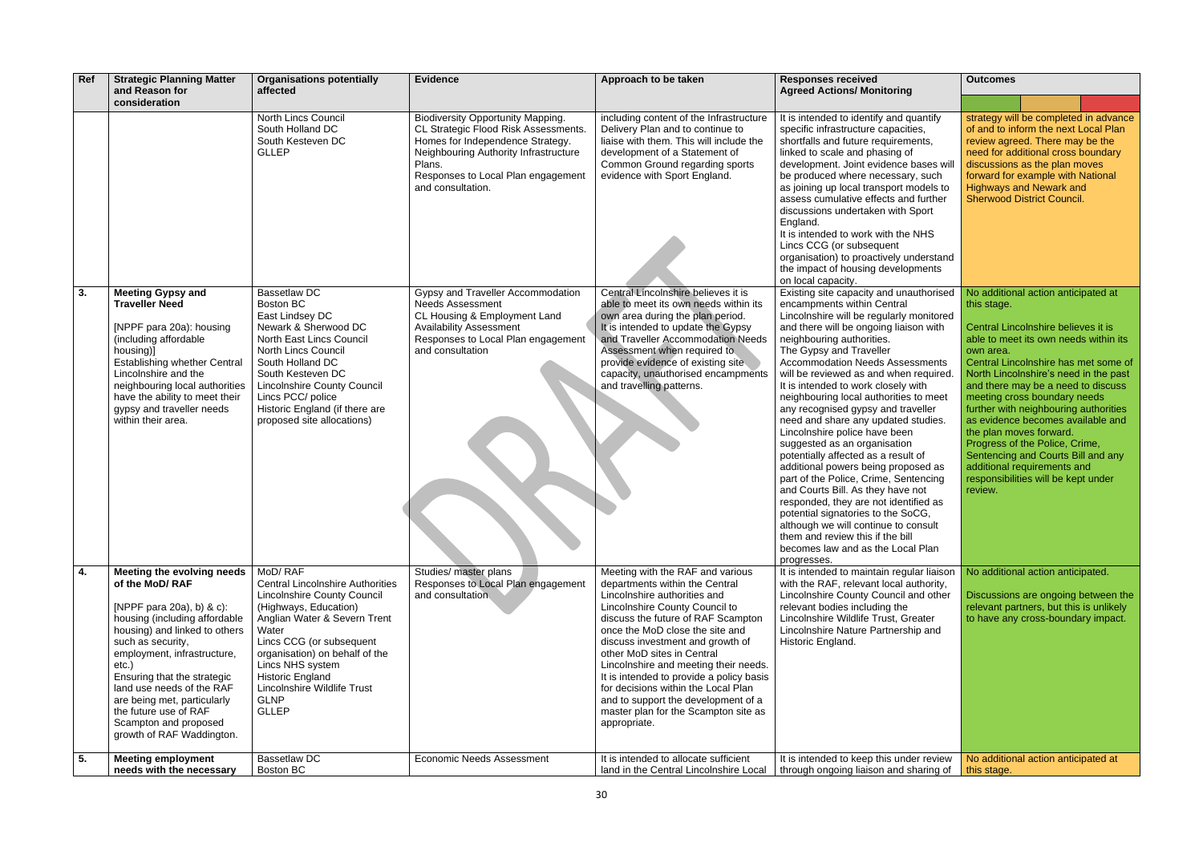| Ref | Strategic Planning Matter and Reason for consideration | Organisations potentially affected | Evidence | Approach to be taken | Responses received Agreed Actions/ Monitoring | Outcomes |
|---|---|---|---|---|---|---|
| | | North Lincs Council<br>South Holland DC<br>South Kesteven DC<br>GLLEP | Biodiversity Opportunity Mapping.<br>CL Strategic Flood Risk Assessments.<br>Homes for Independence Strategy.<br>Neighbouring Authority Infrastructure Plans.<br>Responses to Local Plan engagement and consultation. | including content of the Infrastructure Delivery Plan and to continue to liaise with them. This will include the development of a Statement of Common Ground regarding sports evidence with Sport England. | It is intended to identify and quantify specific infrastructure capacities, shortfalls and future requirements, linked to scale and phasing of development. Joint evidence bases will be produced where necessary, such as joining up local transport models to assess cumulative effects and further discussions undertaken with Sport England.<br>It is intended to work with the NHS Lincs CCG (or subsequent organisation) to proactively understand the impact of housing developments on local capacity. | strategy will be completed in advance of and to inform the next Local Plan review agreed. There may be the need for additional cross boundary discussions as the plan moves forward for example with National Highways and Newark and Sherwood District Council. |
| 3. | **Meeting Gypsy and Traveller Need**<br><br>[NPPF para 20a): housing (including affordable housing)]<br>Establishing whether Central Lincolnshire and the neighbouring local authorities have the ability to meet their gypsy and traveller needs within their area. | Bassetlaw DC<br>Boston BC<br>East Lindsey DC<br>Newark & Sherwood DC<br>North East Lincs Council<br>North Lincs Council<br>South Holland DC<br>South Kesteven DC<br>Lincolnshire County Council<br>Lincs PCC/ police<br>Historic England (if there are proposed site allocations) | Gypsy and Traveller Accommodation Needs Assessment<br>CL Housing & Employment Land Availability Assessment<br>Responses to Local Plan engagement and consultation | Central Lincolnshire believes it is able to meet its own needs within its own area during the plan period. It is intended to update the Gypsy and Traveller Accommodation Needs Assessment when required to provide evidence of existing site capacity, unauthorised encampments and travelling patterns. | Existing site capacity and unauthorised encampments within Central Lincolnshire will be regularly monitored and there will be ongoing liaison with neighbouring authorities.<br>The Gypsy and Traveller Accommodation Needs Assessments will be reviewed as and when required. It is intended to work closely with neighbouring local authorities to meet any recognised gypsy and traveller need and share any updated studies.<br>Lincolnshire police have been suggested as an organisation potentially affected as a result of additional powers being proposed as part of the Police, Crime, Sentencing and Courts Bill. As they have not responded, they are not identified as potential signatories to the SoCG, although we will continue to consult them and review this if the bill becomes law and as the Local Plan progresses. | No additional action anticipated at this stage.<br><br>Central Lincolnshire believes it is able to meet its own needs within its own area.<br>Central Lincolnshire has met some of North Lincolnshire's need in the past and there may be a need to discuss meeting cross boundary needs further with neighbouring authorities as evidence becomes available and the plan moves forward.<br>Progress of the Police, Crime, Sentencing and Courts Bill and any additional requirements and responsibilities will be kept under review. |
| 4. | **Meeting the evolving needs of the MoD/ RAF**<br><br>[NPPF para 20a), b) & c): housing (including affordable housing) and linked to others such as security, employment, infrastructure, etc.)<br>Ensuring that the strategic land use needs of the RAF are being met, particularly the future use of RAF Scampton and proposed growth of RAF Waddington. | MoD/ RAF<br>Central Lincolnshire Authorities<br>Lincolnshire County Council (Highways, Education)<br>Anglian Water & Severn Trent Water<br>Lincs CCG (or subsequent organisation) on behalf of the Lincs NHS system<br>Historic England<br>Lincolnshire Wildlife Trust<br>GLNP<br>GLLEP | Studies/ master plans<br>Responses to Local Plan engagement and consultation | Meeting with the RAF and various departments within the Central Lincolnshire authorities and Lincolnshire County Council to discuss the future of RAF Scampton once the MoD close the site and discuss investment and growth of other MoD sites in Central Lincolnshire and meeting their needs. It is intended to provide a policy basis for decisions within the Local Plan and to support the development of a master plan for the Scampton site as appropriate. | It is intended to maintain regular liaison with the RAF, relevant local authority, Lincolnshire County Council and other relevant bodies including the Lincolnshire Wildlife Trust, Greater Lincolnshire Nature Partnership and Historic England. | No additional action anticipated.<br><br>Discussions are ongoing between the relevant partners, but this is unlikely to have any cross-boundary impact. |
| 5. | **Meeting employment needs with the necessary** | Bassetlaw DC<br>Boston BC | Economic Needs Assessment | It is intended to allocate sufficient land in the Central Lincolnshire Local | It is intended to keep this under review through ongoing liaison and sharing of | No additional action anticipated at this stage. |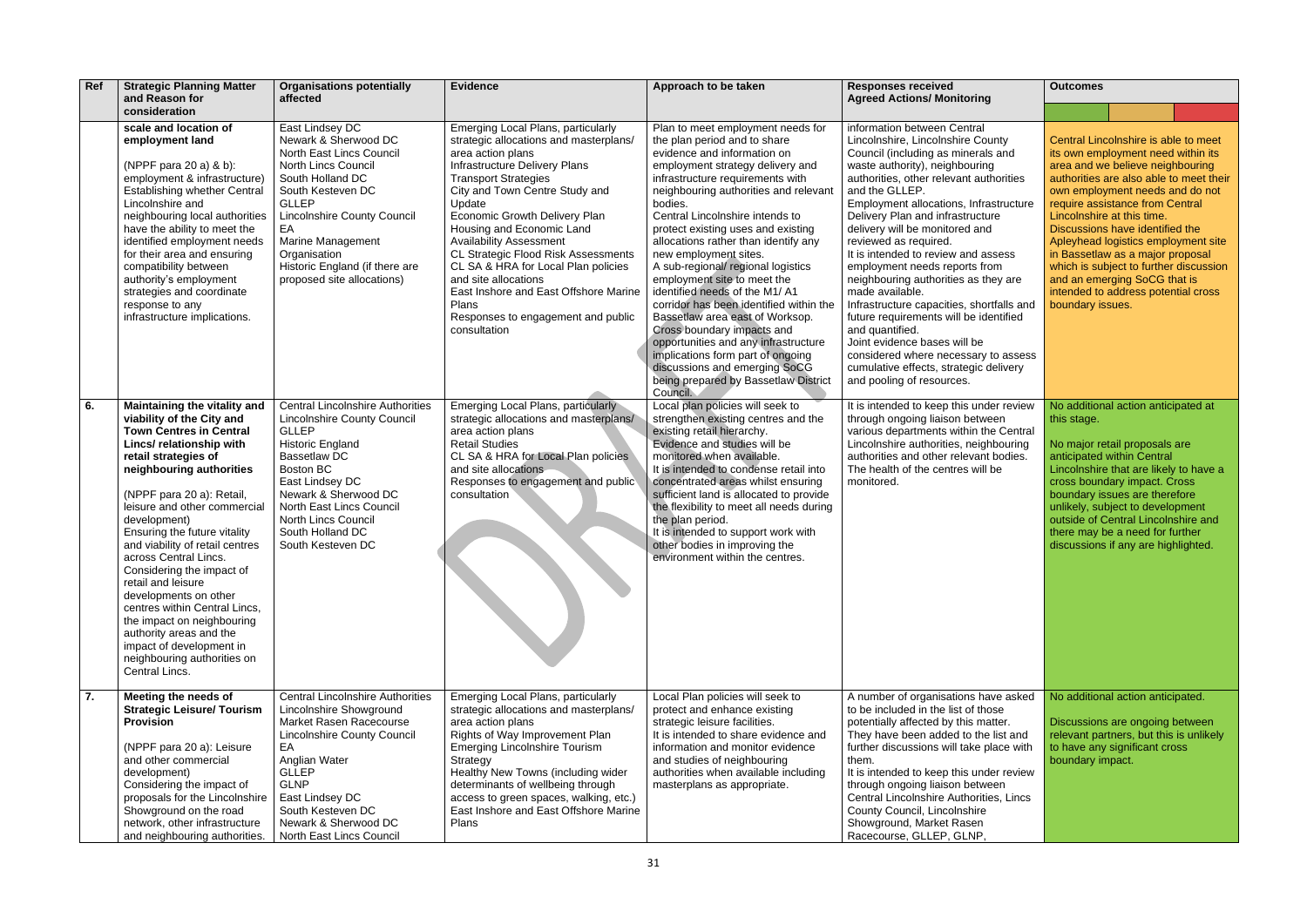| Ref | Strategic Planning Matter and Reason for consideration | Organisations potentially affected | Evidence | Approach to be taken | Responses received Agreed Actions/ Monitoring | Outcomes |
|---|---|---|---|---|---|---|
| | **scale and location of employment land**<br><br>(NPPF para 20 a) & b): employment & infrastructure) Establishing whether Central Lincolnshire and neighbouring local authorities have the ability to meet the identified employment needs for their area and ensuring compatibility between authority's employment strategies and coordinate response to any infrastructure implications. | East Lindsey DC<br>Newark & Sherwood DC<br>North East Lincs Council<br>North Lincs Council<br>South Holland DC<br>South Kesteven DC<br>GLLEP<br>Lincolnshire County Council<br>EA<br>Marine Management Organisation<br>Historic England (if there are proposed site allocations) | Emerging Local Plans, particularly strategic allocations and masterplans/ area action plans<br>Infrastructure Delivery Plans<br>Transport Strategies<br>City and Town Centre Study and Update<br>Economic Growth Delivery Plan<br>Housing and Economic Land Availability Assessment<br>CL Strategic Flood Risk Assessments<br>CL SA & HRA for Local Plan policies and site allocations<br>East Inshore and East Offshore Marine Plans<br>Responses to engagement and public consultation | Plan to meet employment needs for the plan period and to share evidence and information on employment strategy delivery and infrastructure requirements with neighbouring authorities and relevant bodies.<br>Central Lincolnshire intends to protect existing uses and existing allocations rather than identify any new employment sites.<br>A sub-regional/ regional logistics employment site to meet the identified needs of the M1/ A1 corridor has been identified within the Bassetlaw area east of Worksop. Cross boundary impacts and opportunities and any infrastructure implications form part of ongoing discussions and emerging SoCG being prepared by Bassetlaw District Council. | information between Central Lincolnshire, Lincolnshire County Council (including as minerals and waste authority), neighbouring authorities, other relevant authorities and the GLLEP.<br>Employment allocations, Infrastructure Delivery Plan and infrastructure delivery will be monitored and reviewed as required.<br>It is intended to review and assess employment needs reports from neighbouring authorities as they are made available.<br>Infrastructure capacities, shortfalls and future requirements will be identified and quantified.<br>Joint evidence bases will be considered where necessary to assess cumulative effects, strategic delivery and pooling of resources. | Central Lincolnshire is able to meet its own employment need within its area and we believe neighbouring authorities are also able to meet their own employment needs and do not require assistance from Central Lincolnshire at this time.<br>Discussions have identified the Apleyhead logistics employment site in Bassetlaw as a major proposal which is subject to further discussion and an emerging SoCG that is intended to address potential cross boundary issues. |
| **6.** | **Maintaining the vitality and viability of the City and Town Centres in Central Lincs/ relationship with retail strategies of neighbouring authorities**<br><br>(NPPF para 20 a): Retail, leisure and other commercial development)<br>Ensuring the future vitality and viability of retail centres across Central Lincs.<br>Considering the impact of retail and leisure developments on other centres within Central Lincs, the impact on neighbouring authority areas and the impact of development in neighbouring authorities on Central Lincs. | Central Lincolnshire Authorities<br>Lincolnshire County Council<br>GLLEP<br>Historic England<br>Bassetlaw DC<br>Boston BC<br>East Lindsey DC<br>Newark & Sherwood DC<br>North East Lincs Council<br>North Lincs Council<br>South Holland DC<br>South Kesteven DC | Emerging Local Plans, particularly strategic allocations and masterplans/ area action plans<br>Retail Studies<br>CL SA & HRA for Local Plan policies and site allocations<br>Responses to engagement and public consultation | Local plan policies will seek to strengthen existing centres and the existing retail hierarchy.<br>Evidence and studies will be monitored when available.<br>It is intended to condense retail into concentrated areas whilst ensuring sufficient land is allocated to provide the flexibility to meet all needs during the plan period.<br>It is intended to support work with other bodies in improving the environment within the centres. | It is intended to keep this under review through ongoing liaison between various departments within the Central Lincolnshire authorities, neighbouring authorities and other relevant bodies. The health of the centres will be monitored. | No additional action anticipated at this stage.<br><br>No major retail proposals are anticipated within Central Lincolnshire that are likely to have a cross boundary impact. Cross boundary issues are therefore unlikely, subject to development outside of Central Lincolnshire and there may be a need for further discussions if any are highlighted. |
| **7.** | **Meeting the needs of Strategic Leisure/ Tourism Provision**<br><br>(NPPF para 20 a): Leisure and other commercial development)<br>Considering the impact of proposals for the Lincolnshire Showground on the road network, other infrastructure and neighbouring authorities. | Central Lincolnshire Authorities<br>Lincolnshire Showground<br>Market Rasen Racecourse<br>Lincolnshire County Council<br>EA<br>Anglian Water<br>GLLEP<br>GLNP<br>East Lindsey DC<br>South Kesteven DC<br>Newark & Sherwood DC<br>North East Lincs Council | Emerging Local Plans, particularly strategic allocations and masterplans/ area action plans<br>Rights of Way Improvement Plan<br>Emerging Lincolnshire Tourism Strategy<br>Healthy New Towns (including wider determinants of wellbeing through access to green spaces, walking, etc.)<br>East Inshore and East Offshore Marine Plans | Local Plan policies will seek to protect and enhance existing strategic leisure facilities.<br>It is intended to share evidence and information and monitor evidence and studies of neighbouring authorities when available including masterplans as appropriate. | A number of organisations have asked to be included in the list of those potentially affected by this matter. They have been added to the list and further discussions will take place with them.<br>It is intended to keep this under review through ongoing liaison between Central Lincolnshire Authorities, Lincs County Council, Lincolnshire Showground, Market Rasen Racecourse, GLLEP, GLNP, | No additional action anticipated.<br><br>Discussions are ongoing between relevant partners, but this is unlikely to have any significant cross boundary impact. |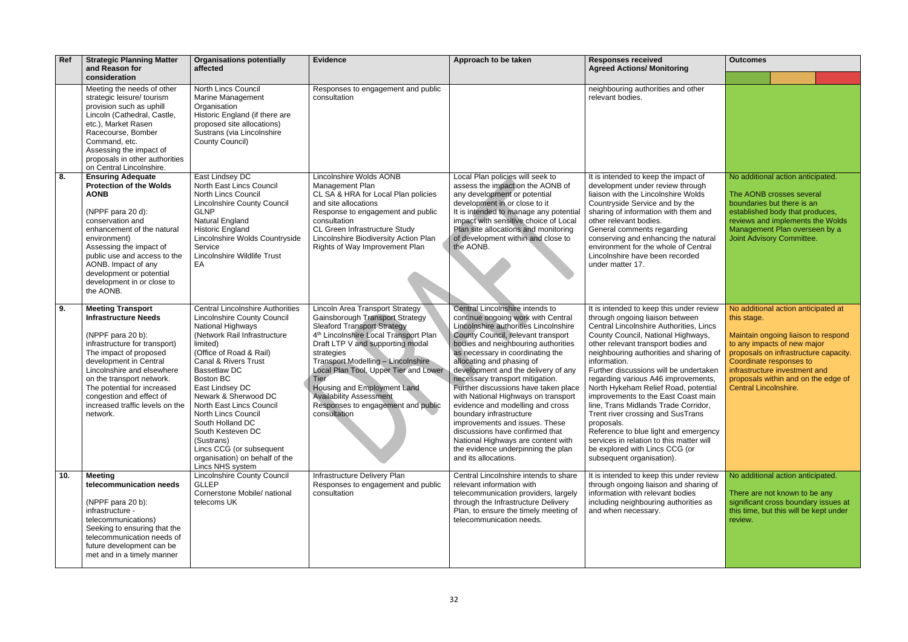| Ref | Strategic Planning Matter and Reason for consideration | Organisations potentially affected | Evidence | Approach to be taken | Responses received Agreed Actions/ Monitoring | Outcomes |
|---|---|---|---|---|---|---|
| | Meeting the needs of other strategic leisure/ tourism provision such as uphill Lincoln (Cathedral, Castle, etc.), Market Rasen Racecourse, Bomber Command, etc.<br>Assessing the impact of proposals in other authorities on Central Lincolnshire. | North Lincs Council<br>Marine Management Organisation<br>Historic England (if there are proposed site allocations)<br>Sustrans (via Lincolnshire County Council) | Responses to engagement and public consultation | | neighbouring authorities and other relevant bodies. | |
| 8. | **Ensuring Adequate Protection of the Wolds AONB**<br><br>(NPPF para 20 d): conservation and enhancement of the natural environment)<br>Assessing the impact of public use and access to the AONB. Impact of any development or potential development in or close to the AONB. | East Lindsey DC<br>North East Lincs Council<br>North Lincs Council<br>Lincolnshire County Council<br>GLNP<br>Natural England<br>Historic England<br>Lincolnshire Wolds Countryside Service<br>Lincolnshire Wildlife Trust<br>EA | Lincolnshire Wolds AONB Management Plan<br>CL SA & HRA for Local Plan policies and site allocations<br>Response to engagement and public consultation<br>CL Green Infrastructure Study<br>Lincolnshire Biodiversity Action Plan<br>Rights of Way Improvement Plan | Local Plan policies will seek to assess the impact on the AONB of any development or potential development in or close to it<br>It is intended to manage any potential impact with sensitive choice of Local Plan site allocations and monitoring of development within and close to the AONB. | It is intended to keep the impact of development under review through liaison with the Lincolnshire Wolds Countryside Service and by the sharing of information with them and other relevant bodies.<br>General comments regarding conserving and enhancing the natural environment for the whole of Central Lincolnshire have been recorded under matter 17. | No additional action anticipated.<br><br>The AONB crosses several boundaries but there is an established body that produces, reviews and implements the Wolds Management Plan overseen by a Joint Advisory Committee. |
| 9. | **Meeting Transport Infrastructure Needs**<br><br>(NPPF para 20 b): infrastructure for transport)<br>The impact of proposed development in Central Lincolnshire and elsewhere on the transport network.<br>The potential for increased congestion and effect of increased traffic levels on the network. | Central Lincolnshire Authorities<br>Lincolnshire County Council<br>National Highways<br>(Network Rail Infrastructure limited)<br>(Office of Road & Rail)<br>Canal & Rivers Trust<br>Bassetlaw DC<br>Boston BC<br>East Lindsey DC<br>Newark & Sherwood DC<br>North East Lincs Council<br>North Lincs Council<br>South Holland DC<br>South Kesteven DC<br>(Sustrans)<br>Lincs CCG (or subsequent organisation) on behalf of the Lincs NHS system | Lincoln Area Transport Strategy<br>Gainsborough Transport Strategy<br>Sleaford Transport Strategy<br>4th Lincolnshire Local Transport Plan<br>Draft LTP V and supporting modal strategies<br>Transport Modelling – Lincolnshire Local Plan Tool, Upper Tier and Lower Tier<br>Housing and Employment Land Availability Assessment<br>Responses to engagement and public consultation | Central Lincolnshire intends to continue ongoing work with Central Lincolnshire authorities Lincolnshire County Council, relevant transport bodies and neighbouring authorities as necessary in coordinating the allocating and phasing of development and the delivery of any necessary transport mitigation.<br>Further discussions have taken place with National Highways on transport evidence and modelling and cross boundary infrastructure improvements and issues. These discussions have confirmed that National Highways are content with the evidence underpinning the plan and its allocations. | It is intended to keep this under review through ongoing liaison between Central Lincolnshire Authorities, Lincs County Council, National Highways, other relevant transport bodies and neighbouring authorities and sharing of information.<br>Further discussions will be undertaken regarding various A46 improvements, North Hykeham Relief Road, potential improvements to the East Coast main line, Trans Midlands Trade Corridor, Trent river crossing and SusTrans proposals.<br>Reference to blue light and emergency services in relation to this matter will be explored with Lincs CCG (or subsequent organisation). | No additional action anticipated at this stage.<br><br>Maintain ongoing liaison to respond to any impacts of new major proposals on infrastructure capacity. Coordinate responses to infrastructure investment and proposals within and on the edge of Central Lincolnshire. |
| 10. | **Meeting telecommunication needs**<br><br>(NPPF para 20 b): infrastructure - telecommunications)<br>Seeking to ensuring that the telecommunication needs of future development can be met and in a timely manner | Lincolnshire County Council<br>GLLEP<br>Cornerstone Mobile/ national telecoms UK | Infrastructure Delivery Plan<br>Responses to engagement and public consultation | Central Lincolnshire intends to share relevant information with telecommunication providers, largely through the Infrastructure Delivery Plan, to ensure the timely meeting of telecommunication needs. | It is intended to keep this under review through ongoing liaison and sharing of information with relevant bodies including neighbouring authorities as and when necessary. | No additional action anticipated.<br><br>There are not known to be any significant cross boundary issues at this time, but this will be kept under review. |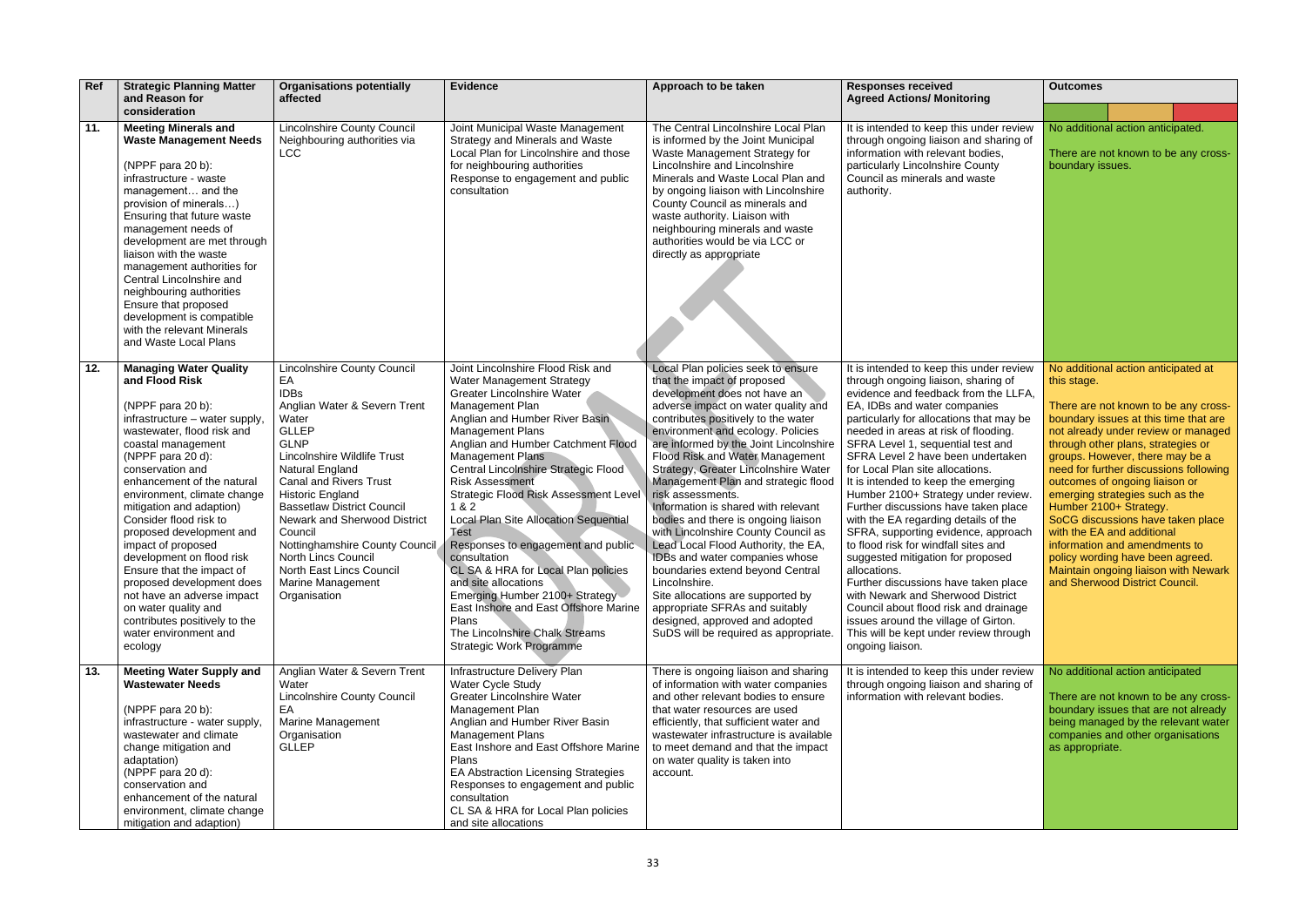| Ref | Strategic Planning Matter and Reason for consideration | Organisations potentially affected | Evidence | Approach to be taken | Responses received Agreed Actions/ Monitoring | Outcomes |
|---|---|---|---|---|---|---|
| 11. | **Meeting Minerals and Waste Management Needs**<br><br>(NPPF para 20 b): infrastructure - waste management… and the provision of minerals…)<br>Ensuring that future waste management needs of development are met through liaison with the waste management authorities for Central Lincolnshire and neighbouring authorities<br>Ensure that proposed development is compatible with the relevant Minerals and Waste Local Plans | Lincolnshire County Council<br>Neighbouring authorities via LCC | Joint Municipal Waste Management Strategy and Minerals and Waste Local Plan for Lincolnshire and those for neighbouring authorities<br>Response to engagement and public consultation | The Central Lincolnshire Local Plan is informed by the Joint Municipal Waste Management Strategy for Lincolnshire and Lincolnshire Minerals and Waste Local Plan and by ongoing liaison with Lincolnshire County Council as minerals and waste authority. Liaison with neighbouring minerals and waste authorities would be via LCC or directly as appropriate | It is intended to keep this under review through ongoing liaison and sharing of information with relevant bodies, particularly Lincolnshire County Council as minerals and waste authority. | No additional action anticipated.<br><br>There are not known to be any cross-boundary issues. |
| 12. | **Managing Water Quality and Flood Risk**<br><br>(NPPF para 20 b): infrastructure – water supply, wastewater, flood risk and coastal management<br>(NPPF para 20 d): conservation and enhancement of the natural environment, climate change mitigation and adaption)<br>Consider flood risk to proposed development and impact of proposed development on flood risk<br>Ensure that the impact of proposed development does not have an adverse impact on water quality and contributes positively to the water environment and ecology | Lincolnshire County Council<br>EA<br>IDBs<br>Anglian Water & Severn Trent Water<br>GLLEP<br>GLNP<br>Lincolnshire Wildlife Trust<br>Natural England<br>Canal and Rivers Trust<br>Historic England<br>Bassetlaw District Council<br>Newark and Sherwood District Council<br>Nottinghamshire County Council<br>North Lincs Council<br>North East Lincs Council<br>Marine Management Organisation | Joint Lincolnshire Flood Risk and Water Management Strategy<br>Greater Lincolnshire Water Management Plan<br>Anglian and Humber River Basin Management Plans<br>Anglian and Humber Catchment Flood Management Plans<br>Central Lincolnshire Strategic Flood Risk Assessment<br>Strategic Flood Risk Assessment Level 1 & 2<br>Local Plan Site Allocation Sequential Test<br>Responses to engagement and public consultation<br>CL SA & HRA for Local Plan policies and site allocations<br>Emerging Humber 2100+ Strategy<br>East Inshore and East Offshore Marine Plans<br>The Lincolnshire Chalk Streams Strategic Work Programme | Local Plan policies seek to ensure that the impact of proposed development does not have an adverse impact on water quality and contributes positively to the water environment and ecology. Policies are informed by the Joint Lincolnshire Flood Risk and Water Management Strategy, Greater Lincolnshire Water Management Plan and strategic flood risk assessments.<br>Information is shared with relevant bodies and there is ongoing liaison with Lincolnshire County Council as Lead Local Flood Authority, the EA, IDBs and water companies whose boundaries extend beyond Central Lincolnshire.<br>Site allocations are supported by appropriate SFRAs and suitably designed, approved and adopted SuDS will be required as appropriate. | It is intended to keep this under review through ongoing liaison, sharing of evidence and feedback from the LLFA, EA, IDBs and water companies particularly for allocations that may be needed in areas at risk of flooding.<br>SFRA Level 1, sequential test and SFRA Level 2 have been undertaken for Local Plan site allocations.<br>It is intended to keep the emerging Humber 2100+ Strategy under review.<br>Further discussions have taken place with the EA regarding details of the SFRA, supporting evidence, approach to flood risk for windfall sites and suggested mitigation for proposed allocations.<br>Further discussions have taken place with Newark and Sherwood District Council about flood risk and drainage issues around the village of Girton. This will be kept under review through ongoing liaison. | No additional action anticipated at this stage.<br><br>There are not known to be any cross-boundary issues at this time that are not already under review or managed through other plans, strategies or groups. However, there may be a need for further discussions following outcomes of ongoing liaison or emerging strategies such as the Humber 2100+ Strategy.<br>SoCG discussions have taken place with the EA and additional information and amendments to policy wording have been agreed.<br>Maintain ongoing liaison with Newark and Sherwood District Council. |
| 13. | **Meeting Water Supply and Wastewater Needs**<br><br>(NPPF para 20 b): infrastructure - water supply, wastewater and climate change mitigation and adaptation)<br>(NPPF para 20 d): conservation and enhancement of the natural environment, climate change mitigation and adaption) | Anglian Water & Severn Trent Water<br>Lincolnshire County Council<br>EA<br>Marine Management Organisation<br>GLLEP | Infrastructure Delivery Plan<br>Water Cycle Study<br>Greater Lincolnshire Water Management Plan<br>Anglian and Humber River Basin Management Plans<br>East Inshore and East Offshore Marine Plans<br>EA Abstraction Licensing Strategies<br>Responses to engagement and public consultation<br>CL SA & HRA for Local Plan policies and site allocations | There is ongoing liaison and sharing of information with water companies and other relevant bodies to ensure that water resources are used efficiently, that sufficient water and wastewater infrastructure is available to meet demand and that the impact on water quality is taken into account. | It is intended to keep this under review through ongoing liaison and sharing of information with relevant bodies. | No additional action anticipated<br><br>There are not known to be any cross-boundary issues that are not already being managed by the relevant water companies and other organisations as appropriate. |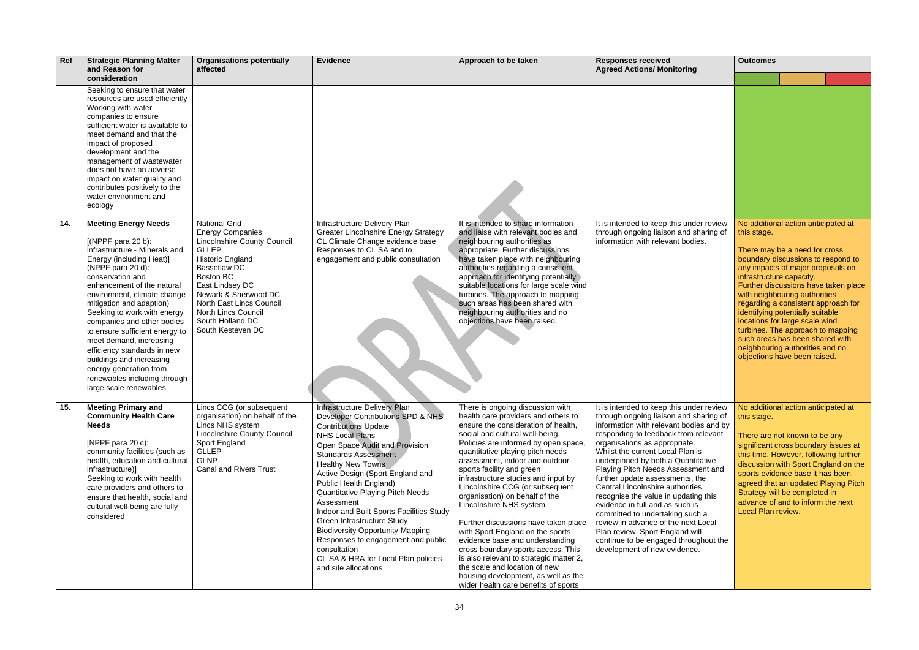| Ref | Strategic Planning Matter and Reason for consideration | Organisations potentially affected | Evidence | Approach to be taken | Responses received Agreed Actions/ Monitoring | Outcomes |
|---|---|---|---|---|---|---|
| | Seeking to ensure that water resources are used efficiently Working with water companies to ensure sufficient water is available to meet demand and that the impact of proposed development and the management of wastewater does not have an adverse impact on water quality and contributes positively to the water environment and ecology | | | | | |
| 14. | **Meeting Energy Needs**<br><br>[(NPPF para 20 b): infrastructure - Minerals and Energy (including Heat)] (NPPF para 20 d): conservation and enhancement of the natural environment, climate change mitigation and adaption) Seeking to work with energy companies and other bodies to ensure sufficient energy to meet demand, increasing efficiency standards in new buildings and increasing energy generation from renewables including through large scale renewables | National Grid<br>Energy Companies<br>Lincolnshire County Council<br>GLLEP<br>Historic England<br>Bassetlaw DC<br>Boston BC<br>East Lindsey DC<br>Newark & Sherwood DC<br>North East Lincs Council<br>North Lincs Council<br>South Holland DC<br>South Kesteven DC | Infrastructure Delivery Plan<br>Greater Lincolnshire Energy Strategy<br>CL Climate Change evidence base<br>Responses to CL SA and to engagement and public consultation | It is intended to share information and liaise with relevant bodies and neighbouring authorities as appropriate. Further discussions have taken place with neighbouring authorities regarding a consistent approach for identifying potentially suitable locations for large scale wind turbines. The approach to mapping such areas has been shared with neighbouring authorities and no objections have been raised. | It is intended to keep this under review through ongoing liaison and sharing of information with relevant bodies. | No additional action anticipated at this stage.<br><br>There may be a need for cross boundary discussions to respond to any impacts of major proposals on infrastructure capacity.<br>Further discussions have taken place with neighbouring authorities regarding a consistent approach for identifying potentially suitable locations for large scale wind turbines. The approach to mapping such areas has been shared with neighbouring authorities and no objections have been raised. |
| 15. | **Meeting Primary and Community Health Care Needs**<br><br>[NPPF para 20 c): community facilities (such as health, education and cultural infrastructure)]<br>Seeking to work with health care providers and others to ensure that health, social and cultural well-being are fully considered | Lincs CCG (or subsequent organisation) on behalf of the Lincs NHS system<br>Lincolnshire County Council<br>Sport England<br>GLLEP<br>GLNP<br>Canal and Rivers Trust | Infrastructure Delivery Plan<br>Developer Contributions SPD & NHS Contributions Update<br>NHS Local Plans<br>Open Space Audit and Provision Standards Assessment<br>Healthy New Towns<br>Active Design (Sport England and Public Health England)<br>Quantitative Playing Pitch Needs Assessment<br>Indoor and Built Sports Facilities Study<br>Green Infrastructure Study<br>Biodiversity Opportunity Mapping<br>Responses to engagement and public consultation<br>CL SA & HRA for Local Plan policies and site allocations | There is ongoing discussion with health care providers and others to ensure the consideration of health, social and cultural well-being. Policies are informed by open space, quantitative playing pitch needs assessment, indoor and outdoor sports facility and green infrastructure studies and input by Lincolnshire CCG (or subsequent organisation) on behalf of the Lincolnshire NHS system.<br><br>Further discussions have taken place with Sport England on the sports evidence base and understanding cross boundary sports access. This is also relevant to strategic matter 2, the scale and location of new housing development, as well as the wider health care benefits of sports | It is intended to keep this under review through ongoing liaison and sharing of information with relevant bodies and by responding to feedback from relevant organisations as appropriate. Whilst the current Local Plan is underpinned by both a Quantitative Playing Pitch Needs Assessment and further update assessments, the Central Lincolnshire authorities recognise the value in updating this evidence in full and as such is committed to undertaking such a review in advance of the next Local Plan review. Sport England will continue to be engaged throughout the development of new evidence. | No additional action anticipated at this stage.<br><br>There are not known to be any significant cross boundary issues at this time. However, following further discussion with Sport England on the sports evidence base it has been agreed that an updated Playing Pitch Strategy will be completed in advance of and to inform the next Local Plan review. |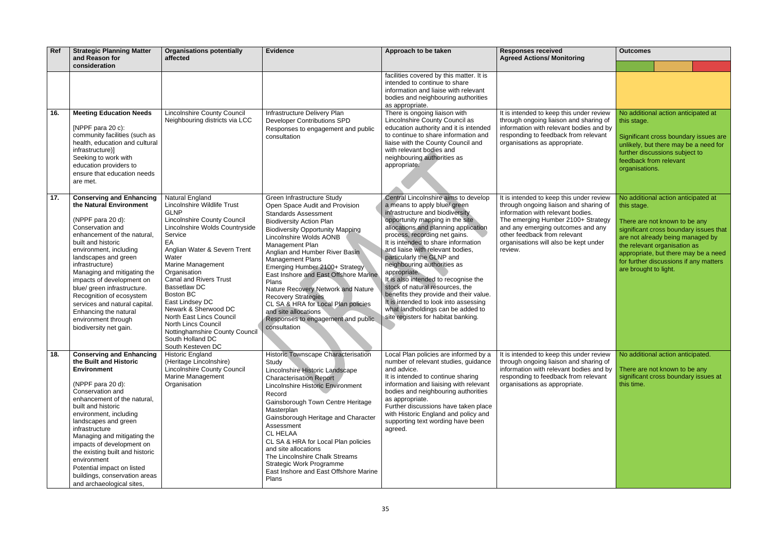| Ref | Strategic Planning Matter and Reason for consideration | Organisations potentially affected | Evidence | Approach to be taken | Responses received Agreed Actions/ Monitoring | Outcomes |
|---|---|---|---|---|---|---|
| | | | | facilities covered by this matter. It is intended to continue to share information and liaise with relevant bodies and neighbouring authorities as appropriate. | | |
| 16. | **Meeting Education Needs**<br><br>[NPPF para 20 c): community facilities (such as health, education and cultural infrastructure)]<br>Seeking to work with education providers to ensure that education needs are met. | Lincolnshire County Council<br>Neighbouring districts via LCC | Infrastructure Delivery Plan<br>Developer Contributions SPD<br>Responses to engagement and public consultation | There is ongoing liaison with Lincolnshire County Council as education authority and it is intended to continue to share information and liaise with the County Council and with relevant bodies and neighbouring authorities as appropriate. | It is intended to keep this under review through ongoing liaison and sharing of information with relevant bodies and by responding to feedback from relevant organisations as appropriate. | No additional action anticipated at this stage.<br><br>Significant cross boundary issues are unlikely, but there may be a need for further discussions subject to feedback from relevant organisations. |
| 17. | **Conserving and Enhancing the Natural Environment**<br><br>(NPPF para 20 d):<br>Conservation and enhancement of the natural, built and historic environment, including landscapes and green infrastructure)<br>Managing and mitigating the impacts of development on blue/ green infrastructure.<br>Recognition of ecosystem services and natural capital.<br>Enhancing the natural environment through biodiversity net gain. | Natural England<br>Lincolnshire Wildlife Trust<br>GLNP<br>Lincolnshire County Council<br>Lincolnshire Wolds Countryside Service<br>EA<br>Anglian Water & Severn Trent Water<br>Marine Management Organisation<br>Canal and Rivers Trust<br>Bassetlaw DC<br>Boston BC<br>East Lindsey DC<br>Newark & Sherwood DC<br>North East Lincs Council<br>North Lincs Council<br>Nottinghamshire County Council<br>South Holland DC<br>South Kesteven DC | Green Infrastructure Study<br>Open Space Audit and Provision Standards Assessment<br>Biodiversity Action Plan<br>Biodiversity Opportunity Mapping<br>Lincolnshire Wolds AONB Management Plan<br>Anglian and Humber River Basin Management Plans<br>Emerging Humber 2100+ Strategy<br>East Inshore and East Offshore Marine Plans<br>Nature Recovery Network and Nature Recovery Strategies<br>CL SA & HRA for Local Plan policies and site allocations<br>Responses to engagement and public consultation | Central Lincolnshire aims to develop a means to apply blue/ green infrastructure and biodiversity opportunity mapping in the site allocations and planning application process, recording net gains.<br>It is intended to share information and liaise with relevant bodies, particularly the GLNP and neighbouring authorities as appropriate.<br>It is also intended to recognise the stock of natural resources, the benefits they provide and their value.<br>It is intended to look into assessing what landholdings can be added to site registers for habitat banking. | It is intended to keep this under review through ongoing liaison and sharing of information with relevant bodies.<br>The emerging Humber 2100+ Strategy and any emerging outcomes and any other feedback from relevant organisations will also be kept under review. | No additional action anticipated at this stage.<br><br>There are not known to be any significant cross boundary issues that are not already being managed by the relevant organisation as appropriate, but there may be a need for further discussions if any matters are brought to light. |
| 18. | **Conserving and Enhancing the Built and Historic Environment**<br><br>(NPPF para 20 d):<br>Conservation and enhancement of the natural, built and historic environment, including landscapes and green infrastructure<br>Managing and mitigating the impacts of development on the existing built and historic environment<br>Potential impact on listed buildings, conservation areas and archaeological sites, | Historic England (Heritage Lincolnshire)<br>Lincolnshire County Council<br>Marine Management Organisation | Historic Townscape Characterisation Study<br>Lincolnshire Historic Landscape Characterisation Report<br>Lincolnshire Historic Environment Record<br>Gainsborough Town Centre Heritage Masterplan<br>Gainsborough Heritage and Character Assessment<br>CL HELAA<br>CL SA & HRA for Local Plan policies and site allocations<br>The Lincolnshire Chalk Streams Strategic Work Programme<br>East Inshore and East Offshore Marine Plans | Local Plan policies are informed by a number of relevant studies, guidance and advice.<br>It is intended to continue sharing information and liaising with relevant bodies and neighbouring authorities as appropriate.<br>Further discussions have taken place with Historic England and policy and supporting text wording have been agreed. | It is intended to keep this under review through ongoing liaison and sharing of information with relevant bodies and by responding to feedback from relevant organisations as appropriate. | No additional action anticipated.<br><br>There are not known to be any significant cross boundary issues at this time. |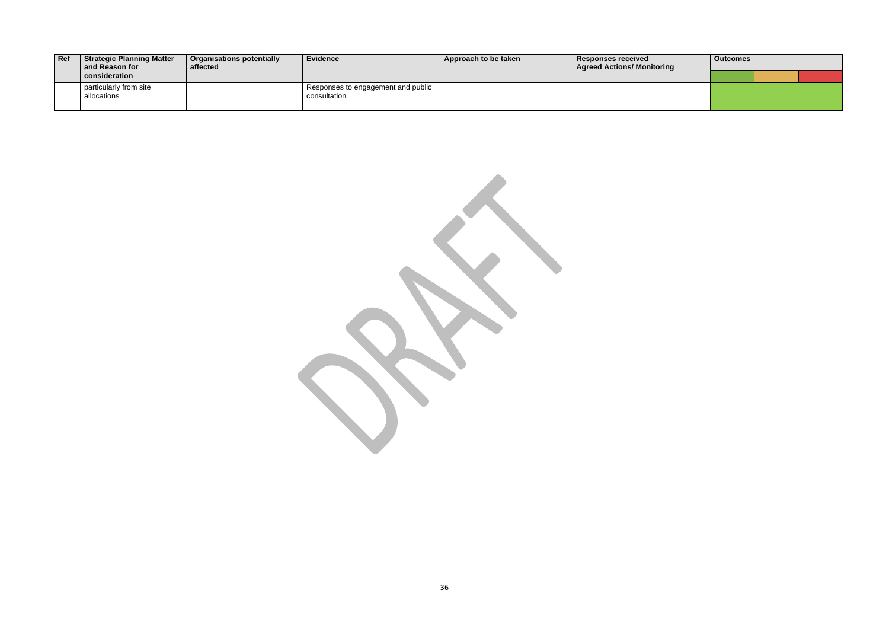| Ref | Strategic Planning Matter and Reason for consideration | Organisations potentially affected | Evidence | Approach to be taken | Responses received Agreed Actions/ Monitoring | Outcomes | | |
|---|---|---|---|---|---|---|---|---|
| | particularly from site allocations | | Responses to engagement and public consultation | | | | | |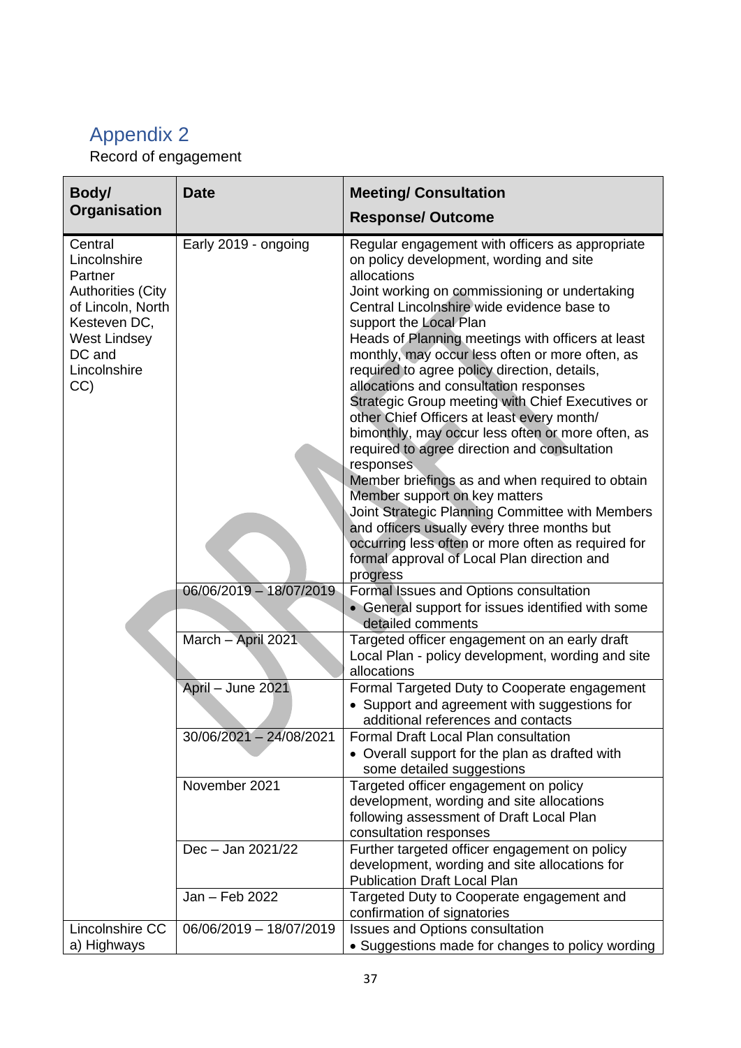## Appendix 2

Record of engagement

| Body/ Organisation | Date | Meeting/ Consultation<br>Response/ Outcome |
|---|---|---|
| Central Lincolnshire Partner Authorities (City of Lincoln, North Kesteven DC, West Lindsey DC and Lincolnshire CC) | Early 2019 - ongoing | Regular engagement with officers as appropriate on policy development, wording and site allocations<br>Joint working on commissioning or undertaking Central Lincolnshire wide evidence base to support the Local Plan<br>Heads of Planning meetings with officers at least monthly, may occur less often or more often, as required to agree policy direction, details, allocations and consultation responses<br>Strategic Group meeting with Chief Executives or other Chief Officers at least every month/ bimonthly, may occur less often or more often, as required to agree direction and consultation responses<br>Member briefings as and when required to obtain Member support on key matters<br>Joint Strategic Planning Committee with Members and officers usually every three months but occurring less often or more often as required for formal approval of Local Plan direction and progress |
| | 06/06/2019 – 18/07/2019 | Formal Issues and Options consultation<br>• General support for issues identified with some detailed comments |
| | March – April 2021 | Targeted officer engagement on an early draft Local Plan - policy development, wording and site allocations |
| | April – June 2021 | Formal Targeted Duty to Cooperate engagement<br>• Support and agreement with suggestions for additional references and contacts |
| | 30/06/2021 – 24/08/2021 | Formal Draft Local Plan consultation<br>• Overall support for the plan as drafted with some detailed suggestions |
| | November 2021 | Targeted officer engagement on policy development, wording and site allocations following assessment of Draft Local Plan consultation responses |
| | Dec – Jan 2021/22 | Further targeted officer engagement on policy development, wording and site allocations for Publication Draft Local Plan |
| | Jan – Feb 2022 | Targeted Duty to Cooperate engagement and confirmation of signatories |
| Lincolnshire CC a) Highways | 06/06/2019 – 18/07/2019 | Issues and Options consultation<br>• Suggestions made for changes to policy wording |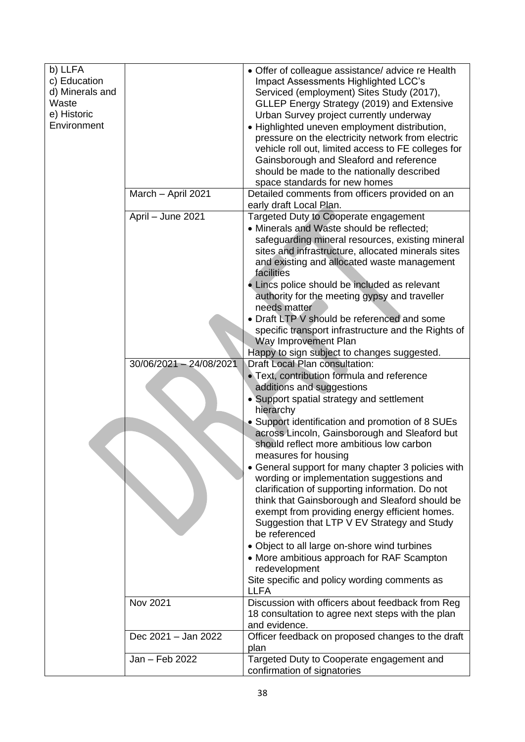| | | |
|---|---|---|
| b) LLFA<br>c) Education<br>d) Minerals and Waste<br>e) Historic Environment | | • Offer of colleague assistance/ advice re Health Impact Assessments Highlighted LCC's Serviced (employment) Sites Study (2017), GLLEP Energy Strategy (2019) and Extensive Urban Survey project currently underway<br>• Highlighted uneven employment distribution, pressure on the electricity network from electric vehicle roll out, limited access to FE colleges for Gainsborough and Sleaford and reference should be made to the nationally described space standards for new homes |
| | March – April 2021 | Detailed comments from officers provided on an early draft Local Plan. |
| | April – June 2021 | Targeted Duty to Cooperate engagement<br>• Minerals and Waste should be reflected; safeguarding mineral resources, existing mineral sites and infrastructure, allocated minerals sites and existing and allocated waste management facilities<br>• Lincs police should be included as relevant authority for the meeting gypsy and traveller needs matter<br>• Draft LTP V should be referenced and some specific transport infrastructure and the Rights of Way Improvement Plan<br>Happy to sign subject to changes suggested. |
| | 30/06/2021 – 24/08/2021 | Draft Local Plan consultation:<br>• Text, contribution formula and reference additions and suggestions<br>• Support spatial strategy and settlement hierarchy<br>• Support identification and promotion of 8 SUEs across Lincoln, Gainsborough and Sleaford but should reflect more ambitious low carbon measures for housing<br>• General support for many chapter 3 policies with wording or implementation suggestions and clarification of supporting information. Do not think that Gainsborough and Sleaford should be exempt from providing energy efficient homes. Suggestion that LTP V EV Strategy and Study be referenced<br>• Object to all large on-shore wind turbines<br>• More ambitious approach for RAF Scampton redevelopment<br>Site specific and policy wording comments as LLFA |
| | Nov 2021 | Discussion with officers about feedback from Reg 18 consultation to agree next steps with the plan and evidence. |
| | Dec 2021 – Jan 2022 | Officer feedback on proposed changes to the draft plan |
| | Jan – Feb 2022 | Targeted Duty to Cooperate engagement and confirmation of signatories |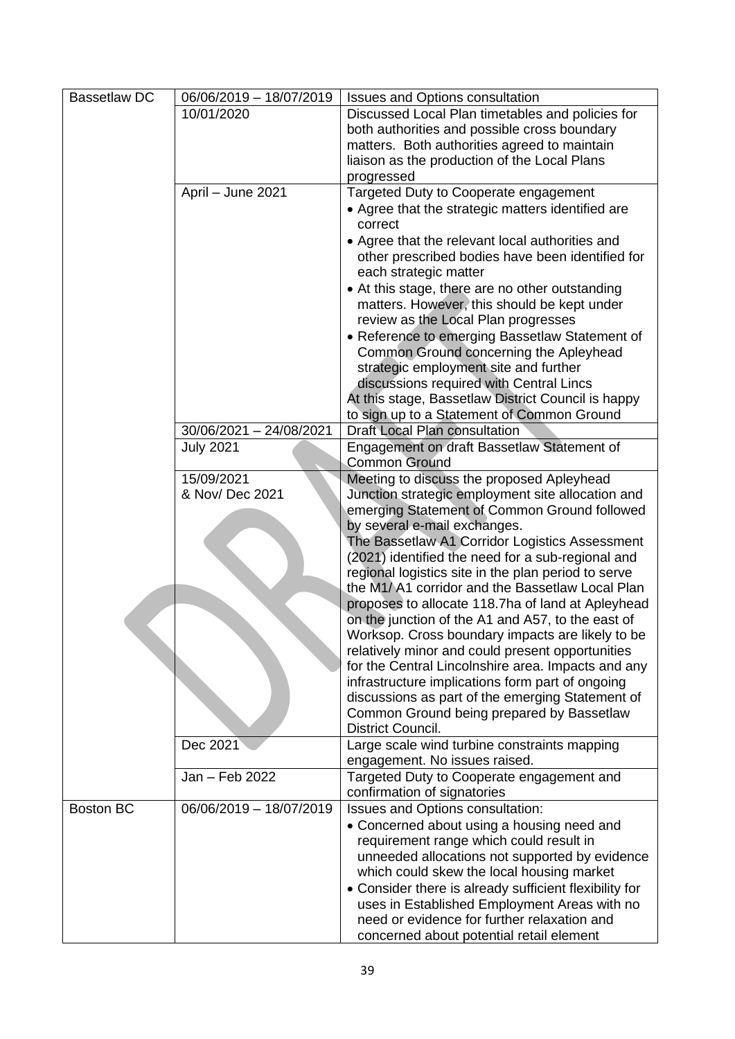| | | |
|---|---|---|
| Bassetlaw DC | 06/06/2019 – 18/07/2019 | Issues and Options consultation |
| | 10/01/2020 | Discussed Local Plan timetables and policies for both authorities and possible cross boundary matters. Both authorities agreed to maintain liaison as the production of the Local Plans progressed |
| | April – June 2021 | Targeted Duty to Cooperate engagement<br>• Agree that the strategic matters identified are correct<br>• Agree that the relevant local authorities and other prescribed bodies have been identified for each strategic matter<br>• At this stage, there are no other outstanding matters. However, this should be kept under review as the Local Plan progresses<br>• Reference to emerging Bassetlaw Statement of Common Ground concerning the Apleyhead strategic employment site and further discussions required with Central Lincs<br>At this stage, Bassetlaw District Council is happy to sign up to a Statement of Common Ground |
| | 30/06/2021 – 24/08/2021 | Draft Local Plan consultation |
| | July 2021 | Engagement on draft Bassetlaw Statement of Common Ground |
| | 15/09/2021<br>& Nov/ Dec 2021 | Meeting to discuss the proposed Apleyhead Junction strategic employment site allocation and emerging Statement of Common Ground followed by several e-mail exchanges.<br>The Bassetlaw A1 Corridor Logistics Assessment (2021) identified the need for a sub-regional and regional logistics site in the plan period to serve the M1/ A1 corridor and the Bassetlaw Local Plan proposes to allocate 118.7ha of land at Apleyhead on the junction of the A1 and A57, to the east of Worksop. Cross boundary impacts are likely to be relatively minor and could present opportunities for the Central Lincolnshire area. Impacts and any infrastructure implications form part of ongoing discussions as part of the emerging Statement of Common Ground being prepared by Bassetlaw District Council. |
| | Dec 2021 | Large scale wind turbine constraints mapping engagement. No issues raised. |
| | Jan – Feb 2022 | Targeted Duty to Cooperate engagement and confirmation of signatories |
| Boston BC | 06/06/2019 – 18/07/2019 | Issues and Options consultation:<br>• Concerned about using a housing need and requirement range which could result in unneeded allocations not supported by evidence which could skew the local housing market<br>• Consider there is already sufficient flexibility for uses in Established Employment Areas with no need or evidence for further relaxation and concerned about potential retail element |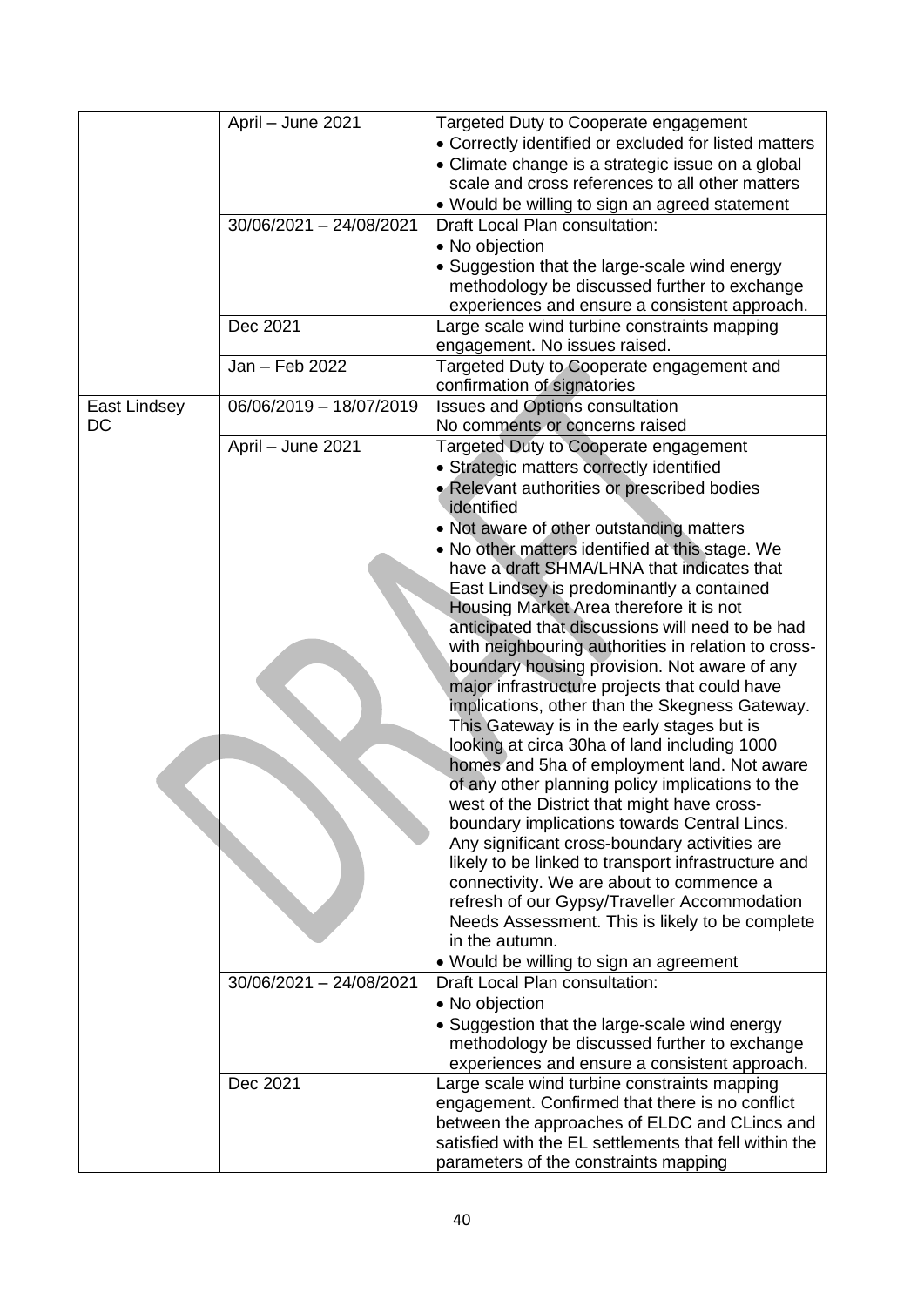| | | |
|---|---|---|
| | April – June 2021 | Targeted Duty to Cooperate engagement<br>• Correctly identified or excluded for listed matters<br>• Climate change is a strategic issue on a global scale and cross references to all other matters<br>• Would be willing to sign an agreed statement |
| | 30/06/2021 – 24/08/2021 | Draft Local Plan consultation:<br>• No objection<br>• Suggestion that the large-scale wind energy methodology be discussed further to exchange experiences and ensure a consistent approach. |
| | Dec 2021 | Large scale wind turbine constraints mapping engagement. No issues raised. |
| | Jan – Feb 2022 | Targeted Duty to Cooperate engagement and confirmation of signatories |
| East Lindsey DC | 06/06/2019 – 18/07/2019 | Issues and Options consultation<br>No comments or concerns raised |
| | April – June 2021 | Targeted Duty to Cooperate engagement<br>• Strategic matters correctly identified<br>• Relevant authorities or prescribed bodies identified<br>• Not aware of other outstanding matters<br>• No other matters identified at this stage. We have a draft SHMA/LHNA that indicates that East Lindsey is predominantly a contained Housing Market Area therefore it is not anticipated that discussions will need to be had with neighbouring authorities in relation to cross-boundary housing provision. Not aware of any major infrastructure projects that could have implications, other than the Skegness Gateway. This Gateway is in the early stages but is looking at circa 30ha of land including 1000 homes and 5ha of employment land. Not aware of any other planning policy implications to the west of the District that might have cross-boundary implications towards Central Lincs. Any significant cross-boundary activities are likely to be linked to transport infrastructure and connectivity. We are about to commence a refresh of our Gypsy/Traveller Accommodation Needs Assessment. This is likely to be complete in the autumn.<br>• Would be willing to sign an agreement |
| | 30/06/2021 – 24/08/2021 | Draft Local Plan consultation:<br>• No objection<br>• Suggestion that the large-scale wind energy methodology be discussed further to exchange experiences and ensure a consistent approach. |
| | Dec 2021 | Large scale wind turbine constraints mapping engagement. Confirmed that there is no conflict between the approaches of ELDC and CLincs and satisfied with the EL settlements that fell within the parameters of the constraints mapping |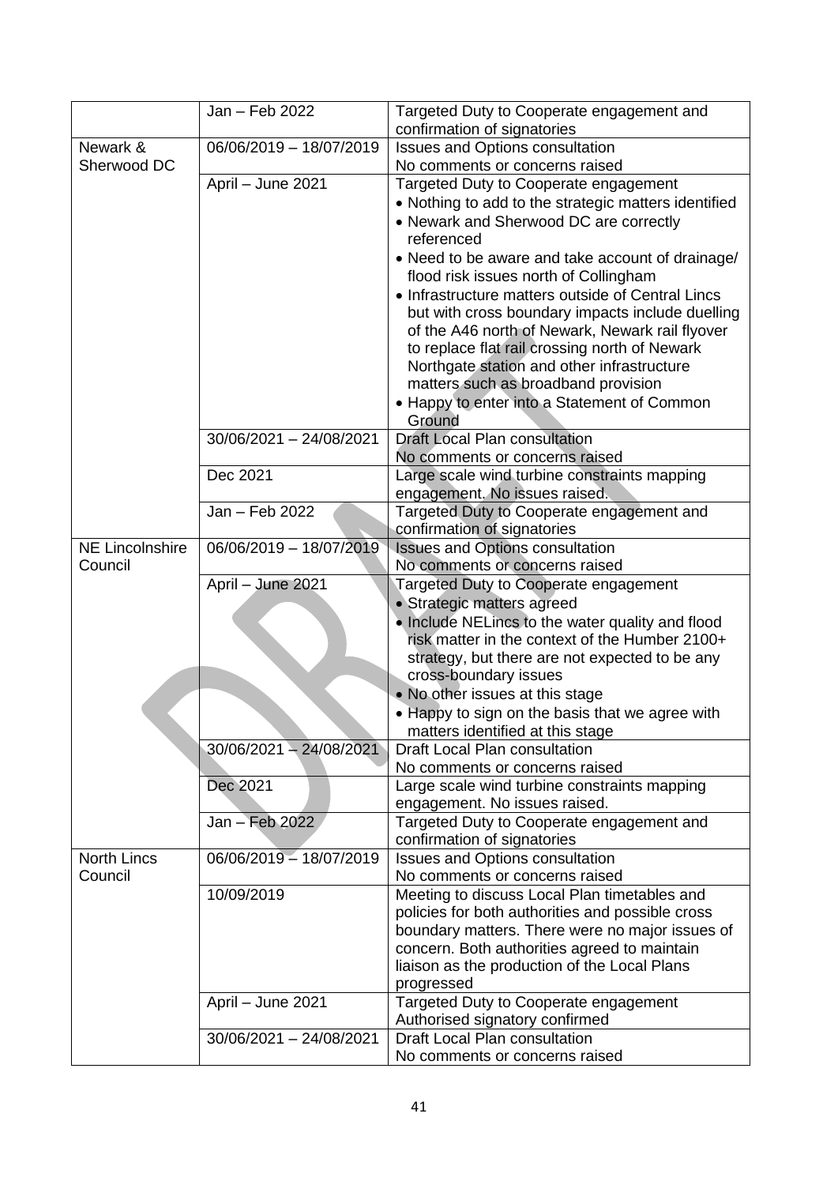| | | |
|---|---|---|
| | Jan – Feb 2022 | Targeted Duty to Cooperate engagement and confirmation of signatories |
| Newark & Sherwood DC | 06/06/2019 – 18/07/2019 | Issues and Options consultation<br>No comments or concerns raised |
| | April – June 2021 | Targeted Duty to Cooperate engagement<br>• Nothing to add to the strategic matters identified<br>• Newark and Sherwood DC are correctly referenced<br>• Need to be aware and take account of drainage/ flood risk issues north of Collingham<br>• Infrastructure matters outside of Central Lincs but with cross boundary impacts include duelling of the A46 north of Newark, Newark rail flyover to replace flat rail crossing north of Newark Northgate station and other infrastructure matters such as broadband provision<br>• Happy to enter into a Statement of Common Ground |
| | 30/06/2021 – 24/08/2021 | Draft Local Plan consultation<br>No comments or concerns raised |
| | Dec 2021 | Large scale wind turbine constraints mapping engagement. No issues raised. |
| | Jan – Feb 2022 | Targeted Duty to Cooperate engagement and confirmation of signatories |
| NE Lincolnshire Council | 06/06/2019 – 18/07/2019 | Issues and Options consultation<br>No comments or concerns raised |
| | April – June 2021 | Targeted Duty to Cooperate engagement<br>• Strategic matters agreed<br>• Include NELincs to the water quality and flood risk matter in the context of the Humber 2100+ strategy, but there are not expected to be any cross-boundary issues<br>• No other issues at this stage<br>• Happy to sign on the basis that we agree with matters identified at this stage |
| | 30/06/2021 – 24/08/2021 | Draft Local Plan consultation<br>No comments or concerns raised |
| | Dec 2021 | Large scale wind turbine constraints mapping engagement. No issues raised. |
| | Jan – Feb 2022 | Targeted Duty to Cooperate engagement and confirmation of signatories |
| North Lincs Council | 06/06/2019 – 18/07/2019 | Issues and Options consultation<br>No comments or concerns raised |
| | 10/09/2019 | Meeting to discuss Local Plan timetables and policies for both authorities and possible cross boundary matters. There were no major issues of concern. Both authorities agreed to maintain liaison as the production of the Local Plans progressed |
| | April – June 2021 | Targeted Duty to Cooperate engagement<br>Authorised signatory confirmed |
| | 30/06/2021 – 24/08/2021 | Draft Local Plan consultation<br>No comments or concerns raised |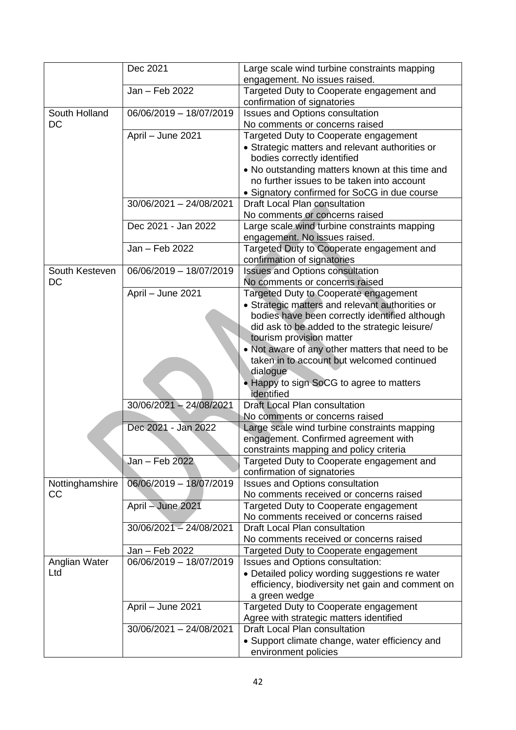|  |  |  |
|---|---|---|
|  | Dec 2021 | Large scale wind turbine constraints mapping engagement. No issues raised. |
|  | Jan – Feb 2022 | Targeted Duty to Cooperate engagement and confirmation of signatories |
| South Holland DC | 06/06/2019 – 18/07/2019 | Issues and Options consultation<br>No comments or concerns raised |
|  | April – June 2021 | Targeted Duty to Cooperate engagement<br>• Strategic matters and relevant authorities or bodies correctly identified<br>• No outstanding matters known at this time and no further issues to be taken into account<br>• Signatory confirmed for SoCG in due course |
|  | 30/06/2021 – 24/08/2021 | Draft Local Plan consultation<br>No comments or concerns raised |
|  | Dec 2021 - Jan 2022 | Large scale wind turbine constraints mapping engagement. No issues raised. |
|  | Jan – Feb 2022 | Targeted Duty to Cooperate engagement and confirmation of signatories |
| South Kesteven DC | 06/06/2019 – 18/07/2019 | Issues and Options consultation<br>No comments or concerns raised |
|  | April – June 2021 | Targeted Duty to Cooperate engagement<br>• Strategic matters and relevant authorities or bodies have been correctly identified although did ask to be added to the strategic leisure/ tourism provision matter<br>• Not aware of any other matters that need to be taken in to account but welcomed continued dialogue<br>• Happy to sign SoCG to agree to matters identified |
|  | 30/06/2021 – 24/08/2021 | Draft Local Plan consultation<br>No comments or concerns raised |
|  | Dec 2021 - Jan 2022 | Large scale wind turbine constraints mapping engagement. Confirmed agreement with constraints mapping and policy criteria |
|  | Jan – Feb 2022 | Targeted Duty to Cooperate engagement and confirmation of signatories |
| Nottinghamshire CC | 06/06/2019 – 18/07/2019 | Issues and Options consultation<br>No comments received or concerns raised |
|  | April – June 2021 | Targeted Duty to Cooperate engagement<br>No comments received or concerns raised |
|  | 30/06/2021 – 24/08/2021 | Draft Local Plan consultation<br>No comments received or concerns raised |
|  | Jan – Feb 2022 | Targeted Duty to Cooperate engagement |
| Anglian Water Ltd | 06/06/2019 – 18/07/2019 | Issues and Options consultation:<br>• Detailed policy wording suggestions re water efficiency, biodiversity net gain and comment on a green wedge |
|  | April – June 2021 | Targeted Duty to Cooperate engagement<br>Agree with strategic matters identified |
|  | 30/06/2021 – 24/08/2021 | Draft Local Plan consultation<br>• Support climate change, water efficiency and environment policies |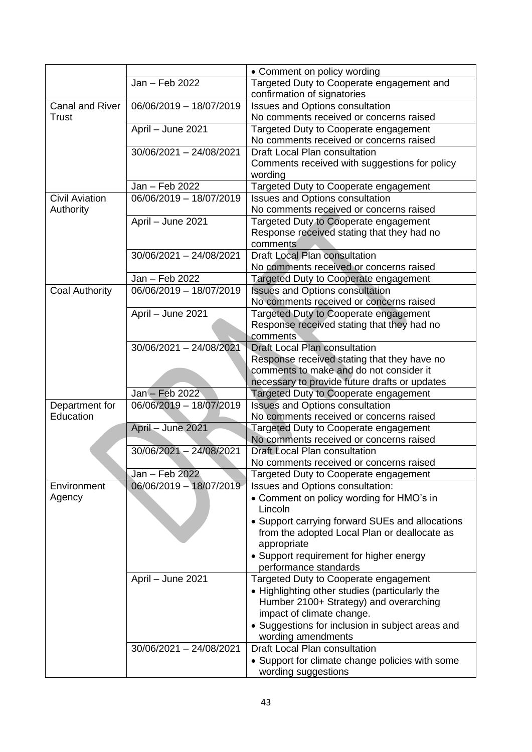| | | |
|---|---|---|
| | | • Comment on policy wording |
| | Jan – Feb 2022 | Targeted Duty to Cooperate engagement and confirmation of signatories |
| Canal and River Trust | 06/06/2019 – 18/07/2019 | Issues and Options consultation<br>No comments received or concerns raised |
| | April – June 2021 | Targeted Duty to Cooperate engagement<br>No comments received or concerns raised |
| | 30/06/2021 – 24/08/2021 | Draft Local Plan consultation<br>Comments received with suggestions for policy wording |
| | Jan – Feb 2022 | Targeted Duty to Cooperate engagement |
| Civil Aviation Authority | 06/06/2019 – 18/07/2019 | Issues and Options consultation<br>No comments received or concerns raised |
| | April – June 2021 | Targeted Duty to Cooperate engagement<br>Response received stating that they had no comments |
| | 30/06/2021 – 24/08/2021 | Draft Local Plan consultation<br>No comments received or concerns raised |
| | Jan – Feb 2022 | Targeted Duty to Cooperate engagement |
| Coal Authority | 06/06/2019 – 18/07/2019 | Issues and Options consultation<br>No comments received or concerns raised |
| | April – June 2021 | Targeted Duty to Cooperate engagement<br>Response received stating that they had no comments |
| | 30/06/2021 – 24/08/2021 | Draft Local Plan consultation<br>Response received stating that they have no comments to make and do not consider it necessary to provide future drafts or updates |
| | Jan – Feb 2022 | Targeted Duty to Cooperate engagement |
| Department for Education | 06/06/2019 – 18/07/2019 | Issues and Options consultation<br>No comments received or concerns raised |
| | April – June 2021 | Targeted Duty to Cooperate engagement<br>No comments received or concerns raised |
| | 30/06/2021 – 24/08/2021 | Draft Local Plan consultation<br>No comments received or concerns raised |
| | Jan – Feb 2022 | Targeted Duty to Cooperate engagement |
| Environment Agency | 06/06/2019 – 18/07/2019 | Issues and Options consultation:<br>• Comment on policy wording for HMO's in Lincoln<br>• Support carrying forward SUEs and allocations from the adopted Local Plan or deallocate as appropriate<br>• Support requirement for higher energy performance standards |
| | April – June 2021 | Targeted Duty to Cooperate engagement<br>• Highlighting other studies (particularly the Humber 2100+ Strategy) and overarching impact of climate change.<br>• Suggestions for inclusion in subject areas and wording amendments |
| | 30/06/2021 – 24/08/2021 | Draft Local Plan consultation<br>• Support for climate change policies with some wording suggestions |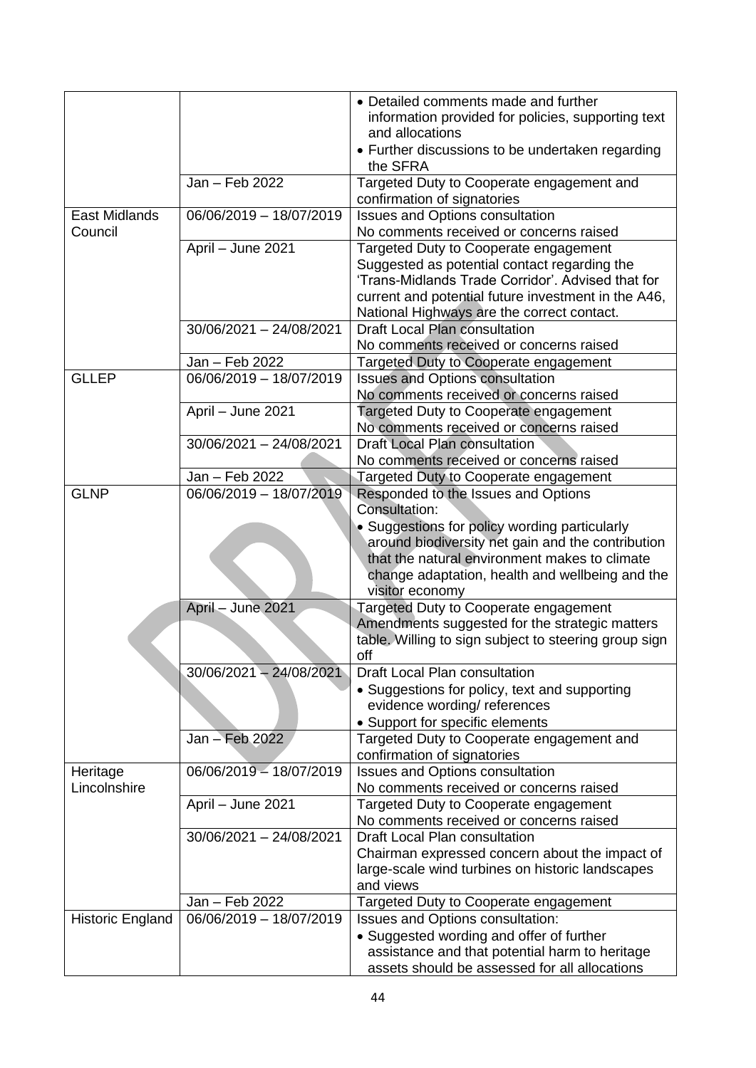| | | |
|---|---|---|
| | | • Detailed comments made and further information provided for policies, supporting text and allocations<br>• Further discussions to be undertaken regarding the SFRA |
| | Jan – Feb 2022 | Targeted Duty to Cooperate engagement and confirmation of signatories |
| East Midlands Council | 06/06/2019 – 18/07/2019 | Issues and Options consultation<br>No comments received or concerns raised |
| | April – June 2021 | Targeted Duty to Cooperate engagement<br>Suggested as potential contact regarding the 'Trans-Midlands Trade Corridor'. Advised that for current and potential future investment in the A46, National Highways are the correct contact. |
| | 30/06/2021 – 24/08/2021 | Draft Local Plan consultation<br>No comments received or concerns raised |
| | Jan – Feb 2022 | Targeted Duty to Cooperate engagement |
| GLLEP | 06/06/2019 – 18/07/2019 | Issues and Options consultation<br>No comments received or concerns raised |
| | April – June 2021 | Targeted Duty to Cooperate engagement<br>No comments received or concerns raised |
| | 30/06/2021 – 24/08/2021 | Draft Local Plan consultation<br>No comments received or concerns raised |
| | Jan – Feb 2022 | Targeted Duty to Cooperate engagement |
| GLNP | 06/06/2019 – 18/07/2019 | Responded to the Issues and Options Consultation:<br>• Suggestions for policy wording particularly around biodiversity net gain and the contribution that the natural environment makes to climate change adaptation, health and wellbeing and the visitor economy |
| | April – June 2021 | Targeted Duty to Cooperate engagement<br>Amendments suggested for the strategic matters table. Willing to sign subject to steering group sign off |
| | 30/06/2021 – 24/08/2021 | Draft Local Plan consultation<br>• Suggestions for policy, text and supporting evidence wording/ references<br>• Support for specific elements |
| | Jan – Feb 2022 | Targeted Duty to Cooperate engagement and confirmation of signatories |
| Heritage Lincolnshire | 06/06/2019 – 18/07/2019 | Issues and Options consultation<br>No comments received or concerns raised |
| | April – June 2021 | Targeted Duty to Cooperate engagement<br>No comments received or concerns raised |
| | 30/06/2021 – 24/08/2021 | Draft Local Plan consultation<br>Chairman expressed concern about the impact of large-scale wind turbines on historic landscapes and views |
| | Jan – Feb 2022 | Targeted Duty to Cooperate engagement |
| Historic England | 06/06/2019 – 18/07/2019 | Issues and Options consultation:<br>• Suggested wording and offer of further assistance and that potential harm to heritage assets should be assessed for all allocations |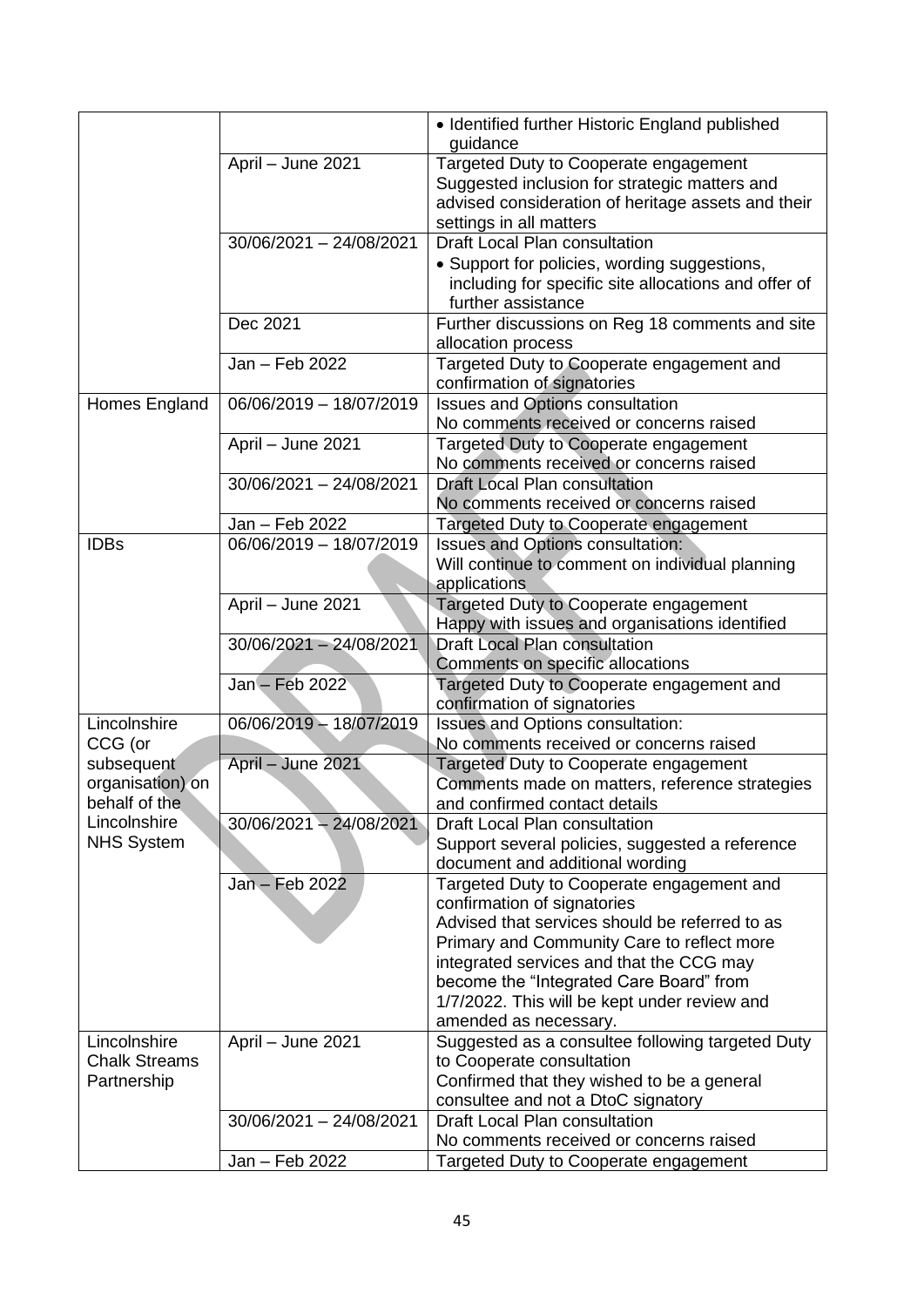| | | |
|---|---|---|
| | | • Identified further Historic England published guidance |
| | April – June 2021 | Targeted Duty to Cooperate engagement<br>Suggested inclusion for strategic matters and advised consideration of heritage assets and their settings in all matters |
| | 30/06/2021 – 24/08/2021 | Draft Local Plan consultation<br>• Support for policies, wording suggestions, including for specific site allocations and offer of further assistance |
| | Dec 2021 | Further discussions on Reg 18 comments and site allocation process |
| | Jan – Feb 2022 | Targeted Duty to Cooperate engagement and confirmation of signatories |
| Homes England | 06/06/2019 – 18/07/2019 | Issues and Options consultation<br>No comments received or concerns raised |
| | April – June 2021 | Targeted Duty to Cooperate engagement<br>No comments received or concerns raised |
| | 30/06/2021 – 24/08/2021 | Draft Local Plan consultation<br>No comments received or concerns raised |
| | Jan – Feb 2022 | Targeted Duty to Cooperate engagement |
| IDBs | 06/06/2019 – 18/07/2019 | Issues and Options consultation:<br>Will continue to comment on individual planning applications |
| | April – June 2021 | Targeted Duty to Cooperate engagement<br>Happy with issues and organisations identified |
| | 30/06/2021 – 24/08/2021 | Draft Local Plan consultation<br>Comments on specific allocations |
| | Jan – Feb 2022 | Targeted Duty to Cooperate engagement and confirmation of signatories |
| Lincolnshire CCG (or subsequent organisation) on behalf of the Lincolnshire NHS System | 06/06/2019 – 18/07/2019 | Issues and Options consultation:<br>No comments received or concerns raised |
| | April – June 2021 | Targeted Duty to Cooperate engagement<br>Comments made on matters, reference strategies and confirmed contact details |
| | 30/06/2021 – 24/08/2021 | Draft Local Plan consultation<br>Support several policies, suggested a reference document and additional wording |
| | Jan – Feb 2022 | Targeted Duty to Cooperate engagement and confirmation of signatories<br>Advised that services should be referred to as Primary and Community Care to reflect more integrated services and that the CCG may become the "Integrated Care Board" from 1/7/2022. This will be kept under review and amended as necessary. |
| Lincolnshire Chalk Streams Partnership | April – June 2021 | Suggested as a consultee following targeted Duty to Cooperate consultation<br>Confirmed that they wished to be a general consultee and not a DtoC signatory |
| | 30/06/2021 – 24/08/2021 | Draft Local Plan consultation<br>No comments received or concerns raised |
| | Jan – Feb 2022 | Targeted Duty to Cooperate engagement |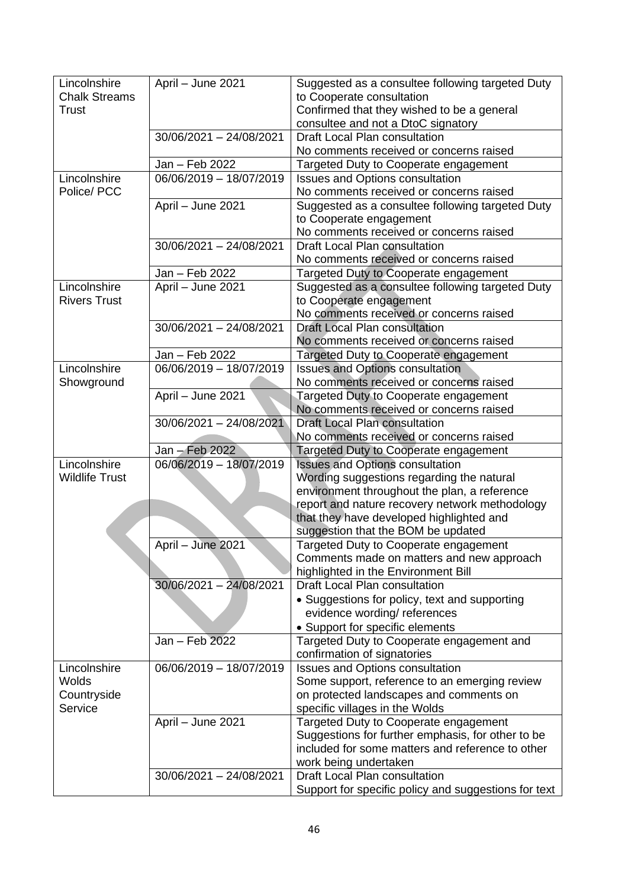| | | |
|---|---|---|
| Lincolnshire Chalk Streams Trust | April – June 2021 | Suggested as a consultee following targeted Duty to Cooperate consultation<br>Confirmed that they wished to be a general consultee and not a DtoC signatory |
| | 30/06/2021 – 24/08/2021 | Draft Local Plan consultation<br>No comments received or concerns raised |
| | Jan – Feb 2022 | Targeted Duty to Cooperate engagement |
| Lincolnshire Police/ PCC | 06/06/2019 – 18/07/2019 | Issues and Options consultation<br>No comments received or concerns raised |
| | April – June 2021 | Suggested as a consultee following targeted Duty to Cooperate engagement<br>No comments received or concerns raised |
| | 30/06/2021 – 24/08/2021 | Draft Local Plan consultation<br>No comments received or concerns raised |
| | Jan – Feb 2022 | Targeted Duty to Cooperate engagement |
| Lincolnshire Rivers Trust | April – June 2021 | Suggested as a consultee following targeted Duty to Cooperate engagement<br>No comments received or concerns raised |
| | 30/06/2021 – 24/08/2021 | Draft Local Plan consultation<br>No comments received or concerns raised |
| | Jan – Feb 2022 | Targeted Duty to Cooperate engagement |
| Lincolnshire Showground | 06/06/2019 – 18/07/2019 | Issues and Options consultation<br>No comments received or concerns raised |
| | April – June 2021 | Targeted Duty to Cooperate engagement<br>No comments received or concerns raised |
| | 30/06/2021 – 24/08/2021 | Draft Local Plan consultation<br>No comments received or concerns raised |
| | Jan – Feb 2022 | Targeted Duty to Cooperate engagement |
| Lincolnshire Wildlife Trust | 06/06/2019 – 18/07/2019 | Issues and Options consultation<br>Wording suggestions regarding the natural environment throughout the plan, a reference report and nature recovery network methodology that they have developed highlighted and suggestion that the BOM be updated |
| | April – June 2021 | Targeted Duty to Cooperate engagement<br>Comments made on matters and new approach highlighted in the Environment Bill |
| | 30/06/2021 – 24/08/2021 | Draft Local Plan consultation<br>• Suggestions for policy, text and supporting evidence wording/ references<br>• Support for specific elements |
| | Jan – Feb 2022 | Targeted Duty to Cooperate engagement and confirmation of signatories |
| Lincolnshire Wolds Countryside Service | 06/06/2019 – 18/07/2019 | Issues and Options consultation<br>Some support, reference to an emerging review on protected landscapes and comments on specific villages in the Wolds |
| | April – June 2021 | Targeted Duty to Cooperate engagement<br>Suggestions for further emphasis, for other to be included for some matters and reference to other work being undertaken |
| | 30/06/2021 – 24/08/2021 | Draft Local Plan consultation<br>Support for specific policy and suggestions for text |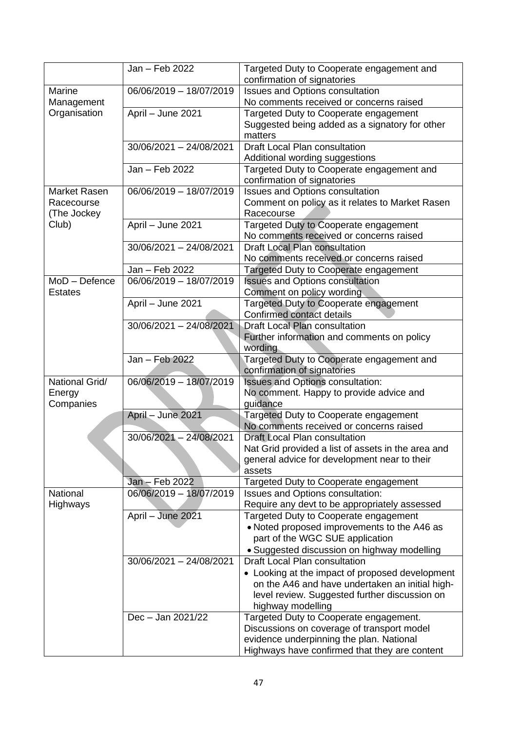| | | |
|---|---|---|
| | Jan – Feb 2022 | Targeted Duty to Cooperate engagement and confirmation of signatories |
| Marine Management Organisation | 06/06/2019 – 18/07/2019 | Issues and Options consultation<br>No comments received or concerns raised |
| | April – June 2021 | Targeted Duty to Cooperate engagement<br>Suggested being added as a signatory for other matters |
| | 30/06/2021 – 24/08/2021 | Draft Local Plan consultation<br>Additional wording suggestions |
| | Jan – Feb 2022 | Targeted Duty to Cooperate engagement and confirmation of signatories |
| Market Rasen Racecourse (The Jockey Club) | 06/06/2019 – 18/07/2019 | Issues and Options consultation<br>Comment on policy as it relates to Market Rasen Racecourse |
| | April – June 2021 | Targeted Duty to Cooperate engagement<br>No comments received or concerns raised |
| | 30/06/2021 – 24/08/2021 | Draft Local Plan consultation<br>No comments received or concerns raised |
| | Jan – Feb 2022 | Targeted Duty to Cooperate engagement |
| MoD – Defence Estates | 06/06/2019 – 18/07/2019 | Issues and Options consultation<br>Comment on policy wording |
| | April – June 2021 | Targeted Duty to Cooperate engagement<br>Confirmed contact details |
| | 30/06/2021 – 24/08/2021 | Draft Local Plan consultation<br>Further information and comments on policy wording |
| | Jan – Feb 2022 | Targeted Duty to Cooperate engagement and confirmation of signatories |
| National Grid/ Energy Companies | 06/06/2019 – 18/07/2019 | Issues and Options consultation:<br>No comment. Happy to provide advice and guidance |
| | April – June 2021 | Targeted Duty to Cooperate engagement<br>No comments received or concerns raised |
| | 30/06/2021 – 24/08/2021 | Draft Local Plan consultation<br>Nat Grid provided a list of assets in the area and general advice for development near to their assets |
| | Jan – Feb 2022 | Targeted Duty to Cooperate engagement |
| National Highways | 06/06/2019 – 18/07/2019 | Issues and Options consultation:<br>Require any devt to be appropriately assessed |
| | April – June 2021 | Targeted Duty to Cooperate engagement<br>• Noted proposed improvements to the A46 as part of the WGC SUE application<br>• Suggested discussion on highway modelling |
| | 30/06/2021 – 24/08/2021 | Draft Local Plan consultation<br>• Looking at the impact of proposed development on the A46 and have undertaken an initial high-level review. Suggested further discussion on highway modelling |
| | Dec – Jan 2021/22 | Targeted Duty to Cooperate engagement.<br>Discussions on coverage of transport model evidence underpinning the plan. National Highways have confirmed that they are content |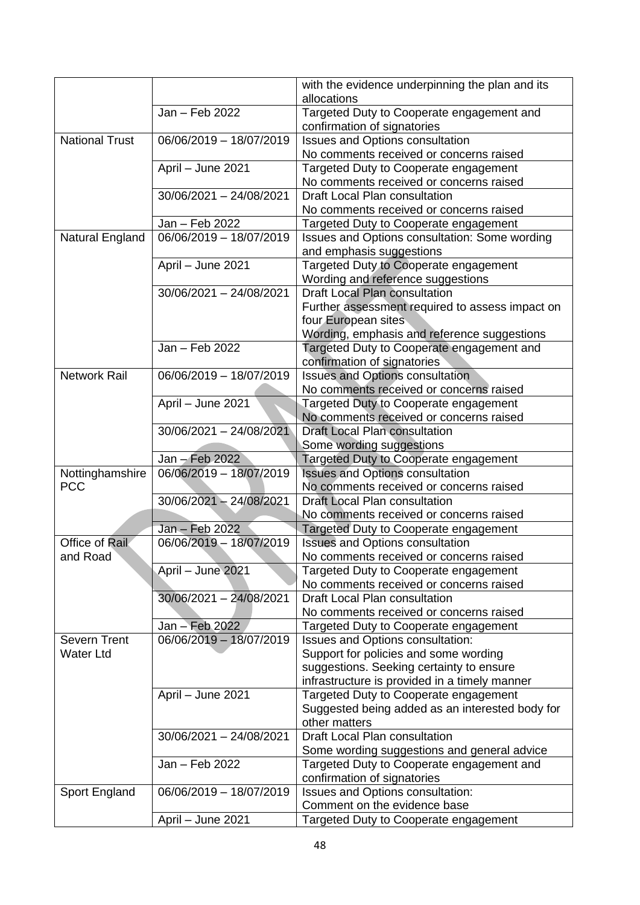| | | |
|---|---|---|
| | | with the evidence underpinning the plan and its allocations |
| | Jan – Feb 2022 | Targeted Duty to Cooperate engagement and confirmation of signatories |
| National Trust | 06/06/2019 – 18/07/2019 | Issues and Options consultation<br>No comments received or concerns raised |
| | April – June 2021 | Targeted Duty to Cooperate engagement<br>No comments received or concerns raised |
| | 30/06/2021 – 24/08/2021 | Draft Local Plan consultation<br>No comments received or concerns raised |
| | Jan – Feb 2022 | Targeted Duty to Cooperate engagement |
| Natural England | 06/06/2019 – 18/07/2019 | Issues and Options consultation: Some wording and emphasis suggestions |
| | April – June 2021 | Targeted Duty to Cooperate engagement<br>Wording and reference suggestions |
| | 30/06/2021 – 24/08/2021 | Draft Local Plan consultation<br>Further assessment required to assess impact on four European sites<br>Wording, emphasis and reference suggestions |
| | Jan – Feb 2022 | Targeted Duty to Cooperate engagement and confirmation of signatories |
| Network Rail | 06/06/2019 – 18/07/2019 | Issues and Options consultation<br>No comments received or concerns raised |
| | April – June 2021 | Targeted Duty to Cooperate engagement<br>No comments received or concerns raised |
| | 30/06/2021 – 24/08/2021 | Draft Local Plan consultation<br>Some wording suggestions |
| | Jan – Feb 2022 | Targeted Duty to Cooperate engagement |
| Nottinghamshire PCC | 06/06/2019 – 18/07/2019 | Issues and Options consultation<br>No comments received or concerns raised |
| | 30/06/2021 – 24/08/2021 | Draft Local Plan consultation<br>No comments received or concerns raised |
| | Jan – Feb 2022 | Targeted Duty to Cooperate engagement |
| Office of Rail and Road | 06/06/2019 – 18/07/2019 | Issues and Options consultation<br>No comments received or concerns raised |
| | April – June 2021 | Targeted Duty to Cooperate engagement<br>No comments received or concerns raised |
| | 30/06/2021 – 24/08/2021 | Draft Local Plan consultation<br>No comments received or concerns raised |
| | Jan – Feb 2022 | Targeted Duty to Cooperate engagement |
| Severn Trent Water Ltd | 06/06/2019 – 18/07/2019 | Issues and Options consultation:<br>Support for policies and some wording suggestions. Seeking certainty to ensure infrastructure is provided in a timely manner |
| | April – June 2021 | Targeted Duty to Cooperate engagement<br>Suggested being added as an interested body for other matters |
| | 30/06/2021 – 24/08/2021 | Draft Local Plan consultation<br>Some wording suggestions and general advice |
| | Jan – Feb 2022 | Targeted Duty to Cooperate engagement and confirmation of signatories |
| Sport England | 06/06/2019 – 18/07/2019 | Issues and Options consultation:<br>Comment on the evidence base |
| | April – June 2021 | Targeted Duty to Cooperate engagement |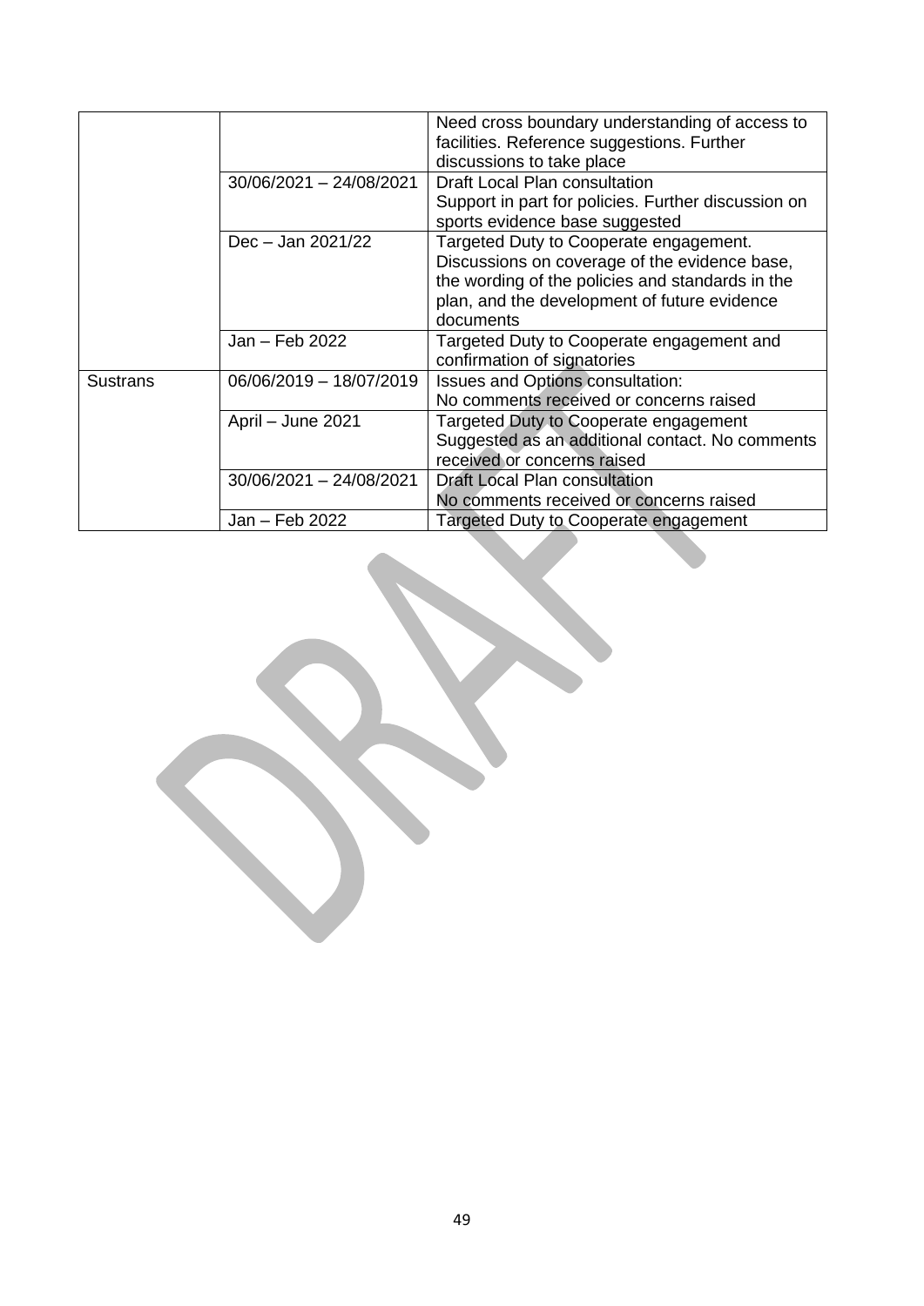| | | |
|---|---|---|
| | | Need cross boundary understanding of access to facilities. Reference suggestions. Further discussions to take place |
| | 30/06/2021 – 24/08/2021 | Draft Local Plan consultation<br>Support in part for policies. Further discussion on sports evidence base suggested |
| | Dec – Jan 2021/22 | Targeted Duty to Cooperate engagement. Discussions on coverage of the evidence base, the wording of the policies and standards in the plan, and the development of future evidence documents |
| | Jan – Feb 2022 | Targeted Duty to Cooperate engagement and confirmation of signatories |
| Sustrans | 06/06/2019 – 18/07/2019 | Issues and Options consultation:<br>No comments received or concerns raised |
| | April – June 2021 | Targeted Duty to Cooperate engagement<br>Suggested as an additional contact. No comments received or concerns raised |
| | 30/06/2021 – 24/08/2021 | Draft Local Plan consultation<br>No comments received or concerns raised |
| | Jan – Feb 2022 | Targeted Duty to Cooperate engagement |

DRAFT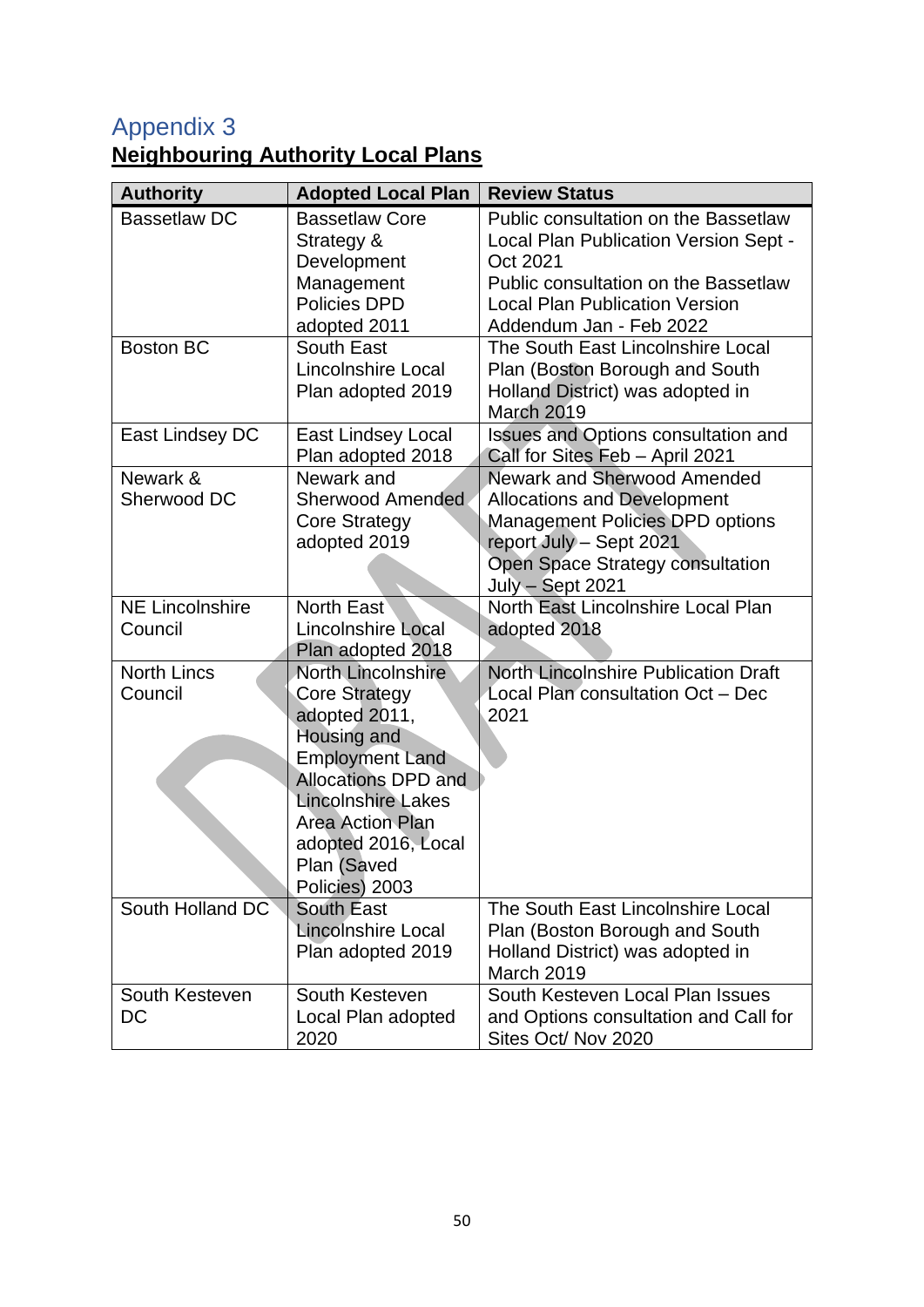# Appendix 3

## Neighbouring Authority Local Plans

| Authority | Adopted Local Plan | Review Status |
|---|---|---|
| Bassetlaw DC | Bassetlaw Core Strategy & Development Management Policies DPD adopted 2011 | Public consultation on the Bassetlaw Local Plan Publication Version Sept - Oct 2021<br>Public consultation on the Bassetlaw Local Plan Publication Version Addendum Jan - Feb 2022 |
| Boston BC | South East Lincolnshire Local Plan adopted 2019 | The South East Lincolnshire Local Plan (Boston Borough and South Holland District) was adopted in March 2019 |
| East Lindsey DC | East Lindsey Local Plan adopted 2018 | Issues and Options consultation and Call for Sites Feb – April 2021 |
| Newark & Sherwood DC | Newark and Sherwood Amended Core Strategy adopted 2019 | Newark and Sherwood Amended Allocations and Development Management Policies DPD options report July – Sept 2021<br>Open Space Strategy consultation July – Sept 2021 |
| NE Lincolnshire Council | North East Lincolnshire Local Plan adopted 2018 | North East Lincolnshire Local Plan adopted 2018 |
| North Lincs Council | North Lincolnshire Core Strategy adopted 2011, Housing and Employment Land Allocations DPD and Lincolnshire Lakes Area Action Plan adopted 2016, Local Plan (Saved Policies) 2003 | North Lincolnshire Publication Draft Local Plan consultation Oct – Dec 2021 |
| South Holland DC | South East Lincolnshire Local Plan adopted 2019 | The South East Lincolnshire Local Plan (Boston Borough and South Holland District) was adopted in March 2019 |
| South Kesteven DC | South Kesteven Local Plan adopted 2020 | South Kesteven Local Plan Issues and Options consultation and Call for Sites Oct/ Nov 2020 |